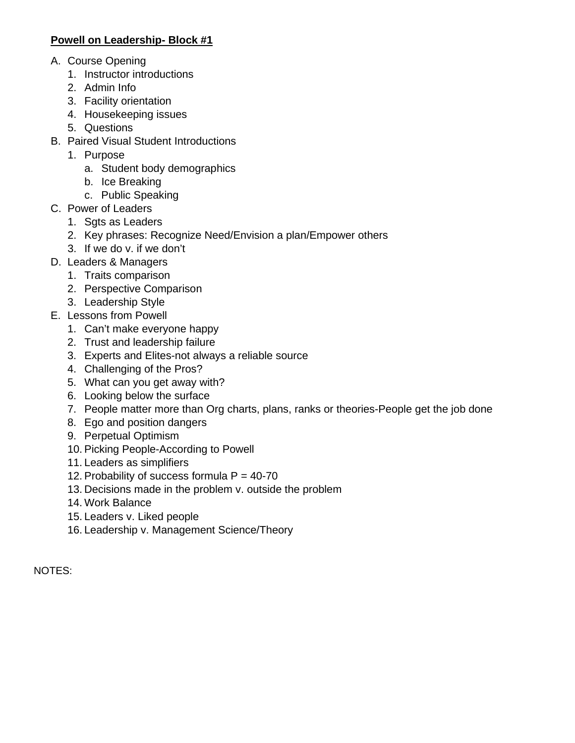**Powell on Leadership- Block #1**

A. Course Opening
   1. Instructor introductions
   2. Admin Info
   3. Facility orientation
   4. Housekeeping issues
   5. Questions

B. Paired Visual Student Introductions
   1. Purpose
      a. Student body demographics
      b. Ice Breaking
      c. Public Speaking

C. Power of Leaders
   1. Sgts as Leaders
   2. Key phrases: Recognize Need/Envision a plan/Empower others
   3. If we do v. if we don't

D. Leaders & Managers
   1. Traits comparison
   2. Perspective Comparison
   3. Leadership Style

E. Lessons from Powell
   1. Can't make everyone happy
   2. Trust and leadership failure
   3. Experts and Elites-not always a reliable source
   4. Challenging of the Pros?
   5. What can you get away with?
   6. Looking below the surface
   7. People matter more than Org charts, plans, ranks or theories-People get the job done
   8. Ego and position dangers
   9. Perpetual Optimism
   10. Picking People-According to Powell
   11. Leaders as simplifiers
   12. Probability of success formula P = 40-70
   13. Decisions made in the problem v. outside the problem
   14. Work Balance
   15. Leaders v. Liked people
   16. Leadership v. Management Science/Theory

NOTES: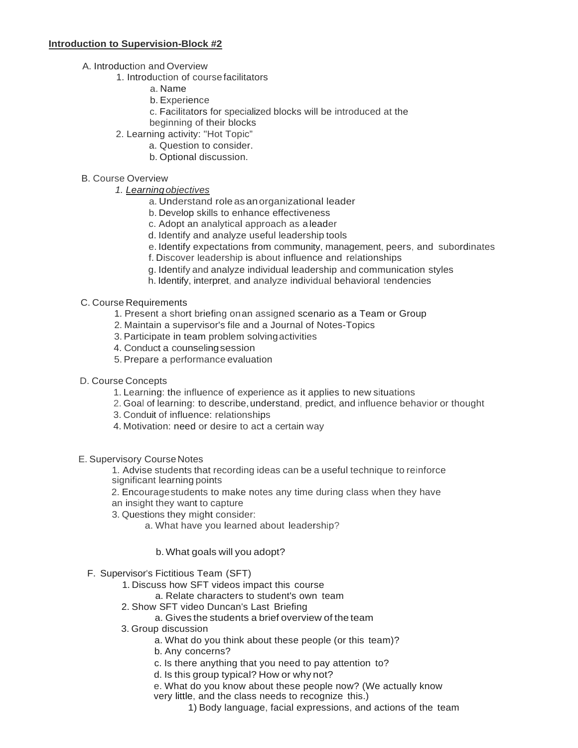**Introduction to Supervision-Block #2**

A. Introduction and Overview
   1. Introduction of course facilitators
      a. Name
      b. Experience
      c. Facilitators for specialized blocks will be introduced at the beginning of their blocks
   2. Learning activity: "Hot Topic"
      a. Question to consider.
      b. Optional discussion.

B. Course Overview
   *1. Learning objectives*
      a. Understand role as an organizational leader
      b. Develop skills to enhance effectiveness
      c. Adopt an analytical approach as a leader
      d. Identify and analyze useful leadership tools
      e. Identify expectations from community, management, peers, and subordinates
      f. Discover leadership is about influence and relationships
      g. Identify and analyze individual leadership and communication styles
      h. Identify, interpret, and analyze individual behavioral tendencies

C. Course Requirements
   1. Present a short briefing on an assigned scenario as a Team or Group
   2. Maintain a supervisor's file and a Journal of Notes-Topics
   3. Participate in team problem solving activities
   4. Conduct a counseling session
   5. Prepare a performance evaluation

D. Course Concepts
   1. Learning: the influence of experience as it applies to new situations
   2. Goal of learning: to describe, understand, predict, and influence behavior or thought
   3. Conduit of influence: relationships
   4. Motivation: need or desire to act a certain way

E. Supervisory Course Notes
   1. Advise students that recording ideas can be a useful technique to reinforce significant learning points
   2. Encourage students to make notes any time during class when they have an insight they want to capture
   3. Questions they might consider:
      a. What have you learned about leadership?
      b. What goals will you adopt?

F. Supervisor's Fictitious Team (SFT)
   1. Discuss how SFT videos impact this course
      a. Relate characters to student's own team
   2. Show SFT video Duncan's Last Briefing
      a. Gives the students a brief overview of the team
   3. Group discussion
      a. What do you think about these people (or this team)?
      b. Any concerns?
      c. Is there anything that you need to pay attention to?
      d. Is this group typical? How or why not?
      e. What do you know about these people now? (We actually know very little, and the class needs to recognize this.)
         1) Body language, facial expressions, and actions of the team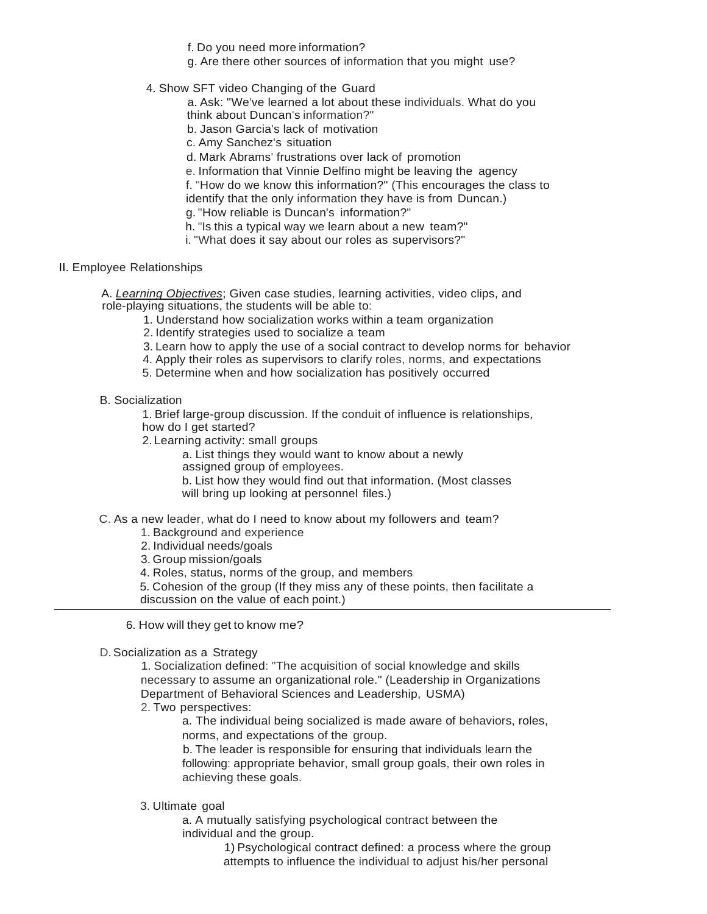f. Do you need more information?
g. Are there other sources of information that you might use?

4. Show SFT video Changing of the Guard
   a. Ask: "We've learned a lot about these individuals. What do you think about Duncan's information?"
   b. Jason Garcia's lack of motivation
   c. Amy Sanchez's situation
   d. Mark Abrams' frustrations over lack of promotion
   e. Information that Vinnie Delfino might be leaving the agency
   f. "How do we know this information?" (This encourages the class to identify that the only information they have is from Duncan.)
   g. "How reliable is Duncan's information?"
   h. "Is this a typical way we learn about a new team?"
   i. "What does it say about our roles as supervisors?"

II. Employee Relationships

A. *Learning Objectives*; Given case studies, learning activities, video clips, and role-playing situations, the students will be able to:
   1. Understand how socialization works within a team organization
   2. Identify strategies used to socialize a team
   3. Learn how to apply the use of a social contract to develop norms for behavior
   4. Apply their roles as supervisors to clarify roles, norms, and expectations
   5. Determine when and how socialization has positively occurred

B. Socialization
   1. Brief large-group discussion. If the conduit of influence is relationships, how do I get started?
   2. Learning activity: small groups
      a. List things they would want to know about a newly assigned group of employees.
      b. List how they would find out that information. (Most classes will bring up looking at personnel files.)

C. As a new leader, what do I need to know about my followers and team?
   1. Background and experience
   2. Individual needs/goals
   3. Group mission/goals
   4. Roles, status, norms of the group, and members
   5. Cohesion of the group (If they miss any of these points, then facilitate a discussion on the value of each point.)

---

   6. How will they get to know me?

D. Socialization as a Strategy
   1. Socialization defined: "The acquisition of social knowledge and skills necessary to assume an organizational role." (Leadership in Organizations Department of Behavioral Sciences and Leadership, USMA)
   2. Two perspectives:
      a. The individual being socialized is made aware of behaviors, roles, norms, and expectations of the group.
      b. The leader is responsible for ensuring that individuals learn the following: appropriate behavior, small group goals, their own roles in achieving these goals.

   3. Ultimate goal
      a. A mutually satisfying psychological contract between the individual and the group.
         1) Psychological contract defined: a process where the group attempts to influence the individual to adjust his/her personal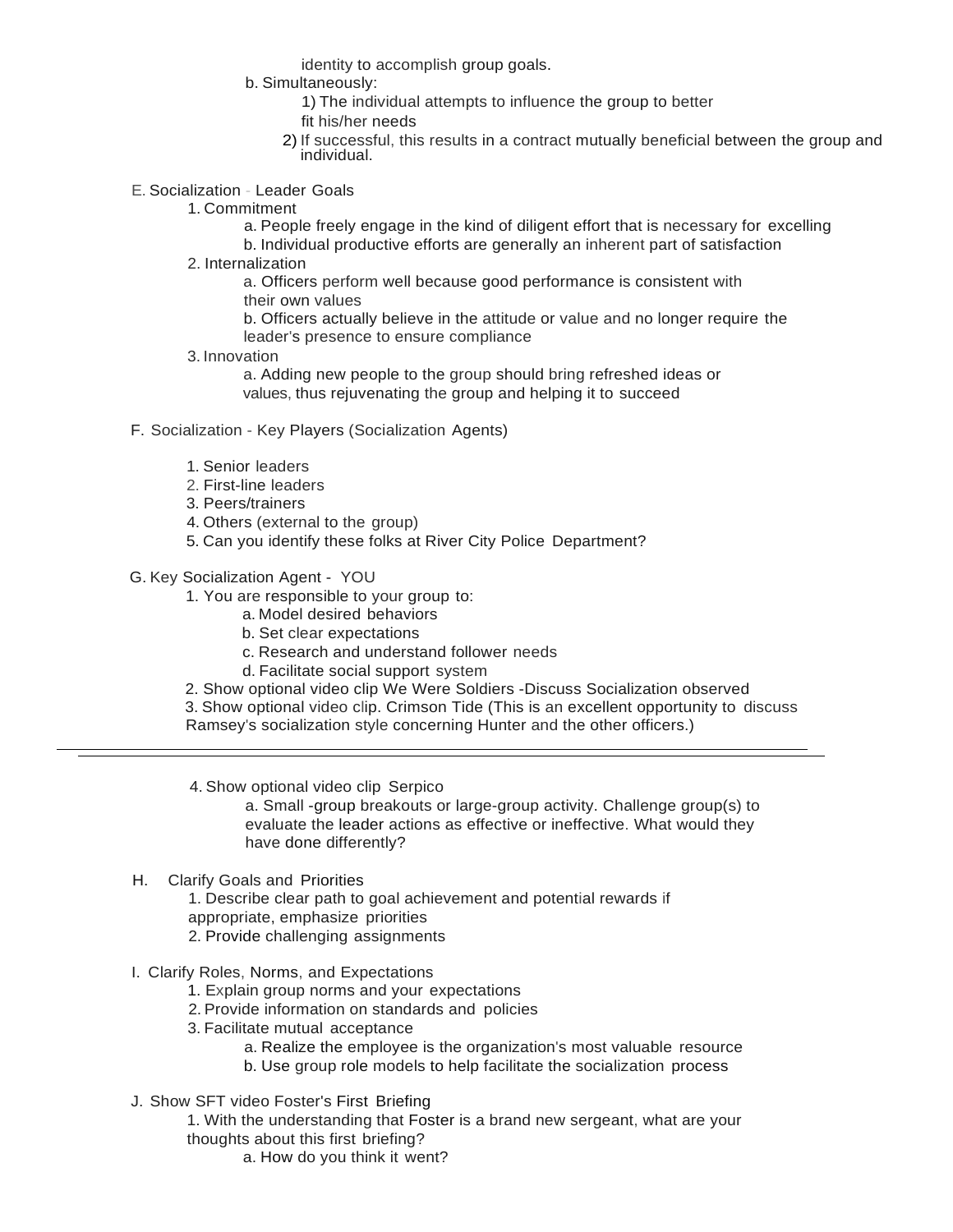identity to accomplish group goals.

b. Simultaneously:

1) The individual attempts to influence the group to better fit his/her needs

2) If successful, this results in a contract mutually beneficial between the group and individual.

E. Socialization - Leader Goals

1. Commitment
    a. People freely engage in the kind of diligent effort that is necessary for excelling
    b. Individual productive efforts are generally an inherent part of satisfaction
2. Internalization
    a. Officers perform well because good performance is consistent with their own values
    b. Officers actually believe in the attitude or value and no longer require the leader's presence to ensure compliance
3. Innovation
    a. Adding new people to the group should bring refreshed ideas or values, thus rejuvenating the group and helping it to succeed

F. Socialization - Key Players (Socialization Agents)

1. Senior leaders
2. First-line leaders
3. Peers/trainers
4. Others (external to the group)
5. Can you identify these folks at River City Police Department?

G. Key Socialization Agent - YOU

1. You are responsible to your group to:
    a. Model desired behaviors
    b. Set clear expectations
    c. Research and understand follower needs
    d. Facilitate social support system
2. Show optional video clip We Were Soldiers -Discuss Socialization observed
3. Show optional video clip. Crimson Tide (This is an excellent opportunity to discuss Ramsey's socialization style concerning Hunter and the other officers.)

---

4. Show optional video clip Serpico
    a. Small -group breakouts or large-group activity. Challenge group(s) to evaluate the leader actions as effective or ineffective. What would they have done differently?

H. Clarify Goals and Priorities

1. Describe clear path to goal achievement and potential rewards if appropriate, emphasize priorities
2. Provide challenging assignments

I. Clarify Roles, Norms, and Expectations

1. Explain group norms and your expectations
2. Provide information on standards and policies
3. Facilitate mutual acceptance
    a. Realize the employee is the organization's most valuable resource
    b. Use group role models to help facilitate the socialization process

J. Show SFT video Foster's First Briefing

1. With the understanding that Foster is a brand new sergeant, what are your thoughts about this first briefing?
    a. How do you think it went?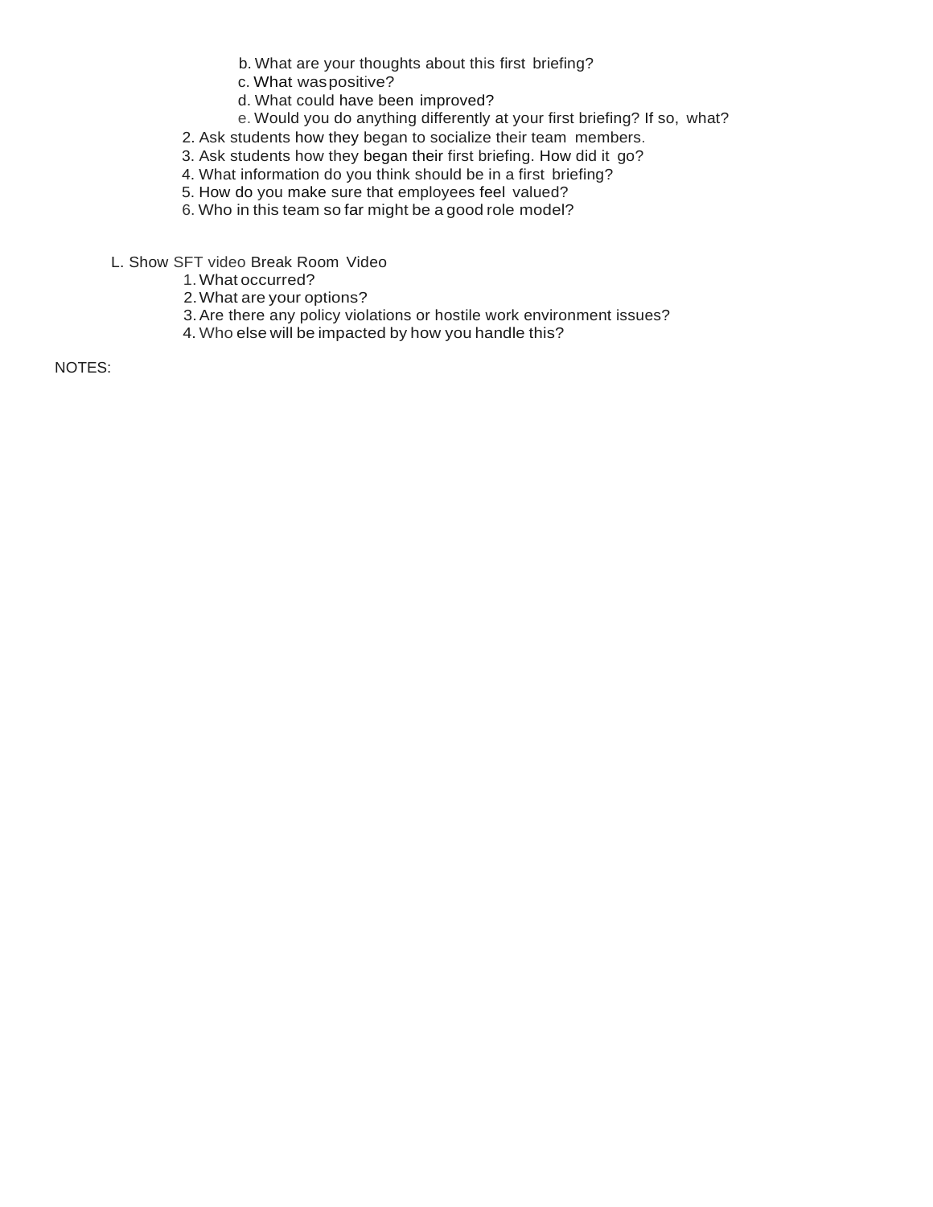b. What are your thoughts about this first briefing?
   c. What was positive?
   d. What could have been improved?
   e. Would you do anything differently at your first briefing? If so, what?
2. Ask students how they began to socialize their team members.
3. Ask students how they began their first briefing. How did it go?
4. What information do you think should be in a first briefing?
5. How do you make sure that employees feel valued?
6. Who in this team so far might be a good role model?

L. Show SFT video Break Room Video
   1. What occurred?
   2. What are your options?
   3. Are there any policy violations or hostile work environment issues?
   4. Who else will be impacted by how you handle this?

NOTES: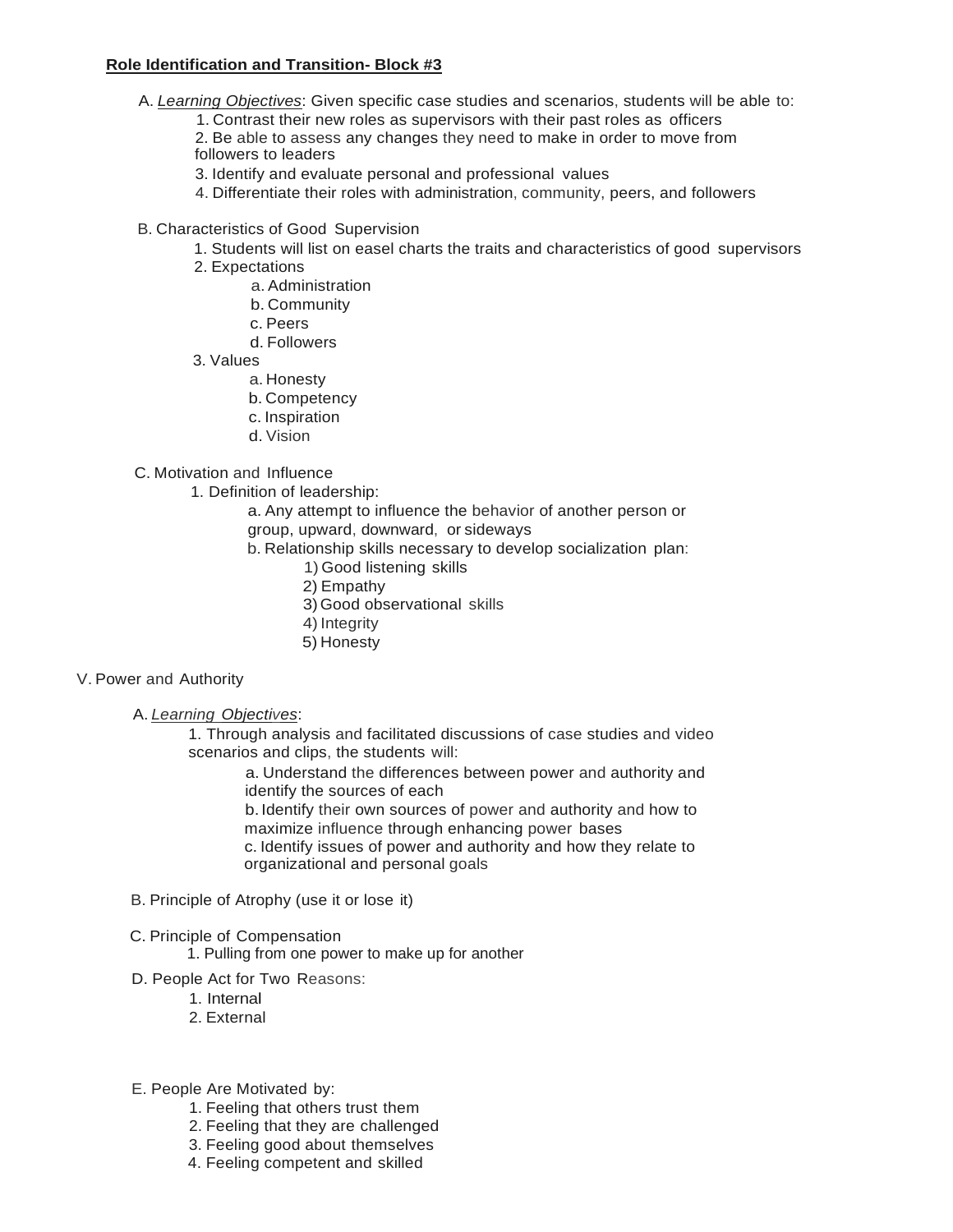**Role Identification and Transition- Block #3**

A. *Learning Objectives*: Given specific case studies and scenarios, students will be able to:

1. Contrast their new roles as supervisors with their past roles as officers
2. Be able to assess any changes they need to make in order to move from followers to leaders
3. Identify and evaluate personal and professional values
4. Differentiate their roles with administration, community, peers, and followers

B. Characteristics of Good Supervision

1. Students will list on easel charts the traits and characteristics of good supervisors
2. Expectations
    - a. Administration
    - b. Community
    - c. Peers
    - d. Followers
3. Values
    - a. Honesty
    - b. Competency
    - c. Inspiration
    - d. Vision

C. Motivation and Influence

1. Definition of leadership:
    - a. Any attempt to influence the behavior of another person or group, upward, downward, or sideways
    - b. Relationship skills necessary to develop socialization plan:
        - 1) Good listening skills
        - 2) Empathy
        - 3) Good observational skills
        - 4) Integrity
        - 5) Honesty

V. Power and Authority

A. *Learning Objectives*:

1. Through analysis and facilitated discussions of case studies and video scenarios and clips, the students will:
    - a. Understand the differences between power and authority and identify the sources of each
    - b. Identify their own sources of power and authority and how to maximize influence through enhancing power bases
    - c. Identify issues of power and authority and how they relate to organizational and personal goals

B. Principle of Atrophy (use it or lose it)

C. Principle of Compensation

1. Pulling from one power to make up for another

D. People Act for Two Reasons:

1. Internal
2. External

E. People Are Motivated by:

1. Feeling that others trust them
2. Feeling that they are challenged
3. Feeling good about themselves
4. Feeling competent and skilled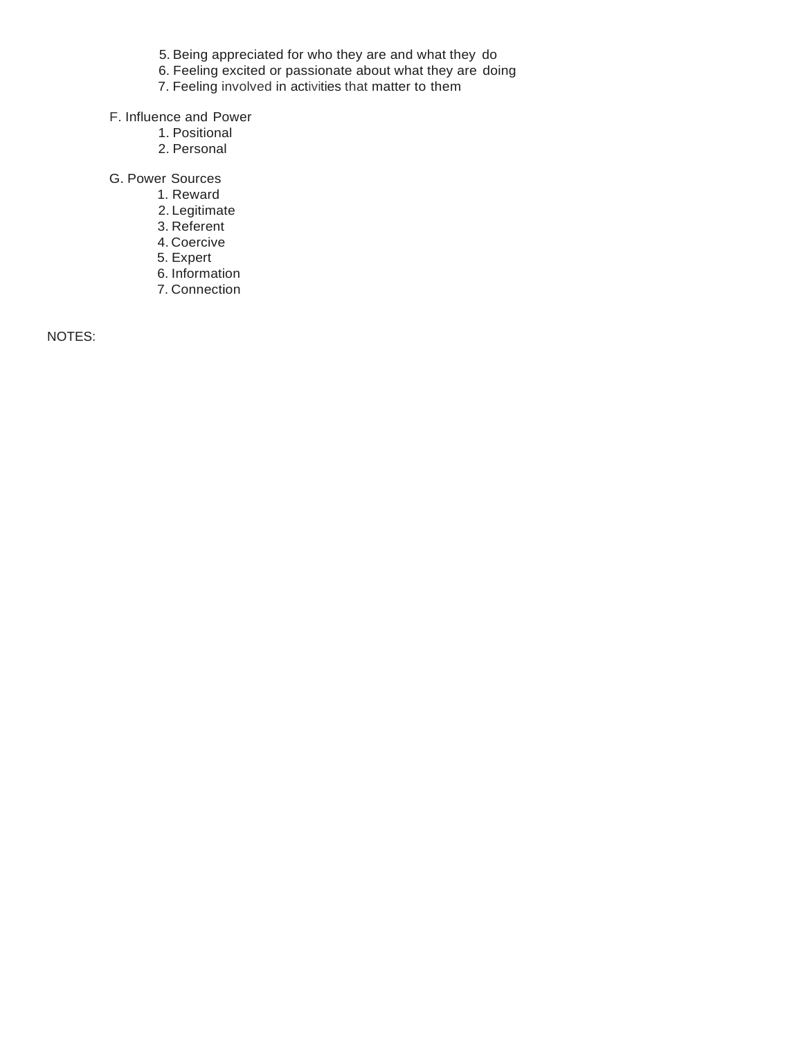5. Being appreciated for who they are and what they do
6. Feeling excited or passionate about what they are doing
7. Feeling involved in activities that matter to them

F. Influence and Power
   1. Positional
   2. Personal

G. Power Sources
   1. Reward
   2. Legitimate
   3. Referent
   4. Coercive
   5. Expert
   6. Information
   7. Connection

NOTES: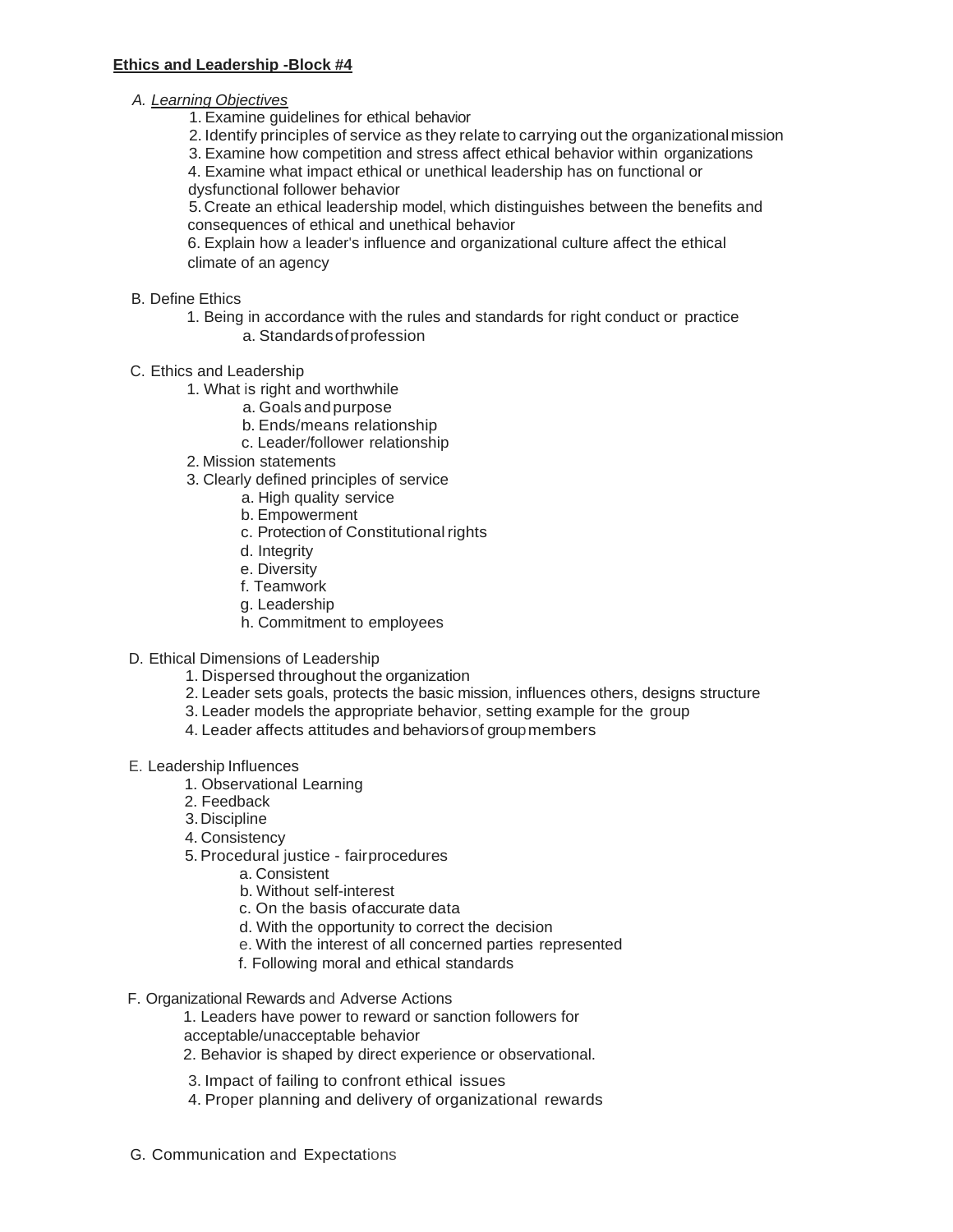**Ethics and Leadership -Block #4**

A. *Learning Objectives*

1. Examine guidelines for ethical behavior
2. Identify principles of service as they relate to carrying out the organizational mission
3. Examine how competition and stress affect ethical behavior within organizations
4. Examine what impact ethical or unethical leadership has on functional or dysfunctional follower behavior
5. Create an ethical leadership model, which distinguishes between the benefits and consequences of ethical and unethical behavior
6. Explain how a leader's influence and organizational culture affect the ethical climate of an agency

B. Define Ethics

1. Being in accordance with the rules and standards for right conduct or practice
   a. Standards of profession

C. Ethics and Leadership

1. What is right and worthwhile
   a. Goals and purpose
   b. Ends/means relationship
   c. Leader/follower relationship
2. Mission statements
3. Clearly defined principles of service
   a. High quality service
   b. Empowerment
   c. Protection of Constitutional rights
   d. Integrity
   e. Diversity
   f. Teamwork
   g. Leadership
   h. Commitment to employees

D. Ethical Dimensions of Leadership

1. Dispersed throughout the organization
2. Leader sets goals, protects the basic mission, influences others, designs structure
3. Leader models the appropriate behavior, setting example for the group
4. Leader affects attitudes and behaviors of group members

E. Leadership Influences

1. Observational Learning
2. Feedback
3. Discipline
4. Consistency
5. Procedural justice - fair procedures
   a. Consistent
   b. Without self-interest
   c. On the basis of accurate data
   d. With the opportunity to correct the decision
   e. With the interest of all concerned parties represented
   f. Following moral and ethical standards

F. Organizational Rewards and Adverse Actions

1. Leaders have power to reward or sanction followers for acceptable/unacceptable behavior
2. Behavior is shaped by direct experience or observational.
3. Impact of failing to confront ethical issues
4. Proper planning and delivery of organizational rewards

G. Communication and Expectations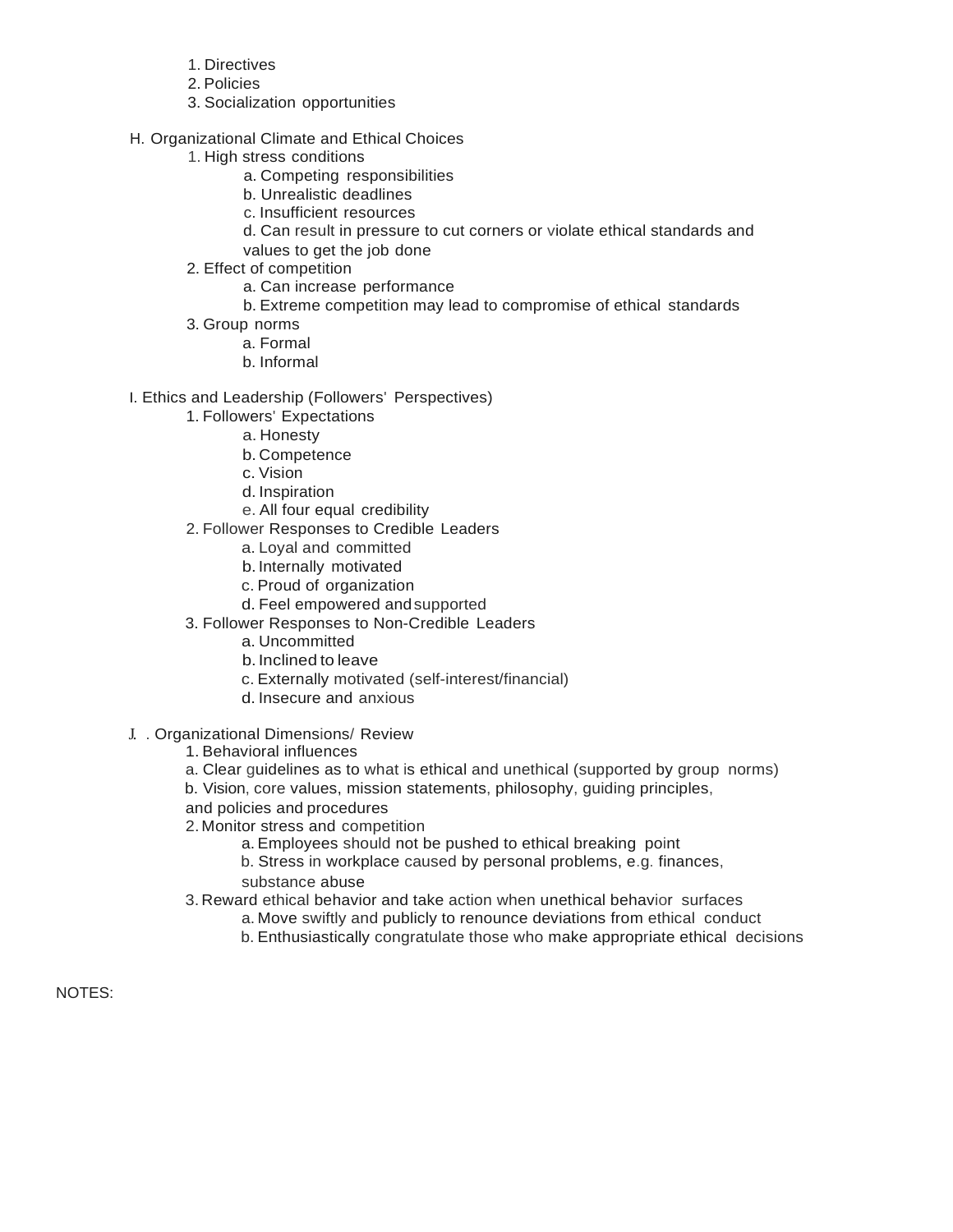1. Directives
2. Policies
3. Socialization opportunities

H. Organizational Climate and Ethical Choices

1. High stress conditions
    a. Competing responsibilities
    b. Unrealistic deadlines
    c. Insufficient resources
    d. Can result in pressure to cut corners or violate ethical standards and values to get the job done
2. Effect of competition
    a. Can increase performance
    b. Extreme competition may lead to compromise of ethical standards
3. Group norms
    a. Formal
    b. Informal

I. Ethics and Leadership (Followers' Perspectives)

1. Followers' Expectations
    a. Honesty
    b. Competence
    c. Vision
    d. Inspiration
    e. All four equal credibility
2. Follower Responses to Credible Leaders
    a. Loyal and committed
    b. Internally motivated
    c. Proud of organization
    d. Feel empowered and supported
3. Follower Responses to Non-Credible Leaders
    a. Uncommitted
    b. Inclined to leave
    c. Externally motivated (self-interest/financial)
    d. Insecure and anxious

J. . Organizational Dimensions/ Review

1. Behavioral influences
    a. Clear guidelines as to what is ethical and unethical (supported by group norms)
    b. Vision, core values, mission statements, philosophy, guiding principles, and policies and procedures
2. Monitor stress and competition
    a. Employees should not be pushed to ethical breaking point
    b. Stress in workplace caused by personal problems, e.g. finances, substance abuse
3. Reward ethical behavior and take action when unethical behavior surfaces
    a. Move swiftly and publicly to renounce deviations from ethical conduct
    b. Enthusiastically congratulate those who make appropriate ethical decisions

NOTES: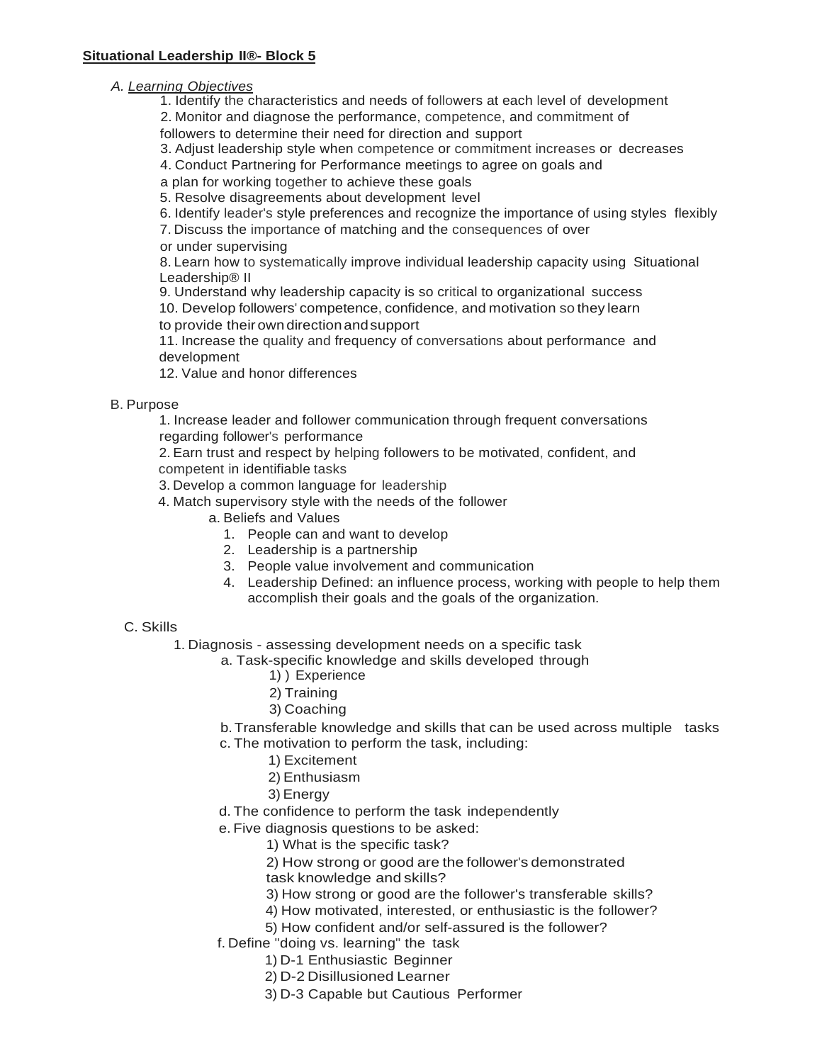**Situational Leadership II®- Block 5**

A. *Learning Objectives*

1. Identify the characteristics and needs of followers at each level of development
2. Monitor and diagnose the performance, competence, and commitment of followers to determine their need for direction and support
3. Adjust leadership style when competence or commitment increases or decreases
4. Conduct Partnering for Performance meetings to agree on goals and a plan for working together to achieve these goals
5. Resolve disagreements about development level
6. Identify leader's style preferences and recognize the importance of using styles flexibly
7. Discuss the importance of matching and the consequences of over or under supervising
8. Learn how to systematically improve individual leadership capacity using Situational Leadership® II
9. Understand why leadership capacity is so critical to organizational success
10. Develop followers' competence, confidence, and motivation so they learn to provide their own direction and support
11. Increase the quality and frequency of conversations about performance and development
12. Value and honor differences

B. Purpose

1. Increase leader and follower communication through frequent conversations regarding follower's performance
2. Earn trust and respect by helping followers to be motivated, confident, and competent in identifiable tasks
3. Develop a common language for leadership
4. Match supervisory style with the needs of the follower
   - a. Beliefs and Values
     1. People can and want to develop
     2. Leadership is a partnership
     3. People value involvement and communication
     4. Leadership Defined: an influence process, working with people to help them accomplish their goals and the goals of the organization.

C. Skills

1. Diagnosis - assessing development needs on a specific task
   - a. Task-specific knowledge and skills developed through
     - 1) ) Experience
     - 2) Training
     - 3) Coaching
   - b. Transferable knowledge and skills that can be used across multiple tasks
   - c. The motivation to perform the task, including:
     - 1) Excitement
     - 2) Enthusiasm
     - 3) Energy
   - d. The confidence to perform the task independently
   - e. Five diagnosis questions to be asked:
     - 1) What is the specific task?
     - 2) How strong or good are the follower's demonstrated task knowledge and skills?
     - 3) How strong or good are the follower's transferable skills?
     - 4) How motivated, interested, or enthusiastic is the follower?
     - 5) How confident and/or self-assured is the follower?
   - f. Define "doing vs. learning" the task
     - 1) D-1 Enthusiastic Beginner
     - 2) D-2 Disillusioned Learner
     - 3) D-3 Capable but Cautious Performer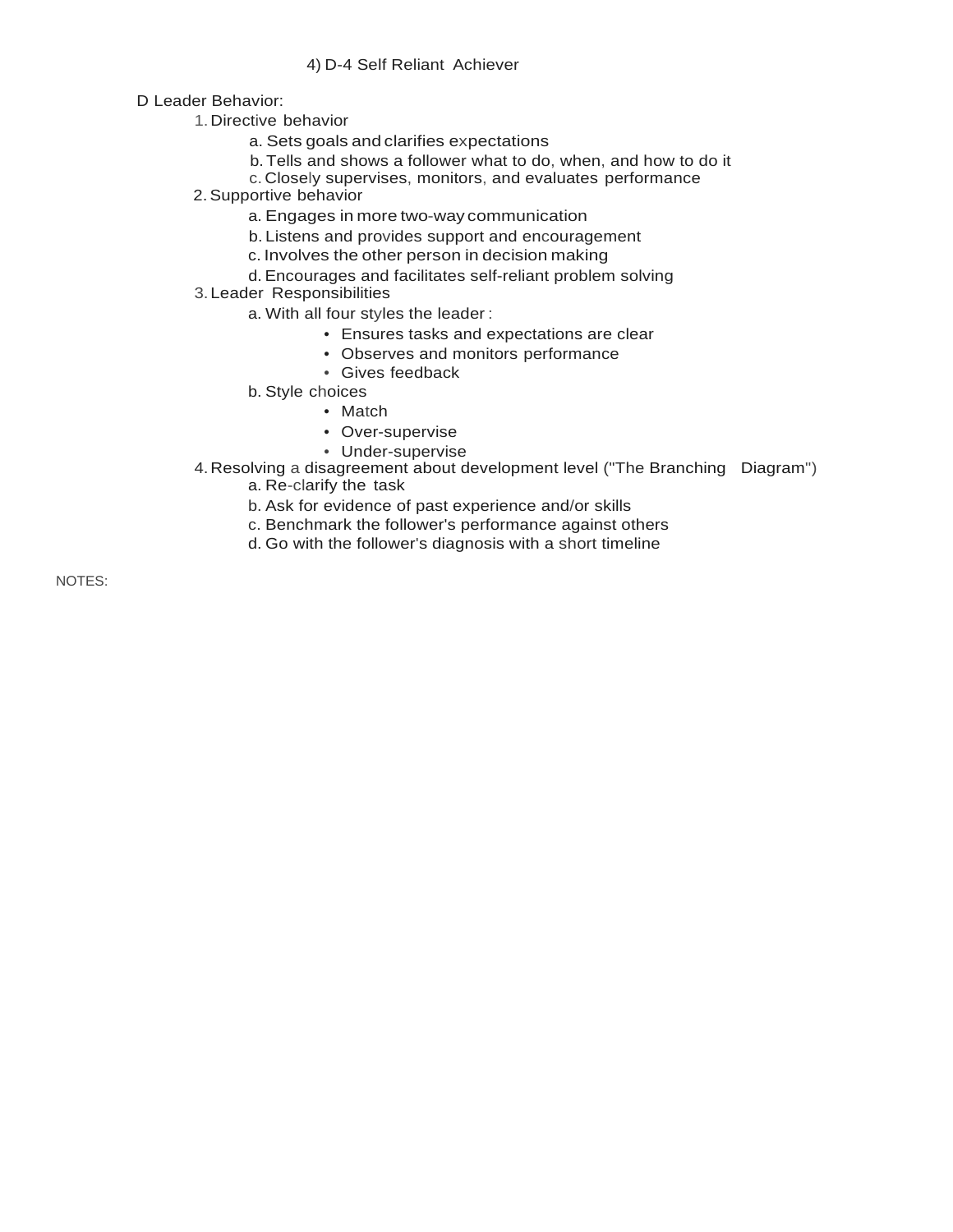4) D-4 Self Reliant Achiever

D Leader Behavior:

1. Directive behavior
    a. Sets goals and clarifies expectations
    b. Tells and shows a follower what to do, when, and how to do it
    c. Closely supervises, monitors, and evaluates performance
2. Supportive behavior
    a. Engages in more two-way communication
    b. Listens and provides support and encouragement
    c. Involves the other person in decision making
    d. Encourages and facilitates self-reliant problem solving
3. Leader Responsibilities
    a. With all four styles the leader :
        - Ensures tasks and expectations are clear
        - Observes and monitors performance
        - Gives feedback
    b. Style choices
        - Match
        - Over-supervise
        - Under-supervise
4. Resolving a disagreement about development level ("The Branching Diagram")
    a. Re-clarify the task
    b. Ask for evidence of past experience and/or skills
    c. Benchmark the follower's performance against others
    d. Go with the follower's diagnosis with a short timeline

NOTES: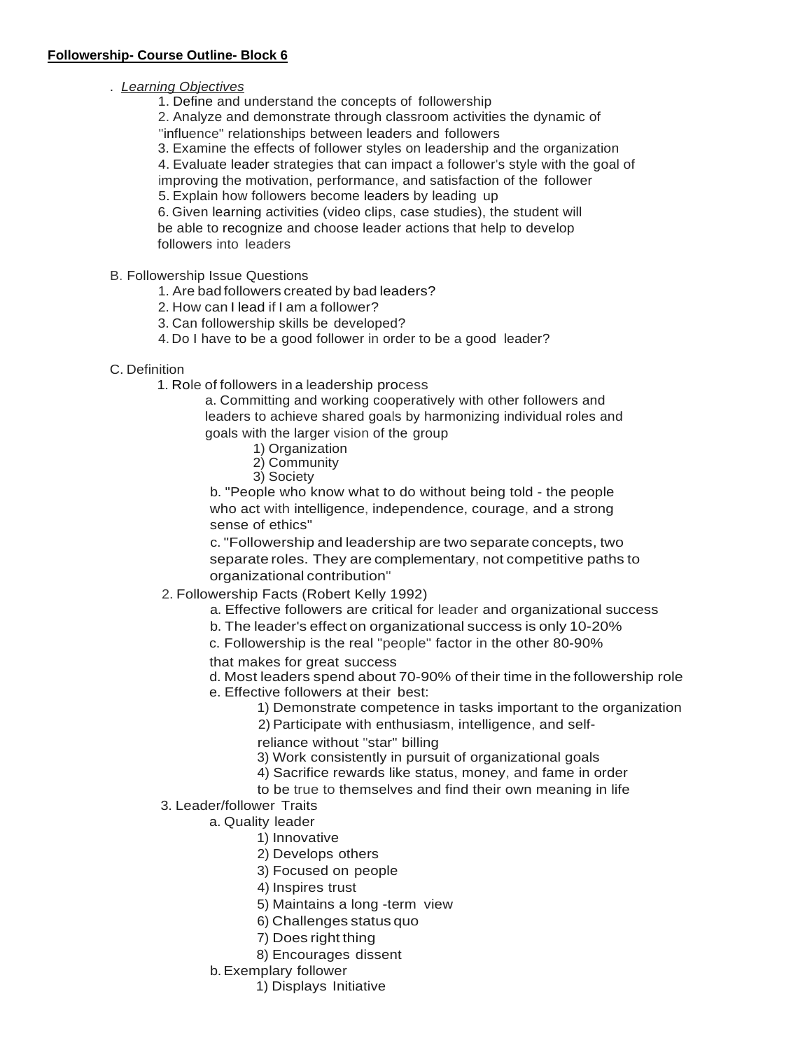**Followership- Course Outline- Block 6**

. *Learning Objectives*

1. Define and understand the concepts of followership
2. Analyze and demonstrate through classroom activities the dynamic of "influence" relationships between leaders and followers
3. Examine the effects of follower styles on leadership and the organization
4. Evaluate leader strategies that can impact a follower's style with the goal of improving the motivation, performance, and satisfaction of the follower
5. Explain how followers become leaders by leading up
6. Given learning activities (video clips, case studies), the student will be able to recognize and choose leader actions that help to develop followers into leaders

B. Followership Issue Questions

1. Are bad followers created by bad leaders?
2. How can I lead if I am a follower?
3. Can followership skills be developed?
4. Do I have to be a good follower in order to be a good leader?

C. Definition

1. Role of followers in a leadership process
    - a. Committing and working cooperatively with other followers and leaders to achieve shared goals by harmonizing individual roles and goals with the larger vision of the group
        - 1) Organization
        - 2) Community
        - 3) Society
    - b. "People who know what to do without being told - the people who act with intelligence, independence, courage, and a strong sense of ethics"
    - c. "Followership and leadership are two separate concepts, two separate roles. They are complementary, not competitive paths to organizational contribution"
2. Followership Facts (Robert Kelly 1992)
    - a. Effective followers are critical for leader and organizational success
    - b. The leader's effect on organizational success is only 10-20%
    - c. Followership is the real "people" factor in the other 80-90% that makes for great success
    - d. Most leaders spend about 70-90% of their time in the followership role
    - e. Effective followers at their best:
        - 1) Demonstrate competence in tasks important to the organization
        - 2) Participate with enthusiasm, intelligence, and self-reliance without "star" billing
        - 3) Work consistently in pursuit of organizational goals
        - 4) Sacrifice rewards like status, money, and fame in order to be true to themselves and find their own meaning in life
3. Leader/follower Traits
    - a. Quality leader
        - 1) Innovative
        - 2) Develops others
        - 3) Focused on people
        - 4) Inspires trust
        - 5) Maintains a long -term view
        - 6) Challenges status quo
        - 7) Does right thing
        - 8) Encourages dissent
    - b. Exemplary follower
        - 1) Displays Initiative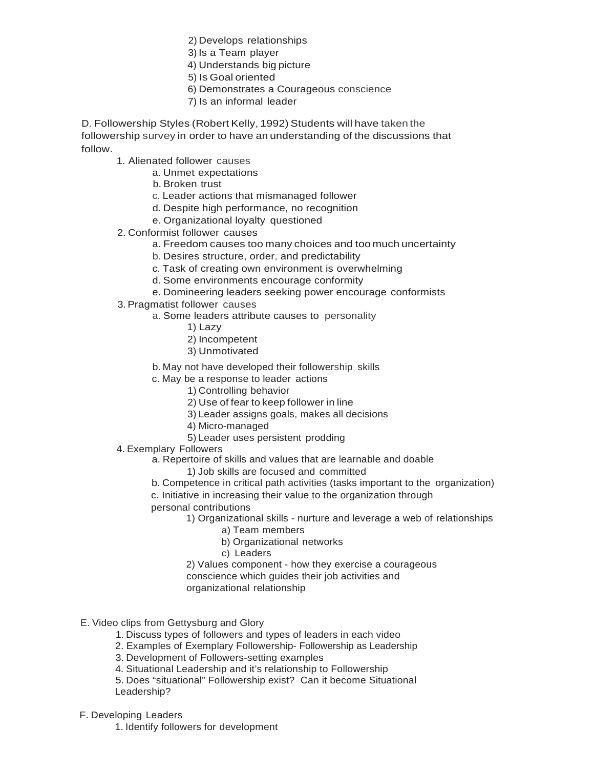2) Develops relationships
3) Is a Team player
4) Understands big picture
5) Is Goal oriented
6) Demonstrates a Courageous conscience
7) Is an informal leader

D. Followership Styles (Robert Kelly, 1992) Students will have taken the followership survey in order to have an understanding of the discussions that follow.

1. Alienated follower causes
    a. Unmet expectations
    b. Broken trust
    c. Leader actions that mismanaged follower
    d. Despite high performance, no recognition
    e. Organizational loyalty questioned
2. Conformist follower causes
    a. Freedom causes too many choices and too much uncertainty
    b. Desires structure, order, and predictability
    c. Task of creating own environment is overwhelming
    d. Some environments encourage conformity
    e. Domineering leaders seeking power encourage conformists
3. Pragmatist follower causes
    a. Some leaders attribute causes to personality
        1) Lazy
        2) Incompetent
        3) Unmotivated
    b. May not have developed their followership skills
    c. May be a response to leader actions
        1) Controlling behavior
        2) Use of fear to keep follower in line
        3) Leader assigns goals, makes all decisions
        4) Micro-managed
        5) Leader uses persistent prodding
4. Exemplary Followers
    a. Repertoire of skills and values that are learnable and doable
        1) Job skills are focused and committed
    b. Competence in critical path activities (tasks important to the organization)
    c. Initiative in increasing their value to the organization through personal contributions
        1) Organizational skills - nurture and leverage a web of relationships
            a) Team members
            b) Organizational networks
            c) Leaders
        2) Values component - how they exercise a courageous conscience which guides their job activities and organizational relationship

E. Video clips from Gettysburg and Glory

1. Discuss types of followers and types of leaders in each video
2. Examples of Exemplary Followership- Followership as Leadership
3. Development of Followers-setting examples
4. Situational Leadership and it's relationship to Followership
5. Does "situational" Followership exist? Can it become Situational Leadership?

F. Developing Leaders

1. Identify followers for development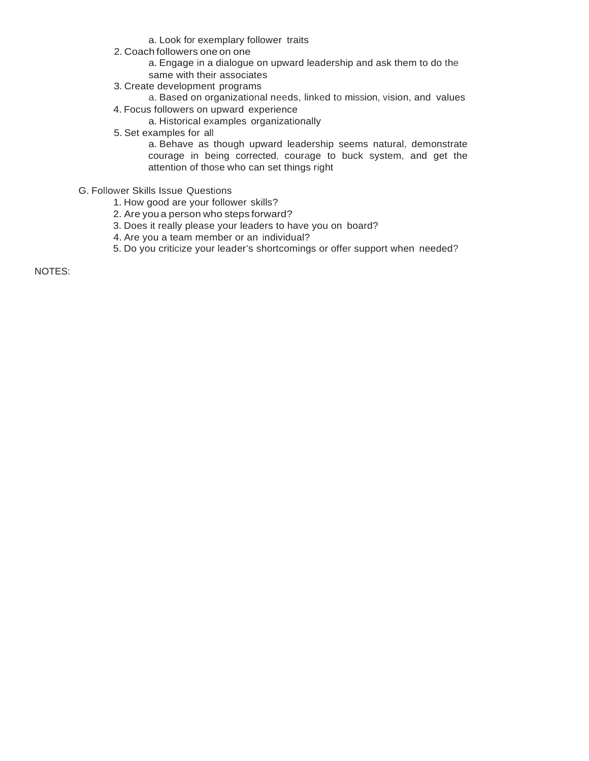- a. Look for exemplary follower traits
        2. Coach followers one on one
            - a. Engage in a dialogue on upward leadership and ask them to do the same with their associates
        3. Create development programs
            - a. Based on organizational needs, linked to mission, vision, and values
        4. Focus followers on upward experience
            - a. Historical examples organizationally
        5. Set examples for all
            - a. Behave as though upward leadership seems natural, demonstrate courage in being corrected, courage to buck system, and get the attention of those who can set things right

G. Follower Skills Issue Questions

1. How good are your follower skills?
2. Are you a person who steps forward?
3. Does it really please your leaders to have you on board?
4. Are you a team member or an individual?
5. Do you criticize your leader's shortcomings or offer support when needed?

NOTES: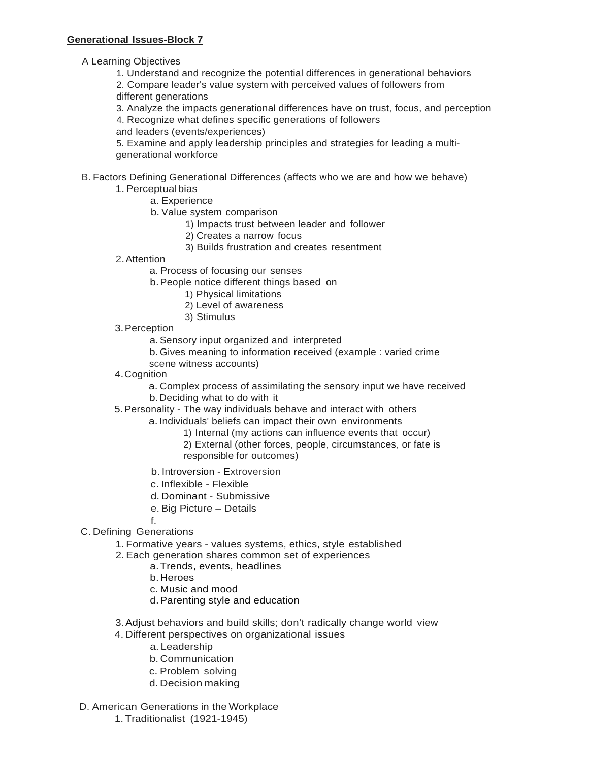**Generational Issues-Block 7**

A Learning Objectives

1. Understand and recognize the potential differences in generational behaviors
2. Compare leader's value system with perceived values of followers from different generations
3. Analyze the impacts generational differences have on trust, focus, and perception
4. Recognize what defines specific generations of followers and leaders (events/experiences)
5. Examine and apply leadership principles and strategies for leading a multi-generational workforce

B. Factors Defining Generational Differences (affects who we are and how we behave)

1. Perceptual bias
    - a. Experience
    - b. Value system comparison
        - 1) Impacts trust between leader and follower
        - 2) Creates a narrow focus
        - 3) Builds frustration and creates resentment
2. Attention
    - a. Process of focusing our senses
    - b. People notice different things based on
        - 1) Physical limitations
        - 2) Level of awareness
        - 3) Stimulus
3. Perception
    - a. Sensory input organized and interpreted
    - b. Gives meaning to information received (example : varied crime scene witness accounts)
4. Cognition
    - a. Complex process of assimilating the sensory input we have received
    - b. Deciding what to do with it
5. Personality - The way individuals behave and interact with others
    - a. Individuals' beliefs can impact their own environments
        - 1) Internal (my actions can influence events that occur)
        - 2) External (other forces, people, circumstances, or fate is responsible for outcomes)
    - b. Introversion - Extroversion
    - c. Inflexible - Flexible
    - d. Dominant - Submissive
    - e. Big Picture – Details
    - f.

C. Defining Generations

1. Formative years - values systems, ethics, style established
2. Each generation shares common set of experiences
    - a. Trends, events, headlines
    - b. Heroes
    - c. Music and mood
    - d. Parenting style and education
3. Adjust behaviors and build skills; don't radically change world view
4. Different perspectives on organizational issues
    - a. Leadership
    - b. Communication
    - c. Problem solving
    - d. Decision making

D. American Generations in the Workplace

1. Traditionalist (1921-1945)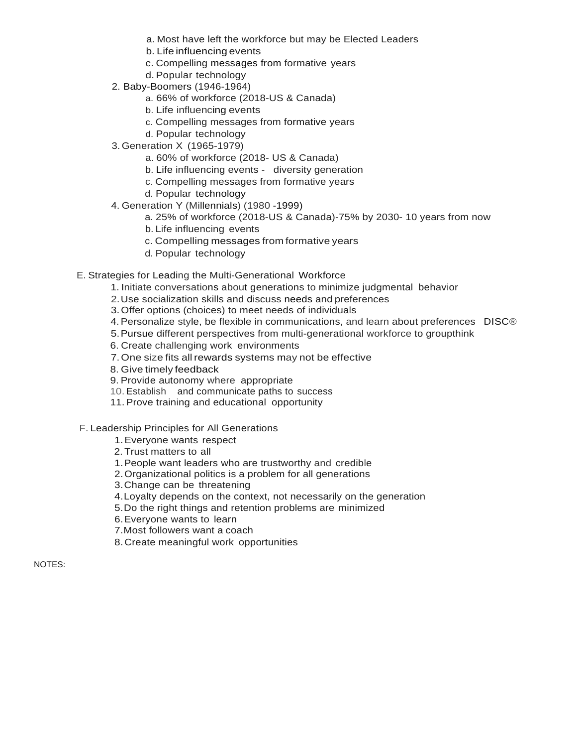a. Most have left the workforce but may be Elected Leaders
   b. Life influencing events
   c. Compelling messages from formative years
   d. Popular technology

2. Baby-Boomers (1946-1964)
   a. 66% of workforce (2018-US & Canada)
   b. Life influencing events
   c. Compelling messages from formative years
   d. Popular technology
3. Generation X (1965-1979)
   a. 60% of workforce (2018- US & Canada)
   b. Life influencing events - diversity generation
   c. Compelling messages from formative years
   d. Popular technology
4. Generation Y (Millennials) (1980 -1999)
   a. 25% of workforce (2018-US & Canada)-75% by 2030- 10 years from now
   b. Life influencing events
   c. Compelling messages from formative years
   d. Popular technology

E. Strategies for Leading the Multi-Generational Workforce
1. Initiate conversations about generations to minimize judgmental behavior
2. Use socialization skills and discuss needs and preferences
3. Offer options (choices) to meet needs of individuals
4. Personalize style, be flexible in communications, and learn about preferences DISC®
5. Pursue different perspectives from multi-generational workforce to groupthink
6. Create challenging work environments
7. One size fits all rewards systems may not be effective
8. Give timely feedback
9. Provide autonomy where appropriate
10. Establish and communicate paths to success
11. Prove training and educational opportunity

F. Leadership Principles for All Generations
1. Everyone wants respect
2. Trust matters to all
1. People want leaders who are trustworthy and credible
2. Organizational politics is a problem for all generations
3. Change can be threatening
4. Loyalty depends on the context, not necessarily on the generation
5. Do the right things and retention problems are minimized
6. Everyone wants to learn
7. Most followers want a coach
8. Create meaningful work opportunities

NOTES: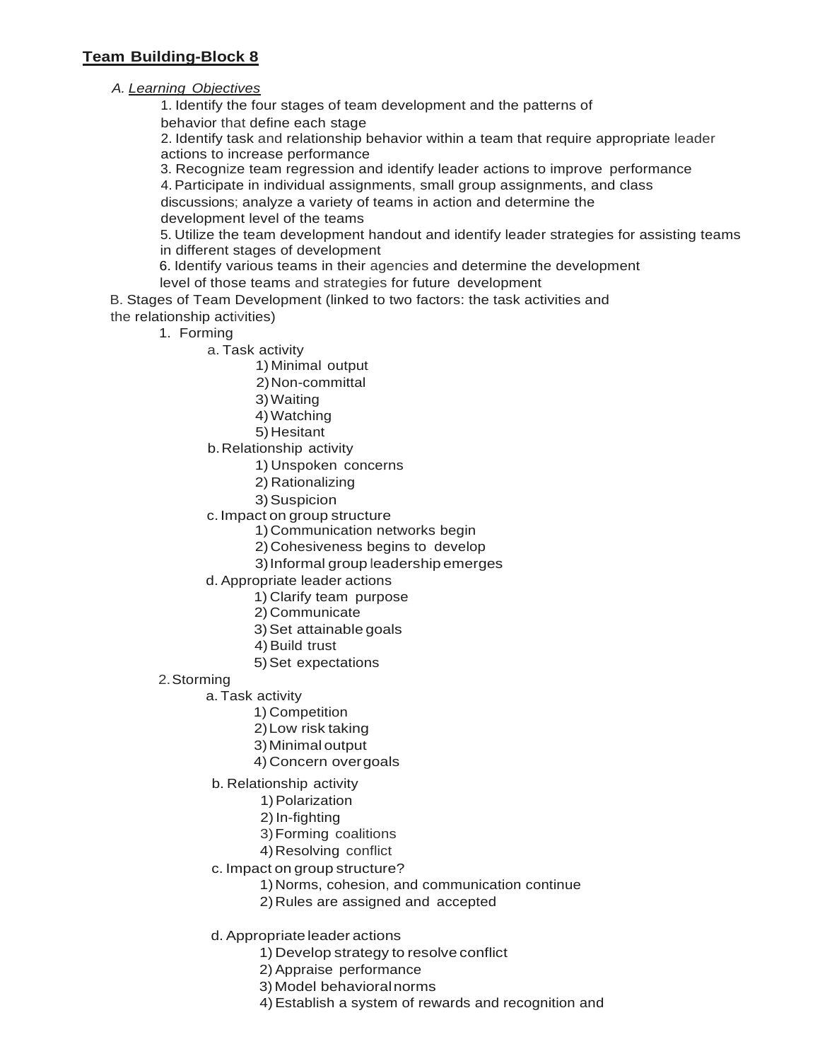## **Team Building-Block 8**

A. *Learning Objectives*

1. Identify the four stages of team development and the patterns of behavior that define each stage
2. Identify task and relationship behavior within a team that require appropriate leader actions to increase performance
3. Recognize team regression and identify leader actions to improve performance
4. Participate in individual assignments, small group assignments, and class discussions; analyze a variety of teams in action and determine the development level of the teams
5. Utilize the team development handout and identify leader strategies for assisting teams in different stages of development
6. Identify various teams in their agencies and determine the development level of those teams and strategies for future development

B. Stages of Team Development (linked to two factors: the task activities and the relationship activities)

1. Forming
   a. Task activity
      1) Minimal output
      2) Non-committal
      3) Waiting
      4) Watching
      5) Hesitant
   b. Relationship activity
      1) Unspoken concerns
      2) Rationalizing
      3) Suspicion
   c. Impact on group structure
      1) Communication networks begin
      2) Cohesiveness begins to develop
      3) Informal group leadership emerges
   d. Appropriate leader actions
      1) Clarify team purpose
      2) Communicate
      3) Set attainable goals
      4) Build trust
      5) Set expectations
2. Storming
   a. Task activity
      1) Competition
      2) Low risk taking
      3) Minimal output
      4) Concern over goals
   b. Relationship activity
      1) Polarization
      2) In-fighting
      3) Forming coalitions
      4) Resolving conflict
   c. Impact on group structure?
      1) Norms, cohesion, and communication continue
      2) Rules are assigned and accepted
   d. Appropriate leader actions
      1) Develop strategy to resolve conflict
      2) Appraise performance
      3) Model behavioral norms
      4) Establish a system of rewards and recognition and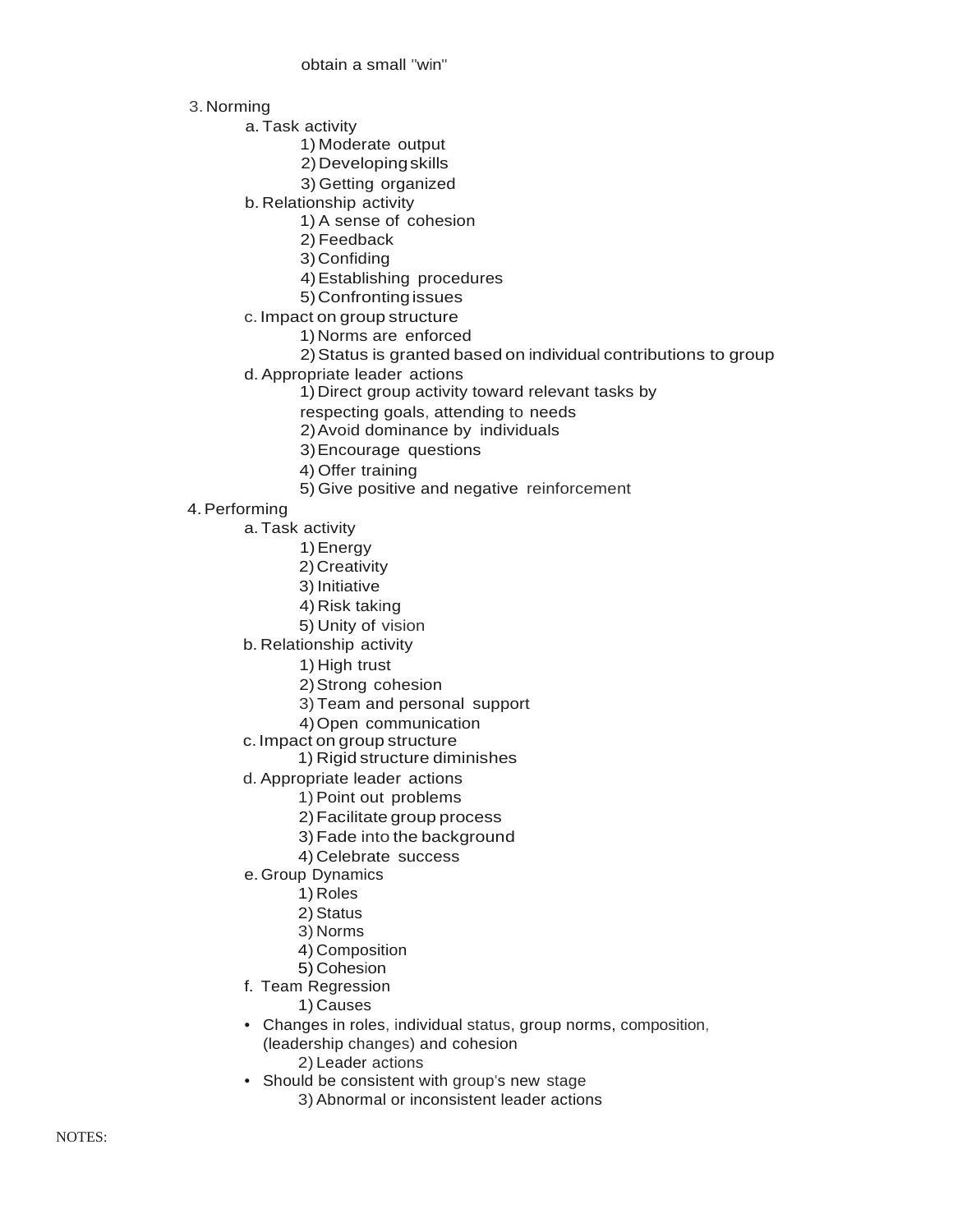obtain a small "win"

3. Norming
    a. Task activity
        1) Moderate output
        2) Developing skills
        3) Getting organized
    b. Relationship activity
        1) A sense of cohesion
        2) Feedback
        3) Confiding
        4) Establishing procedures
        5) Confronting issues
    c. Impact on group structure
        1) Norms are enforced
        2) Status is granted based on individual contributions to group
    d. Appropriate leader actions
        1) Direct group activity toward relevant tasks by respecting goals, attending to needs
        2) Avoid dominance by individuals
        3) Encourage questions
        4) Offer training
        5) Give positive and negative reinforcement
4. Performing
    a. Task activity
        1) Energy
        2) Creativity
        3) Initiative
        4) Risk taking
        5) Unity of vision
    b. Relationship activity
        1) High trust
        2) Strong cohesion
        3) Team and personal support
        4) Open communication
    c. Impact on group structure
        1) Rigid structure diminishes
    d. Appropriate leader actions
        1) Point out problems
        2) Facilitate group process
        3) Fade into the background
        4) Celebrate success
    e. Group Dynamics
        1) Roles
        2) Status
        3) Norms
        4) Composition
        5) Cohesion
    f. Team Regression
        1) Causes
    - Changes in roles, individual status, group norms, composition, (leadership changes) and cohesion
        2) Leader actions
    - Should be consistent with group's new stage
        3) Abnormal or inconsistent leader actions

NOTES: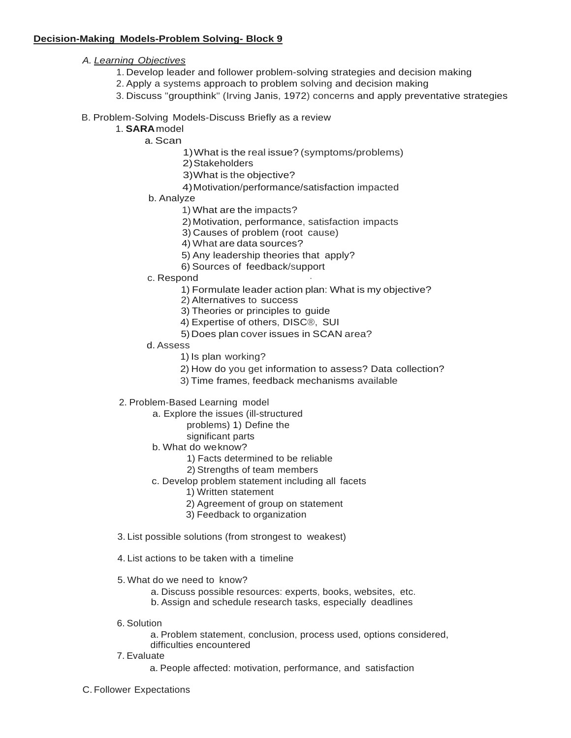**Decision-Making Models-Problem Solving- Block 9**

A. *Learning Objectives*

1. Develop leader and follower problem-solving strategies and decision making
2. Apply a systems approach to problem solving and decision making
3. Discuss "groupthink" (Irving Janis, 1972) concerns and apply preventative strategies

B. Problem-Solving Models-Discuss Briefly as a review

1. **SARA** model
   - a. Scan
     - 1) What is the real issue? (symptoms/problems)
     - 2) Stakeholders
     - 3) What is the objective?
     - 4) Motivation/performance/satisfaction impacted
   - b. Analyze
     - 1) What are the impacts?
     - 2) Motivation, performance, satisfaction impacts
     - 3) Causes of problem (root cause)
     - 4) What are data sources?
     - 5) Any leadership theories that apply?
     - 6) Sources of feedback/support
   - c. Respond
     - 1) Formulate leader action plan: What is my objective?
     - 2) Alternatives to success
     - 3) Theories or principles to guide
     - 4) Expertise of others, DISC®, SUI
     - 5) Does plan cover issues in SCAN area?
   - d. Assess
     - 1) Is plan working?
     - 2) How do you get information to assess? Data collection?
     - 3) Time frames, feedback mechanisms available

2. Problem-Based Learning model
   - a. Explore the issues (ill-structured problems) 1) Define the significant parts
   - b. What do we know?
     - 1) Facts determined to be reliable
     - 2) Strengths of team members
   - c. Develop problem statement including all facets
     - 1) Written statement
     - 2) Agreement of group on statement
     - 3) Feedback to organization

3. List possible solutions (from strongest to weakest)

4. List actions to be taken with a timeline

5. What do we need to know?
   - a. Discuss possible resources: experts, books, websites, etc.
   - b. Assign and schedule research tasks, especially deadlines

6. Solution
   - a. Problem statement, conclusion, process used, options considered, difficulties encountered

7. Evaluate
   - a. People affected: motivation, performance, and satisfaction

C. Follower Expectations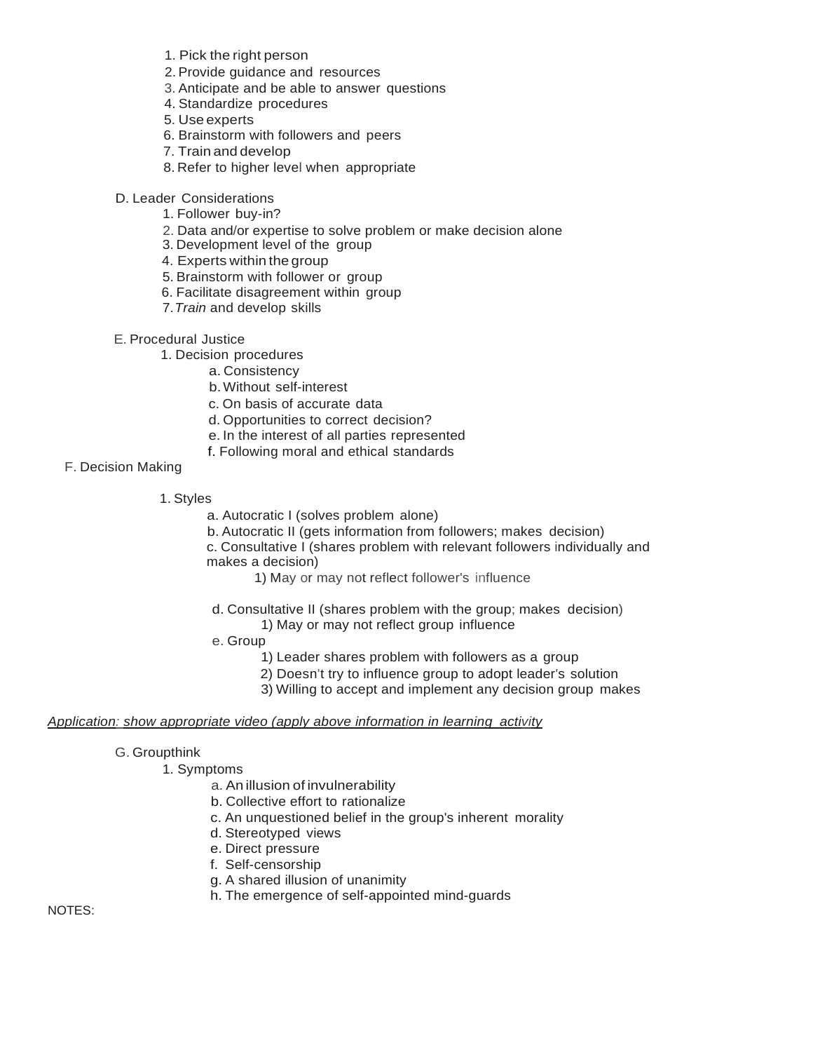1. Pick the right person
2. Provide guidance and resources
3. Anticipate and be able to answer questions
4. Standardize procedures
5. Use experts
6. Brainstorm with followers and peers
7. Train and develop
8. Refer to higher level when appropriate

D. Leader Considerations

1. Follower buy-in?
2. Data and/or expertise to solve problem or make decision alone
3. Development level of the group
4. Experts within the group
5. Brainstorm with follower or group
6. Facilitate disagreement within group
7. *Train* and develop skills

E. Procedural Justice

1. Decision procedures
   a. Consistency
   b. Without self-interest
   c. On basis of accurate data
   d. Opportunities to correct decision?
   e. In the interest of all parties represented
   f. Following moral and ethical standards

F. Decision Making

1. Styles
   a. Autocratic I (solves problem alone)
   b. Autocratic II (gets information from followers; makes decision)
   c. Consultative I (shares problem with relevant followers individually and makes a decision)
      1) May or may not reflect follower's influence

   d. Consultative II (shares problem with the group; makes decision)
      1) May or may not reflect group influence
   e. Group
      1) Leader shares problem with followers as a group
      2) Doesn't try to influence group to adopt leader's solution
      3) Willing to accept and implement any decision group makes

<u>*Application: show appropriate video (apply above information in learning activity*</u>

G. Groupthink

1. Symptoms
   a. An illusion of invulnerability
   b. Collective effort to rationalize
   c. An unquestioned belief in the group's inherent morality
   d. Stereotyped views
   e. Direct pressure
   f. Self-censorship
   g. A shared illusion of unanimity
   h. The emergence of self-appointed mind-guards

NOTES: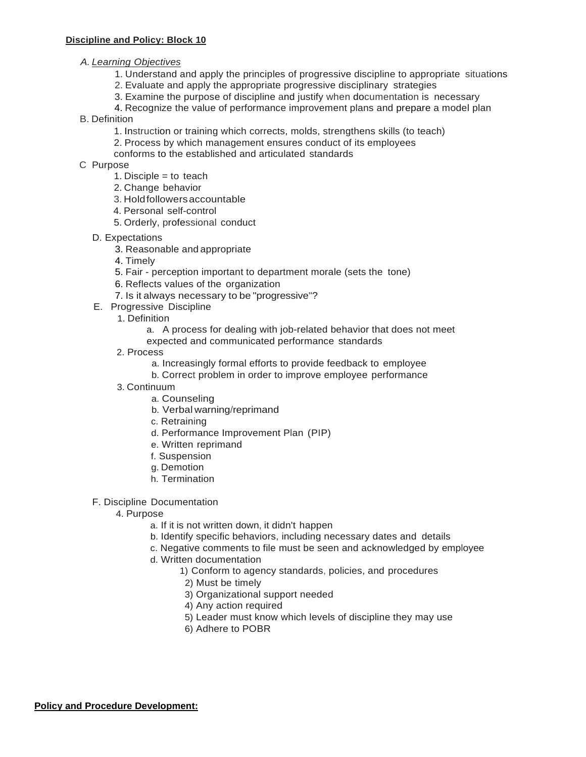**Discipline and Policy: Block 10**

A. *Learning Objectives*

1. Understand and apply the principles of progressive discipline to appropriate situations
2. Evaluate and apply the appropriate progressive disciplinary strategies
3. Examine the purpose of discipline and justify when documentation is necessary
4. Recognize the value of performance improvement plans and prepare a model plan

B. Definition

1. Instruction or training which corrects, molds, strengthens skills (to teach)
2. Process by which management ensures conduct of its employees conforms to the established and articulated standards

C Purpose

1. Disciple = to teach
2. Change behavior
3. Hold followers accountable
4. Personal self-control
5. Orderly, professional conduct

D. Expectations

3. Reasonable and appropriate
4. Timely
5. Fair - perception important to department morale (sets the tone)
6. Reflects values of the organization
7. Is it always necessary to be "progressive"?

E. Progressive Discipline

1. Definition
    a. A process for dealing with job-related behavior that does not meet expected and communicated performance standards
2. Process
    a. Increasingly formal efforts to provide feedback to employee
    b. Correct problem in order to improve employee performance
3. Continuum
    a. Counseling
    b. Verbal warning/reprimand
    c. Retraining
    d. Performance Improvement Plan (PIP)
    e. Written reprimand
    f. Suspension
    g. Demotion
    h. Termination

F. Discipline Documentation

4. Purpose
    a. If it is not written down, it didn't happen
    b. Identify specific behaviors, including necessary dates and details
    c. Negative comments to file must be seen and acknowledged by employee
    d. Written documentation
        1) Conform to agency standards, policies, and procedures
        2) Must be timely
        3) Organizational support needed
        4) Any action required
        5) Leader must know which levels of discipline they may use
        6) Adhere to POBR

**Policy and Procedure Development:**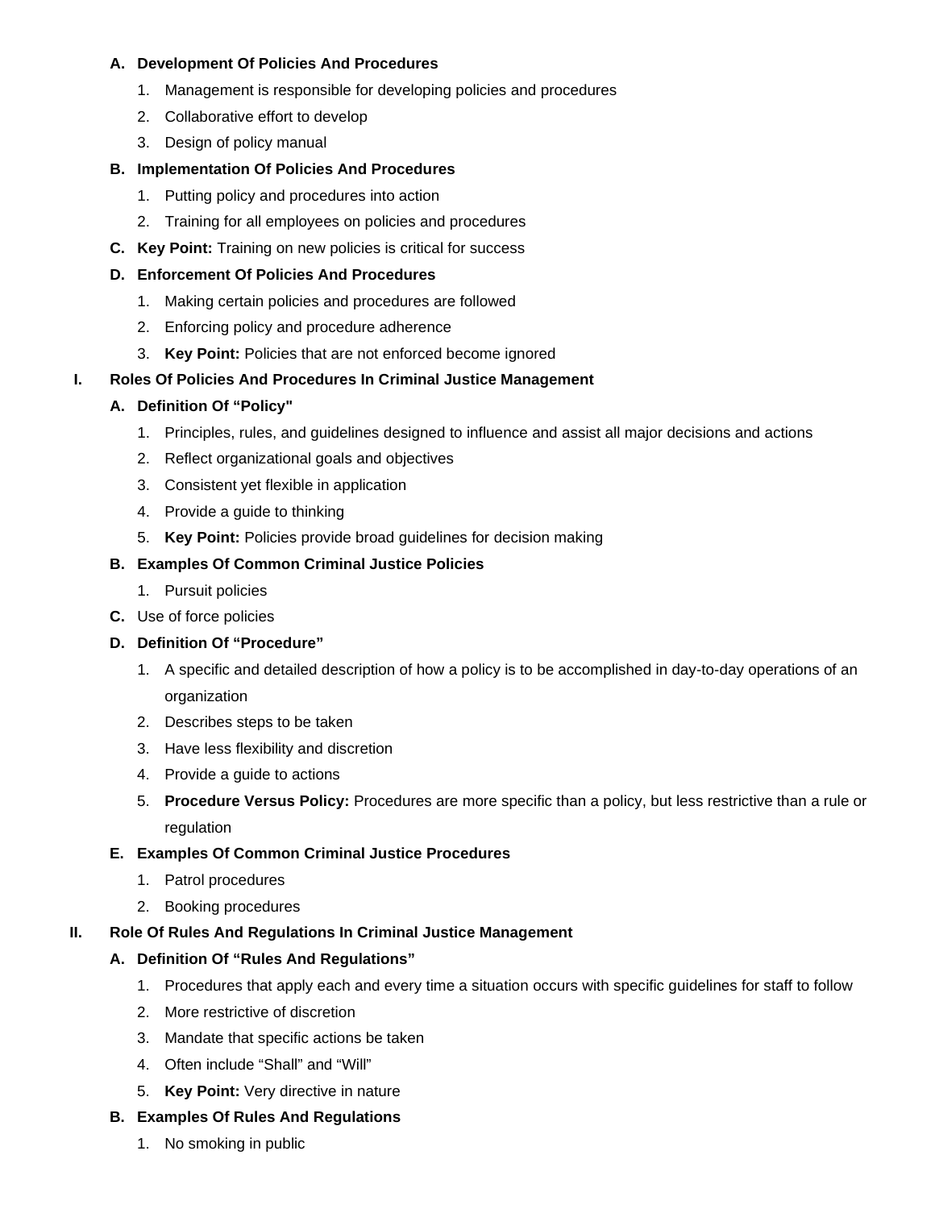A. **Development Of Policies And Procedures**
   1. Management is responsible for developing policies and procedures
   2. Collaborative effort to develop
   3. Design of policy manual
B. **Implementation Of Policies And Procedures**
   1. Putting policy and procedures into action
   2. Training for all employees on policies and procedures
C. **Key Point:** Training on new policies is critical for success
D. **Enforcement Of Policies And Procedures**
   1. Making certain policies and procedures are followed
   2. Enforcing policy and procedure adherence
   3. **Key Point:** Policies that are not enforced become ignored

I. **Roles Of Policies And Procedures In Criminal Justice Management**
   A. **Definition Of "Policy"**
      1. Principles, rules, and guidelines designed to influence and assist all major decisions and actions
      2. Reflect organizational goals and objectives
      3. Consistent yet flexible in application
      4. Provide a guide to thinking
      5. **Key Point:** Policies provide broad guidelines for decision making
   B. **Examples Of Common Criminal Justice Policies**
      1. Pursuit policies
   C. Use of force policies
   D. **Definition Of "Procedure"**
      1. A specific and detailed description of how a policy is to be accomplished in day-to-day operations of an organization
      2. Describes steps to be taken
      3. Have less flexibility and discretion
      4. Provide a guide to actions
      5. **Procedure Versus Policy:** Procedures are more specific than a policy, but less restrictive than a rule or regulation
   E. **Examples Of Common Criminal Justice Procedures**
      1. Patrol procedures
      2. Booking procedures

II. **Role Of Rules And Regulations In Criminal Justice Management**
   A. **Definition Of "Rules And Regulations"**
      1. Procedures that apply each and every time a situation occurs with specific guidelines for staff to follow
      2. More restrictive of discretion
      3. Mandate that specific actions be taken
      4. Often include "Shall" and "Will"
      5. **Key Point:** Very directive in nature
   B. **Examples Of Rules And Regulations**
      1. No smoking in public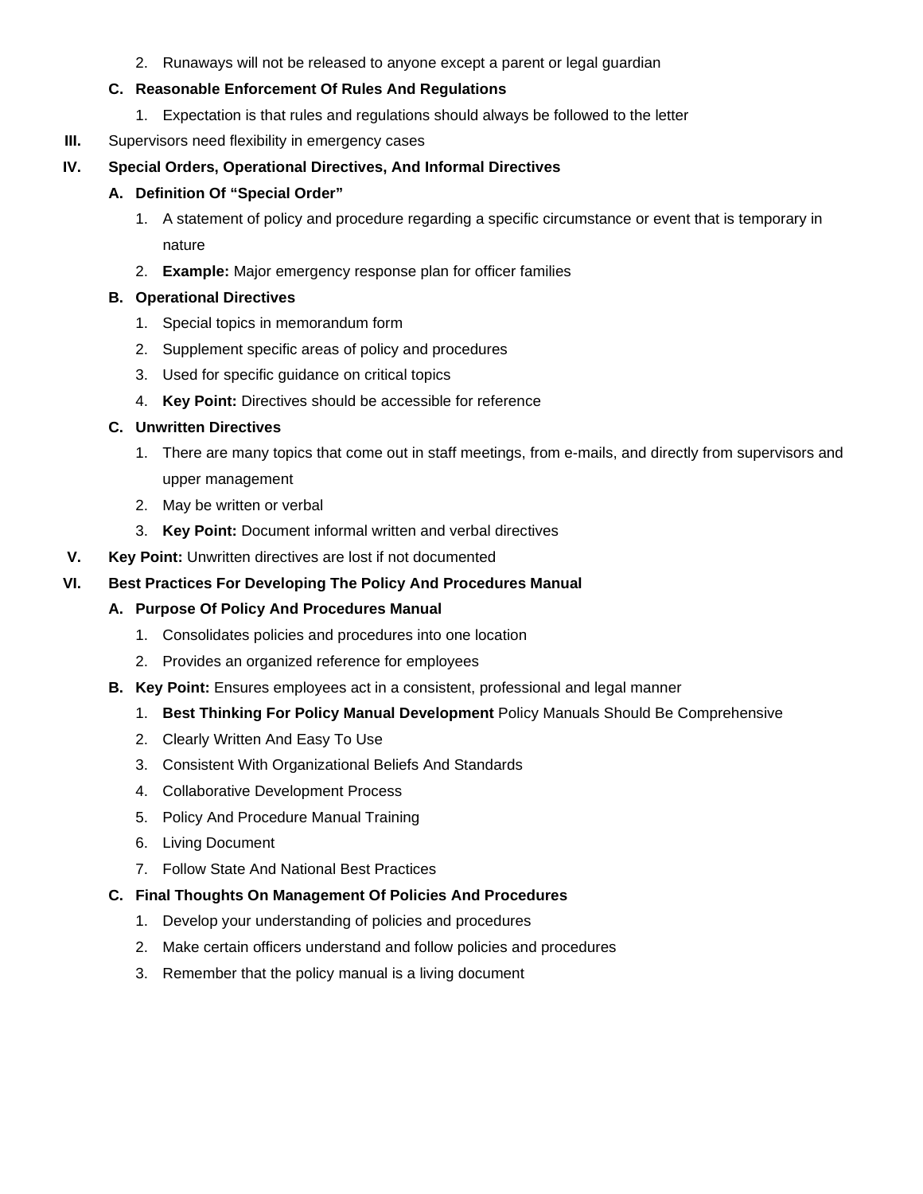2. Runaways will not be released to anyone except a parent or legal guardian

**C. Reasonable Enforcement Of Rules And Regulations**

1. Expectation is that rules and regulations should always be followed to the letter

**III.** Supervisors need flexibility in emergency cases

**IV. Special Orders, Operational Directives, And Informal Directives**

**A. Definition Of "Special Order"**

1. A statement of policy and procedure regarding a specific circumstance or event that is temporary in nature
2. **Example:** Major emergency response plan for officer families

**B. Operational Directives**

1. Special topics in memorandum form
2. Supplement specific areas of policy and procedures
3. Used for specific guidance on critical topics
4. **Key Point:** Directives should be accessible for reference

**C. Unwritten Directives**

1. There are many topics that come out in staff meetings, from e-mails, and directly from supervisors and upper management
2. May be written or verbal
3. **Key Point:** Document informal written and verbal directives

**V. Key Point:** Unwritten directives are lost if not documented

**VI. Best Practices For Developing The Policy And Procedures Manual**

**A. Purpose Of Policy And Procedures Manual**

1. Consolidates policies and procedures into one location
2. Provides an organized reference for employees

**B. Key Point:** Ensures employees act in a consistent, professional and legal manner

1. **Best Thinking For Policy Manual Development** Policy Manuals Should Be Comprehensive
2. Clearly Written And Easy To Use
3. Consistent With Organizational Beliefs And Standards
4. Collaborative Development Process
5. Policy And Procedure Manual Training
6. Living Document
7. Follow State And National Best Practices

**C. Final Thoughts On Management Of Policies And Procedures**

1. Develop your understanding of policies and procedures
2. Make certain officers understand and follow policies and procedures
3. Remember that the policy manual is a living document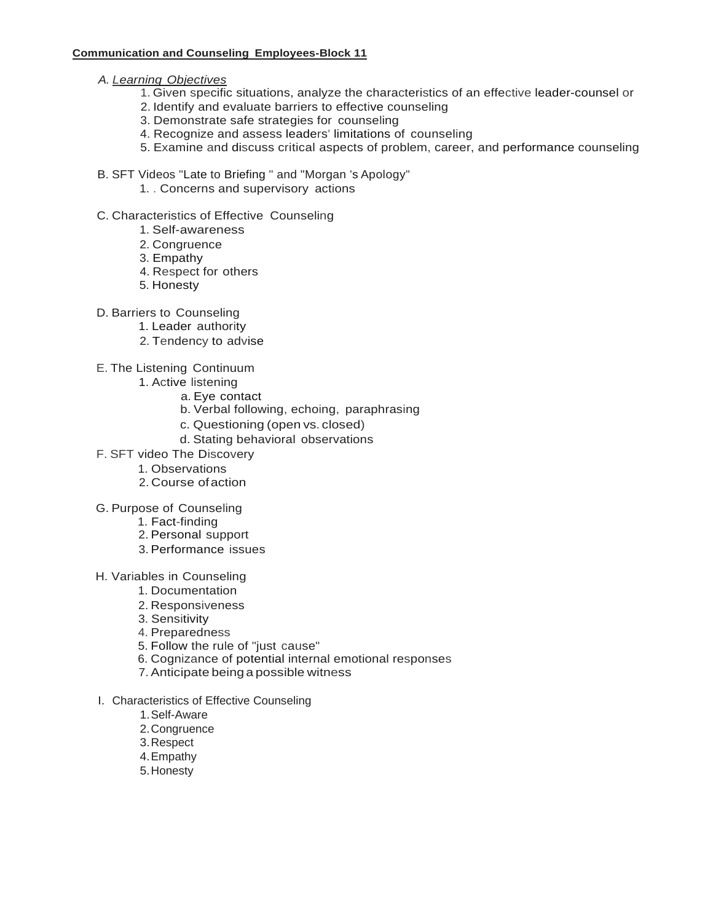**Communication and Counseling Employees-Block 11**

A. *Learning Objectives*

1. Given specific situations, analyze the characteristics of an effective leader-counsel or
2. Identify and evaluate barriers to effective counseling
3. Demonstrate safe strategies for counseling
4. Recognize and assess leaders' limitations of counseling
5. Examine and discuss critical aspects of problem, career, and performance counseling

B. SFT Videos "Late to Briefing " and "Morgan 's Apology"

1. . Concerns and supervisory actions

C. Characteristics of Effective Counseling

1. Self-awareness
2. Congruence
3. Empathy
4. Respect for others
5. Honesty

D. Barriers to Counseling

1. Leader authority
2. Tendency to advise

E. The Listening Continuum

1. Active listening
   a. Eye contact
   b. Verbal following, echoing, paraphrasing
   c. Questioning (open vs. closed)
   d. Stating behavioral observations

F. SFT video The Discovery

1. Observations
2. Course of action

G. Purpose of Counseling

1. Fact-finding
2. Personal support
3. Performance issues

H. Variables in Counseling

1. Documentation
2. Responsiveness
3. Sensitivity
4. Preparedness
5. Follow the rule of "just cause"
6. Cognizance of potential internal emotional responses
7. Anticipate being a possible witness

I. Characteristics of Effective Counseling

1. Self-Aware
2. Congruence
3. Respect
4. Empathy
5. Honesty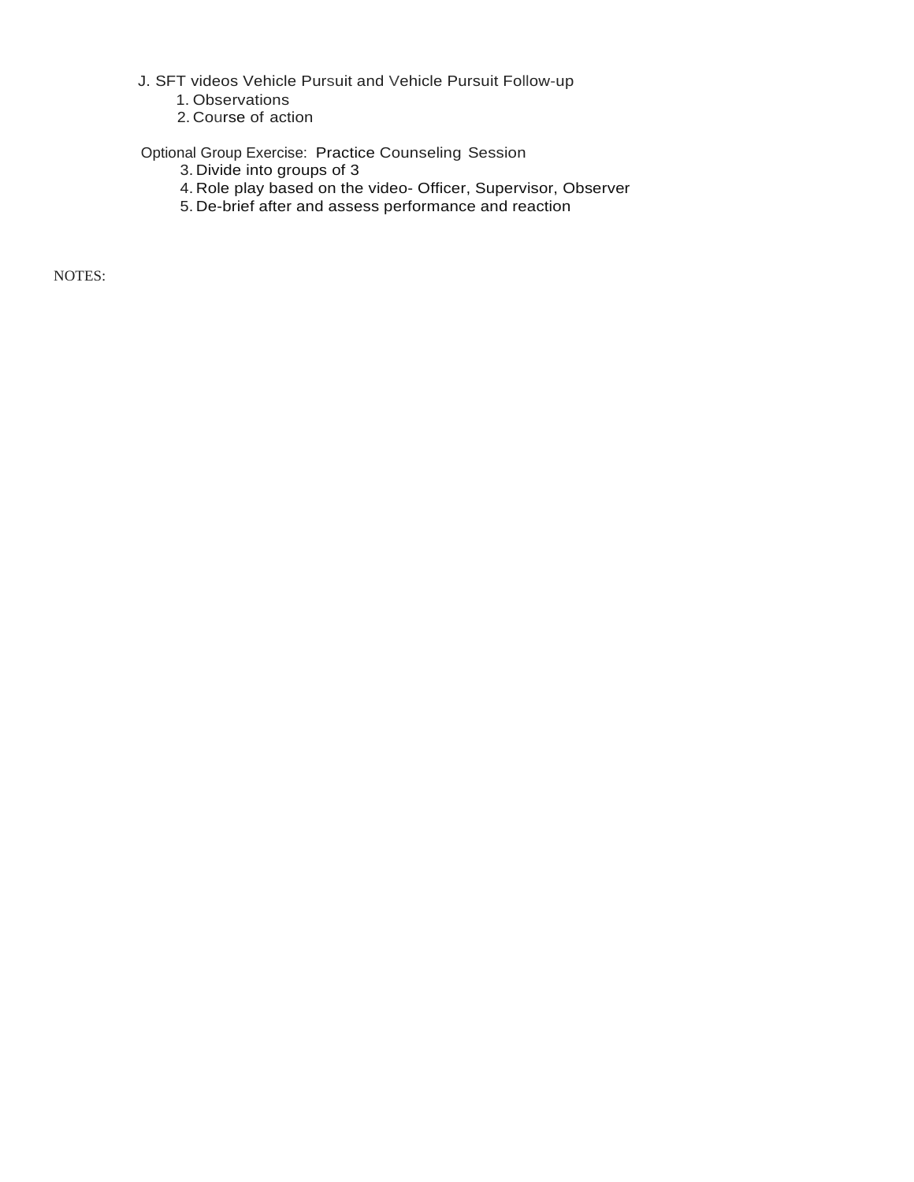J. SFT videos Vehicle Pursuit and Vehicle Pursuit Follow-up

1. Observations
2. Course of action

Optional Group Exercise: Practice Counseling Session

3. Divide into groups of 3
4. Role play based on the video- Officer, Supervisor, Observer
5. De-brief after and assess performance and reaction

NOTES: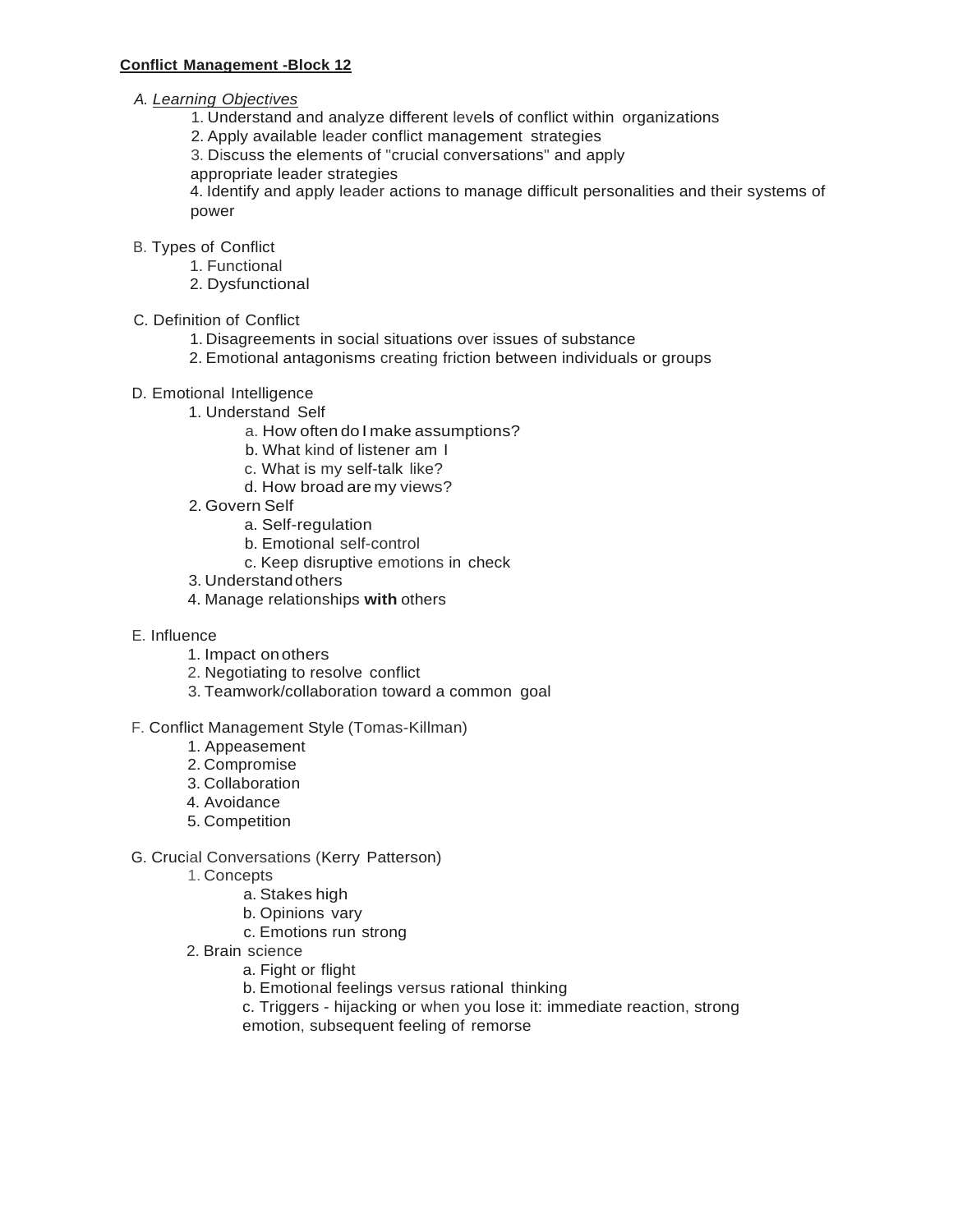**Conflict Management -Block 12**

A. *Learning Objectives*

1. Understand and analyze different levels of conflict within organizations
2. Apply available leader conflict management strategies
3. Discuss the elements of "crucial conversations" and apply appropriate leader strategies
4. Identify and apply leader actions to manage difficult personalities and their systems of power

B. Types of Conflict

1. Functional
2. Dysfunctional

C. Definition of Conflict

1. Disagreements in social situations over issues of substance
2. Emotional antagonisms creating friction between individuals or groups

D. Emotional Intelligence

1. Understand Self
   a. How often do I make assumptions?
   b. What kind of listener am I
   c. What is my self-talk like?
   d. How broad are my views?
2. Govern Self
   a. Self-regulation
   b. Emotional self-control
   c. Keep disruptive emotions in check
3. Understand others
4. Manage relationships **with** others

E. Influence

1. Impact on others
2. Negotiating to resolve conflict
3. Teamwork/collaboration toward a common goal

F. Conflict Management Style (Tomas-Killman)

1. Appeasement
2. Compromise
3. Collaboration
4. Avoidance
5. Competition

G. Crucial Conversations (Kerry Patterson)

1. Concepts
   a. Stakes high
   b. Opinions vary
   c. Emotions run strong
2. Brain science
   a. Fight or flight
   b. Emotional feelings versus rational thinking
   c. Triggers - hijacking or when you lose it: immediate reaction, strong emotion, subsequent feeling of remorse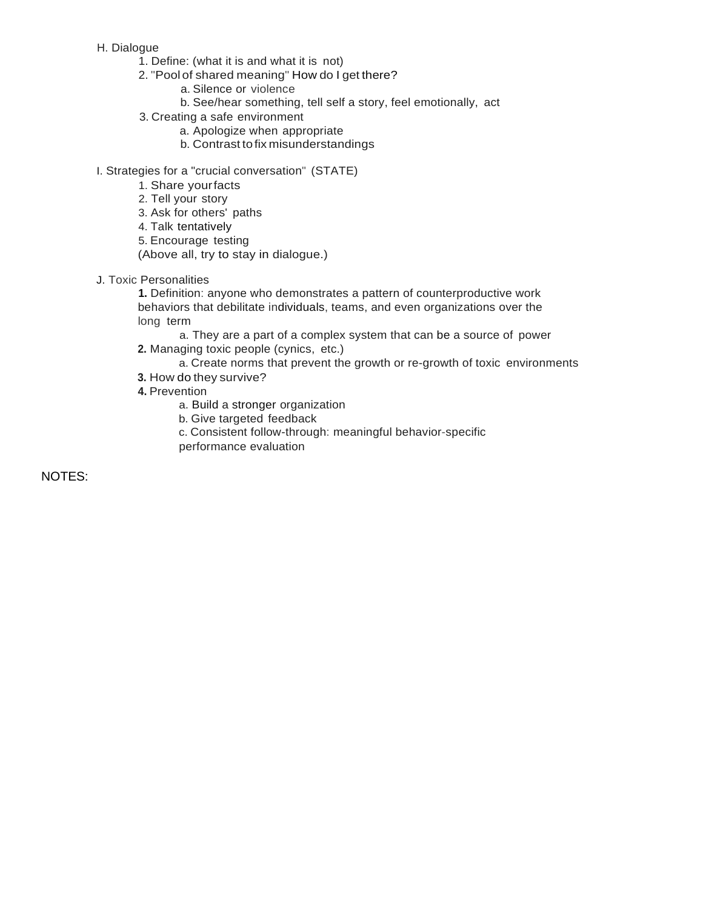H. Dialogue

1. Define: (what it is and what it is not)
2. "Pool of shared meaning" How do I get there?
   a. Silence or violence
   b. See/hear something, tell self a story, feel emotionally, act
3. Creating a safe environment
   a. Apologize when appropriate
   b. Contrast to fix misunderstandings

I. Strategies for a "crucial conversation" (STATE)

1. Share your facts
2. Tell your story
3. Ask for others' paths
4. Talk tentatively
5. Encourage testing

(Above all, try to stay in dialogue.)

J. Toxic Personalities

**1.** Definition: anyone who demonstrates a pattern of counterproductive work behaviors that debilitate individuals, teams, and even organizations over the long term
   a. They are a part of a complex system that can be a source of power

**2.** Managing toxic people (cynics, etc.)
   a. Create norms that prevent the growth or re-growth of toxic environments

**3.** How do they survive?

**4.** Prevention
   a. Build a stronger organization
   b. Give targeted feedback
   c. Consistent follow-through: meaningful behavior-specific performance evaluation

NOTES: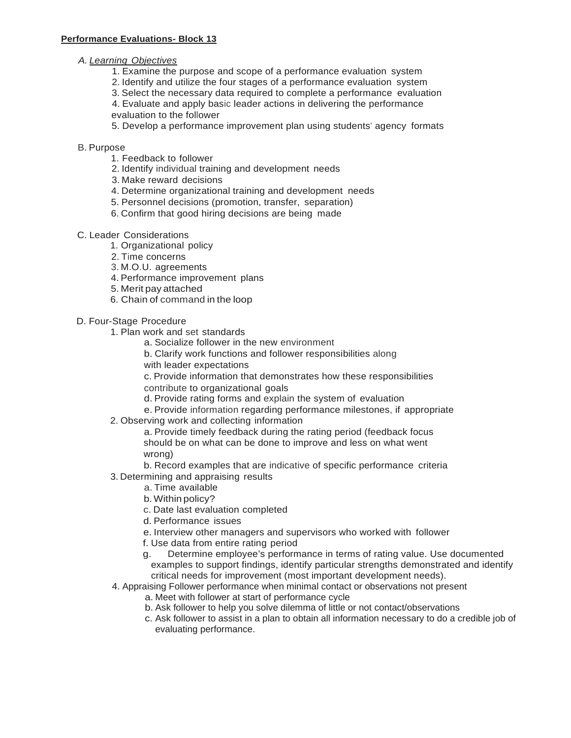**Performance Evaluations- Block 13**

A. *Learning Objectives*

1. Examine the purpose and scope of a performance evaluation system
2. Identify and utilize the four stages of a performance evaluation system
3. Select the necessary data required to complete a performance evaluation
4. Evaluate and apply basic leader actions in delivering the performance evaluation to the follower
5. Develop a performance improvement plan using students' agency formats

B. Purpose

1. Feedback to follower
2. Identify individual training and development needs
3. Make reward decisions
4. Determine organizational training and development needs
5. Personnel decisions (promotion, transfer, separation)
6. Confirm that good hiring decisions are being made

C. Leader Considerations

1. Organizational policy
2. Time concerns
3. M.O.U. agreements
4. Performance improvement plans
5. Merit pay attached
6. Chain of command in the loop

D. Four-Stage Procedure

1. Plan work and set standards
   a. Socialize follower in the new environment
   b. Clarify work functions and follower responsibilities along with leader expectations
   c. Provide information that demonstrates how these responsibilities contribute to organizational goals
   d. Provide rating forms and explain the system of evaluation
   e. Provide information regarding performance milestones, if appropriate
2. Observing work and collecting information
   a. Provide timely feedback during the rating period (feedback focus should be on what can be done to improve and less on what went wrong)
   b. Record examples that are indicative of specific performance criteria
3. Determining and appraising results
   a. Time available
   b. Within policy?
   c. Date last evaluation completed
   d. Performance issues
   e. Interview other managers and supervisors who worked with follower
   f. Use data from entire rating period
   g. Determine employee's performance in terms of rating value. Use documented examples to support findings, identify particular strengths demonstrated and identify critical needs for improvement (most important development needs).
4. Appraising Follower performance when minimal contact or observations not present
   a. Meet with follower at start of performance cycle
   b. Ask follower to help you solve dilemma of little or not contact/observations
   c. Ask follower to assist in a plan to obtain all information necessary to do a credible job of evaluating performance.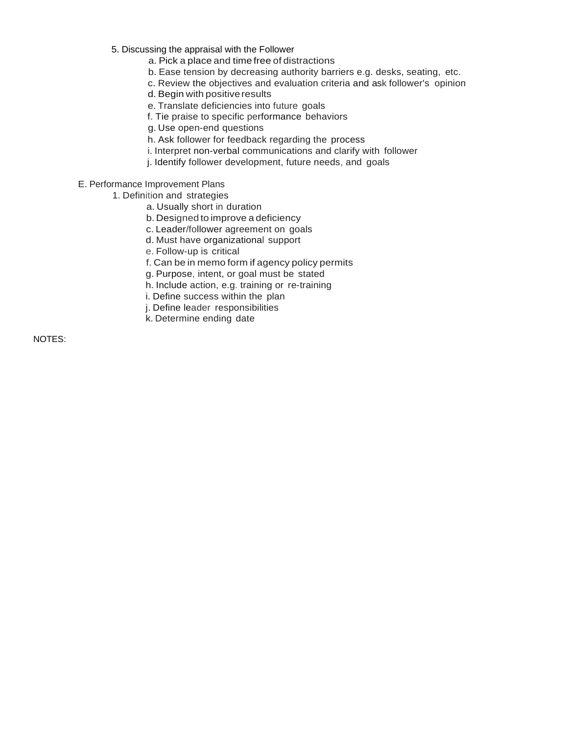5. Discussing the appraisal with the Follower
    a. Pick a place and time free of distractions
    b. Ease tension by decreasing authority barriers e.g. desks, seating, etc.
    c. Review the objectives and evaluation criteria and ask follower's opinion
    d. Begin with positive results
    e. Translate deficiencies into future goals
    f. Tie praise to specific performance behaviors
    g. Use open-end questions
    h. Ask follower for feedback regarding the process
    i. Interpret non-verbal communications and clarify with follower
    j. Identify follower development, future needs, and goals

E. Performance Improvement Plans
1. Definition and strategies
    a. Usually short in duration
    b. Designed to improve a deficiency
    c. Leader/follower agreement on goals
    d. Must have organizational support
    e. Follow-up is critical
    f. Can be in memo form if agency policy permits
    g. Purpose, intent, or goal must be stated
    h. Include action, e.g. training or re-training
    i. Define success within the plan
    j. Define leader responsibilities
    k. Determine ending date

NOTES: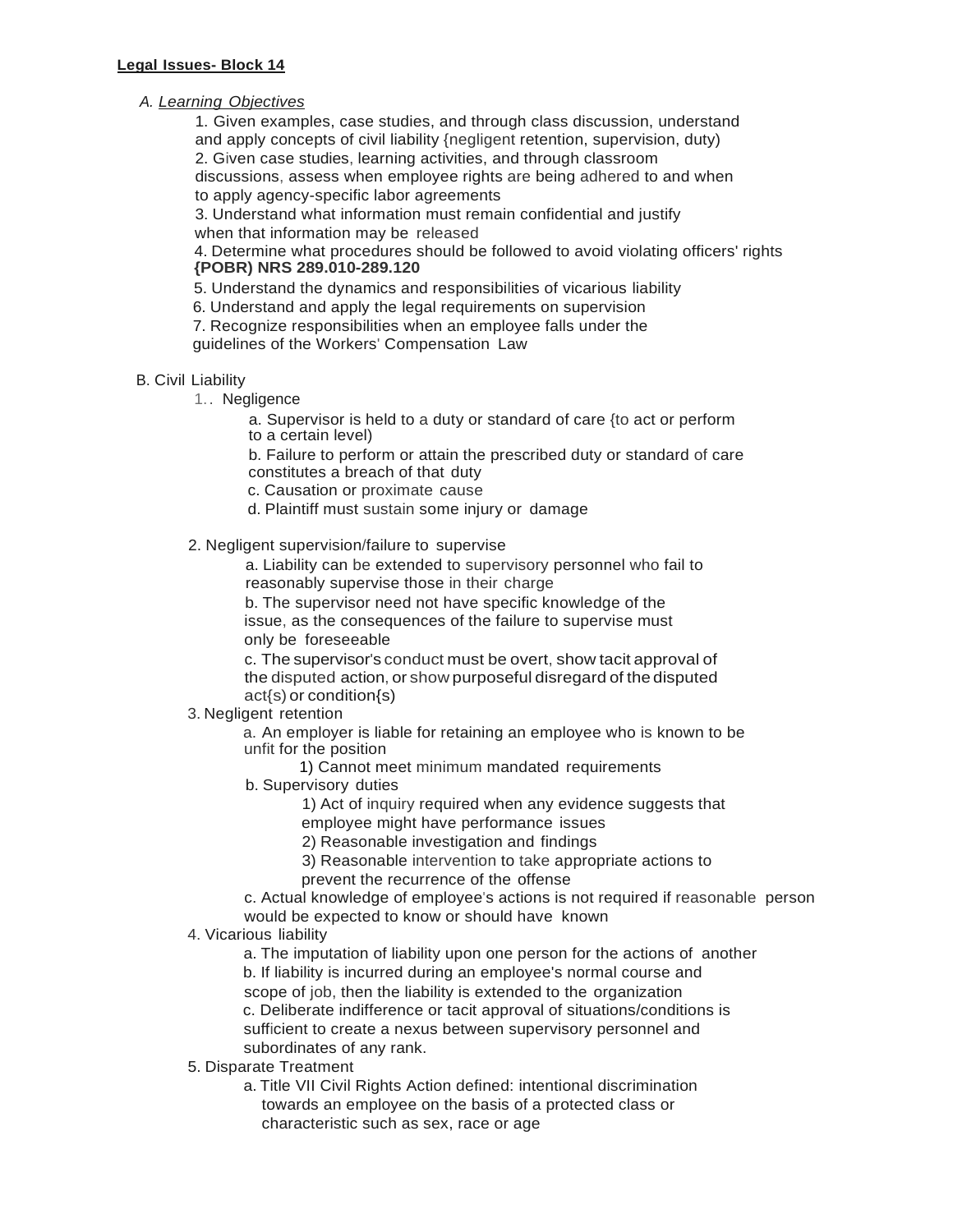**Legal Issues- Block 14**

A. *Learning Objectives*

1. Given examples, case studies, and through class discussion, understand and apply concepts of civil liability {negligent retention, supervision, duty)
2. Given case studies, learning activities, and through classroom discussions, assess when employee rights are being adhered to and when to apply agency-specific labor agreements
3. Understand what information must remain confidential and justify when that information may be released
4. Determine what procedures should be followed to avoid violating officers' rights **{POBR) NRS 289.010-289.120**
5. Understand the dynamics and responsibilities of vicarious liability
6. Understand and apply the legal requirements on supervision
7. Recognize responsibilities when an employee falls under the guidelines of the Workers' Compensation Law

B. Civil Liability

1.. Negligence
   - a. Supervisor is held to a duty or standard of care {to act or perform to a certain level)
   - b. Failure to perform or attain the prescribed duty or standard of care constitutes a breach of that duty
   - c. Causation or proximate cause
   - d. Plaintiff must sustain some injury or damage

2. Negligent supervision/failure to supervise
   - a. Liability can be extended to supervisory personnel who fail to reasonably supervise those in their charge
   - b. The supervisor need not have specific knowledge of the issue, as the consequences of the failure to supervise must only be foreseeable
   - c. The supervisor's conduct must be overt, show tacit approval of the disputed action, or show purposeful disregard of the disputed act{s) or condition{s)

3. Negligent retention
   - a. An employer is liable for retaining an employee who is known to be unfit for the position
     - 1) Cannot meet minimum mandated requirements
   - b. Supervisory duties
     - 1) Act of inquiry required when any evidence suggests that employee might have performance issues
     - 2) Reasonable investigation and findings
     - 3) Reasonable intervention to take appropriate actions to prevent the recurrence of the offense
   - c. Actual knowledge of employee's actions is not required if reasonable person would be expected to know or should have known

4. Vicarious liability
   - a. The imputation of liability upon one person for the actions of another
   - b. If liability is incurred during an employee's normal course and scope of job, then the liability is extended to the organization
   - c. Deliberate indifference or tacit approval of situations/conditions is sufficient to create a nexus between supervisory personnel and subordinates of any rank.

5. Disparate Treatment
   - a. Title VII Civil Rights Action defined: intentional discrimination towards an employee on the basis of a protected class or characteristic such as sex, race or age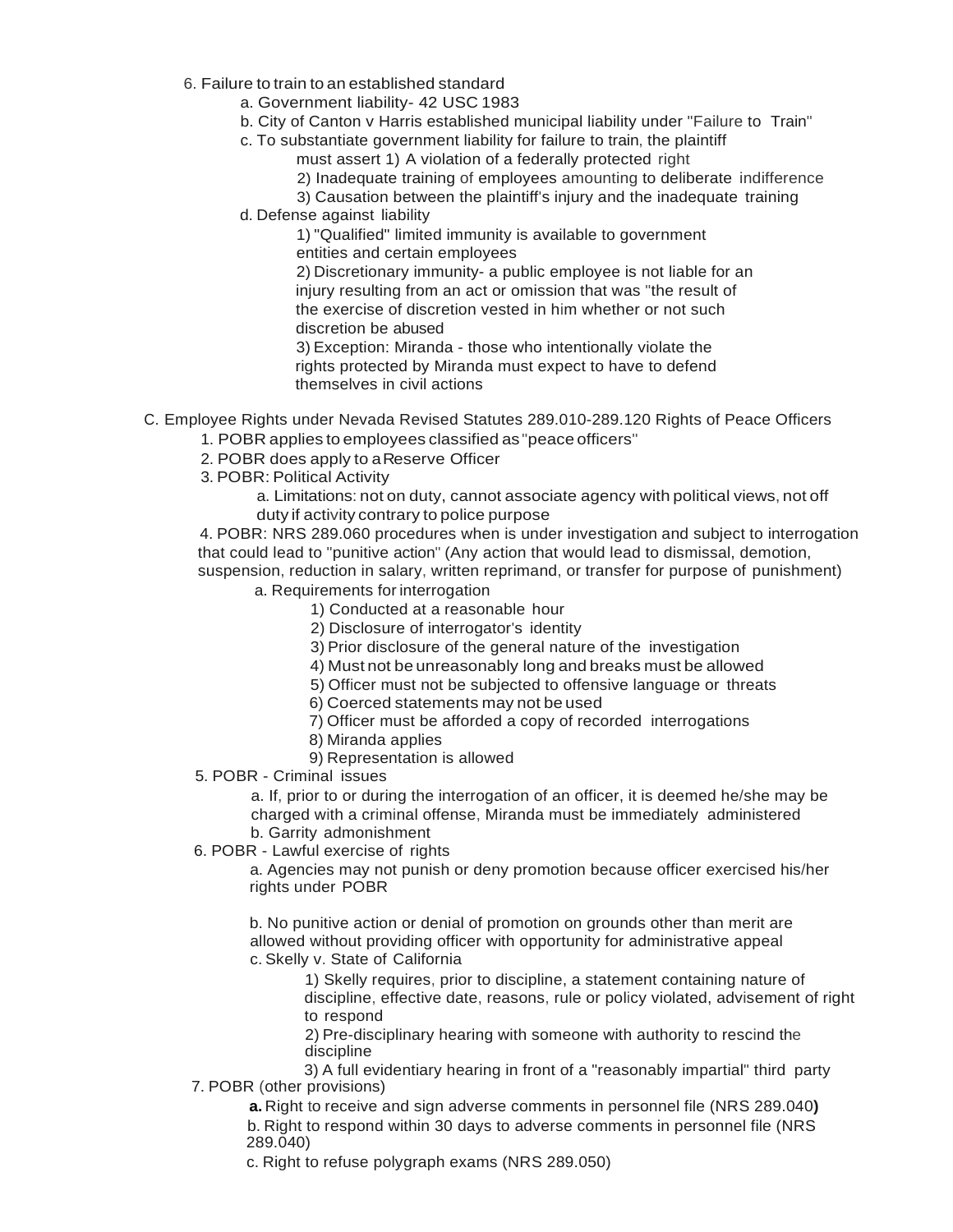6. Failure to train to an established standard
    - a. Government liability- 42 USC 1983
    - b. City of Canton v Harris established municipal liability under "Failure to Train"
    - c. To substantiate government liability for failure to train, the plaintiff must assert 1) A violation of a federally protected right
        - 2) Inadequate training of employees amounting to deliberate indifference
        - 3) Causation between the plaintiff's injury and the inadequate training
    - d. Defense against liability
        - 1) "Qualified" limited immunity is available to government entities and certain employees
        - 2) Discretionary immunity- a public employee is not liable for an injury resulting from an act or omission that was "the result of the exercise of discretion vested in him whether or not such discretion be abused
        - 3) Exception: Miranda - those who intentionally violate the rights protected by Miranda must expect to have to defend themselves in civil actions

C. Employee Rights under Nevada Revised Statutes 289.010-289.120 Rights of Peace Officers

1. POBR applies to employees classified as "peace officers"
2. POBR does apply to a Reserve Officer
3. POBR: Political Activity
    - a. Limitations: not on duty, cannot associate agency with political views, not off duty if activity contrary to police purpose
4. POBR: NRS 289.060 procedures when is under investigation and subject to interrogation that could lead to "punitive action" (Any action that would lead to dismissal, demotion, suspension, reduction in salary, written reprimand, or transfer for purpose of punishment)
    - a. Requirements for interrogation
        - 1) Conducted at a reasonable hour
        - 2) Disclosure of interrogator's identity
        - 3) Prior disclosure of the general nature of the investigation
        - 4) Must not be unreasonably long and breaks must be allowed
        - 5) Officer must not be subjected to offensive language or threats
        - 6) Coerced statements may not be used
        - 7) Officer must be afforded a copy of recorded interrogations
        - 8) Miranda applies
        - 9) Representation is allowed
5. POBR - Criminal issues
    - a. If, prior to or during the interrogation of an officer, it is deemed he/she may be charged with a criminal offense, Miranda must be immediately administered
    - b. Garrity admonishment
6. POBR - Lawful exercise of rights
    - a. Agencies may not punish or deny promotion because officer exercised his/her rights under POBR
    - b. No punitive action or denial of promotion on grounds other than merit are allowed without providing officer with opportunity for administrative appeal
    - c. Skelly v. State of California
        - 1) Skelly requires, prior to discipline, a statement containing nature of discipline, effective date, reasons, rule or policy violated, advisement of right to respond
        - 2) Pre-disciplinary hearing with someone with authority to rescind the discipline
        - 3) A full evidentiary hearing in front of a "reasonably impartial" third party
7. POBR (other provisions)
    - **a.** Right to receive and sign adverse comments in personnel file (NRS 289.040)
    - b. Right to respond within 30 days to adverse comments in personnel file (NRS 289.040)
    - c. Right to refuse polygraph exams (NRS 289.050)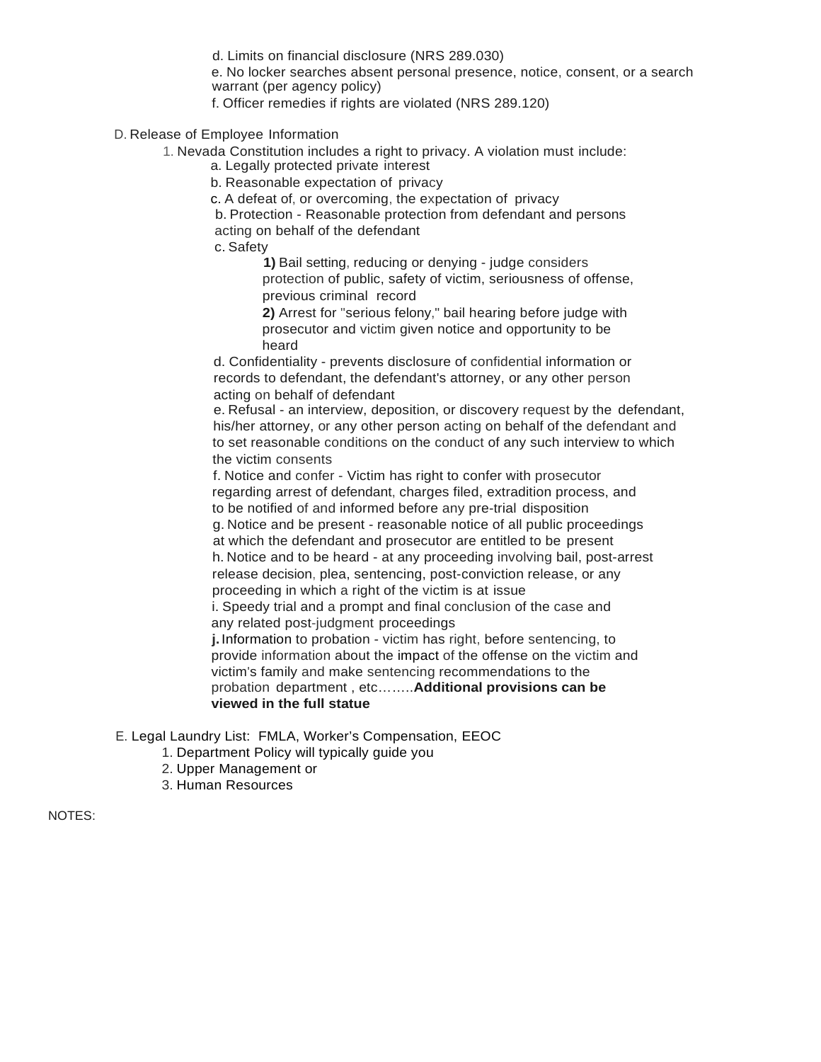d. Limits on financial disclosure (NRS 289.030)

e. No locker searches absent personal presence, notice, consent, or a search warrant (per agency policy)

f. Officer remedies if rights are violated (NRS 289.120)

D. Release of Employee Information

1. Nevada Constitution includes a right to privacy. A violation must include:

a. Legally protected private interest

b. Reasonable expectation of privacy

c. A defeat of, or overcoming, the expectation of privacy

b. Protection - Reasonable protection from defendant and persons acting on behalf of the defendant

c. Safety

**1)** Bail setting, reducing or denying - judge considers protection of public, safety of victim, seriousness of offense, previous criminal record

**2)** Arrest for "serious felony," bail hearing before judge with prosecutor and victim given notice and opportunity to be heard

d. Confidentiality - prevents disclosure of confidential information or records to defendant, the defendant's attorney, or any other person acting on behalf of defendant

e. Refusal - an interview, deposition, or discovery request by the defendant, his/her attorney, or any other person acting on behalf of the defendant and to set reasonable conditions on the conduct of any such interview to which the victim consents

f. Notice and confer - Victim has right to confer with prosecutor regarding arrest of defendant, charges filed, extradition process, and to be notified of and informed before any pre-trial disposition

g. Notice and be present - reasonable notice of all public proceedings at which the defendant and prosecutor are entitled to be present

h. Notice and to be heard - at any proceeding involving bail, post-arrest release decision, plea, sentencing, post-conviction release, or any proceeding in which a right of the victim is at issue

i. Speedy trial and a prompt and final conclusion of the case and any related post-judgment proceedings

**j.** Information to probation - victim has right, before sentencing, to provide information about the impact of the offense on the victim and victim's family and make sentencing recommendations to the probation department , etc……..**Additional provisions can be viewed in the full statue**

E. Legal Laundry List: FMLA, Worker's Compensation, EEOC

1. Department Policy will typically guide you
2. Upper Management or
3. Human Resources

NOTES: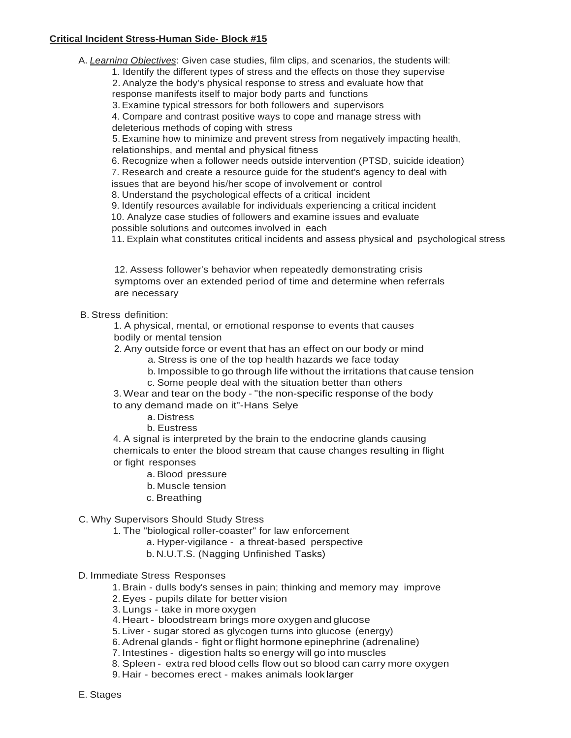**Critical Incident Stress-Human Side- Block #15**

A. *Learning Objectives*: Given case studies, film clips, and scenarios, the students will:

1. Identify the different types of stress and the effects on those they supervise
2. Analyze the body's physical response to stress and evaluate how that response manifests itself to major body parts and functions
3. Examine typical stressors for both followers and supervisors
4. Compare and contrast positive ways to cope and manage stress with deleterious methods of coping with stress
5. Examine how to minimize and prevent stress from negatively impacting health, relationships, and mental and physical fitness
6. Recognize when a follower needs outside intervention (PTSD, suicide ideation)
7. Research and create a resource guide for the student's agency to deal with issues that are beyond his/her scope of involvement or control
8. Understand the psychological effects of a critical incident
9. Identify resources available for individuals experiencing a critical incident
10. Analyze case studies of followers and examine issues and evaluate possible solutions and outcomes involved in each
11. Explain what constitutes critical incidents and assess physical and psychological stress
12. Assess follower's behavior when repeatedly demonstrating crisis symptoms over an extended period of time and determine when referrals are necessary

B. Stress definition:

1. A physical, mental, or emotional response to events that causes bodily or mental tension
2. Any outside force or event that has an effect on our body or mind
   a. Stress is one of the top health hazards we face today
   b. Impossible to go through life without the irritations that cause tension
   c. Some people deal with the situation better than others
3. Wear and tear on the body - "the non-specific response of the body to any demand made on it"-Hans Selye
   a. Distress
   b. Eustress
4. A signal is interpreted by the brain to the endocrine glands causing chemicals to enter the blood stream that cause changes resulting in flight or fight responses
   a. Blood pressure
   b. Muscle tension
   c. Breathing

C. Why Supervisors Should Study Stress

1. The "biological roller-coaster" for law enforcement
   a. Hyper-vigilance - a threat-based perspective
   b. N.U.T.S. (Nagging Unfinished Tasks)

D. Immediate Stress Responses

1. Brain - dulls body's senses in pain; thinking and memory may improve
2. Eyes - pupils dilate for better vision
3. Lungs - take in more oxygen
4. Heart - bloodstream brings more oxygen and glucose
5. Liver - sugar stored as glycogen turns into glucose (energy)
6. Adrenal glands - fight or flight hormone epinephrine (adrenaline)
7. Intestines - digestion halts so energy will go into muscles
8. Spleen - extra red blood cells flow out so blood can carry more oxygen
9. Hair - becomes erect - makes animals look larger

E. Stages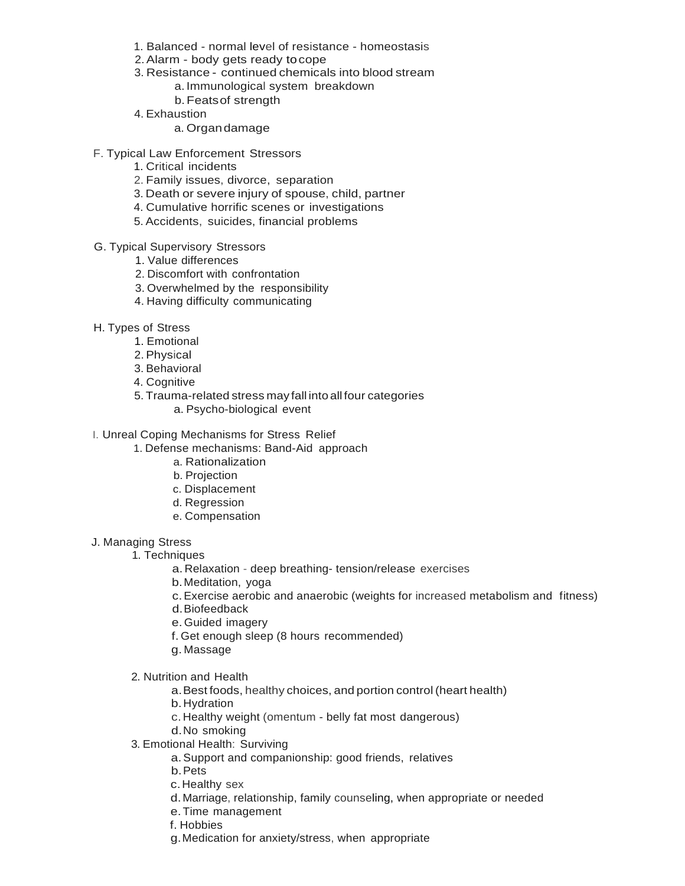1. Balanced - normal level of resistance - homeostasis
2. Alarm - body gets ready to cope
3. Resistance - continued chemicals into blood stream
    a. Immunological system breakdown
    b. Feats of strength
4. Exhaustion
    a. Organ damage

F. Typical Law Enforcement Stressors
1. Critical incidents
2. Family issues, divorce, separation
3. Death or severe injury of spouse, child, partner
4. Cumulative horrific scenes or investigations
5. Accidents, suicides, financial problems

G. Typical Supervisory Stressors
1. Value differences
2. Discomfort with confrontation
3. Overwhelmed by the responsibility
4. Having difficulty communicating

H. Types of Stress
1. Emotional
2. Physical
3. Behavioral
4. Cognitive
5. Trauma-related stress may fall into all four categories
    a. Psycho-biological event

I. Unreal Coping Mechanisms for Stress Relief
1. Defense mechanisms: Band-Aid approach
    a. Rationalization
    b. Projection
    c. Displacement
    d. Regression
    e. Compensation

J. Managing Stress
1. Techniques
    a. Relaxation - deep breathing- tension/release exercises
    b. Meditation, yoga
    c. Exercise aerobic and anaerobic (weights for increased metabolism and fitness)
    d. Biofeedback
    e. Guided imagery
    f. Get enough sleep (8 hours recommended)
    g. Massage

2. Nutrition and Health
    a. Best foods, healthy choices, and portion control (heart health)
    b. Hydration
    c. Healthy weight (omentum - belly fat most dangerous)
    d. No smoking
3. Emotional Health: Surviving
    a. Support and companionship: good friends, relatives
    b. Pets
    c. Healthy sex
    d. Marriage, relationship, family counseling, when appropriate or needed
    e. Time management
    f. Hobbies
    g. Medication for anxiety/stress, when appropriate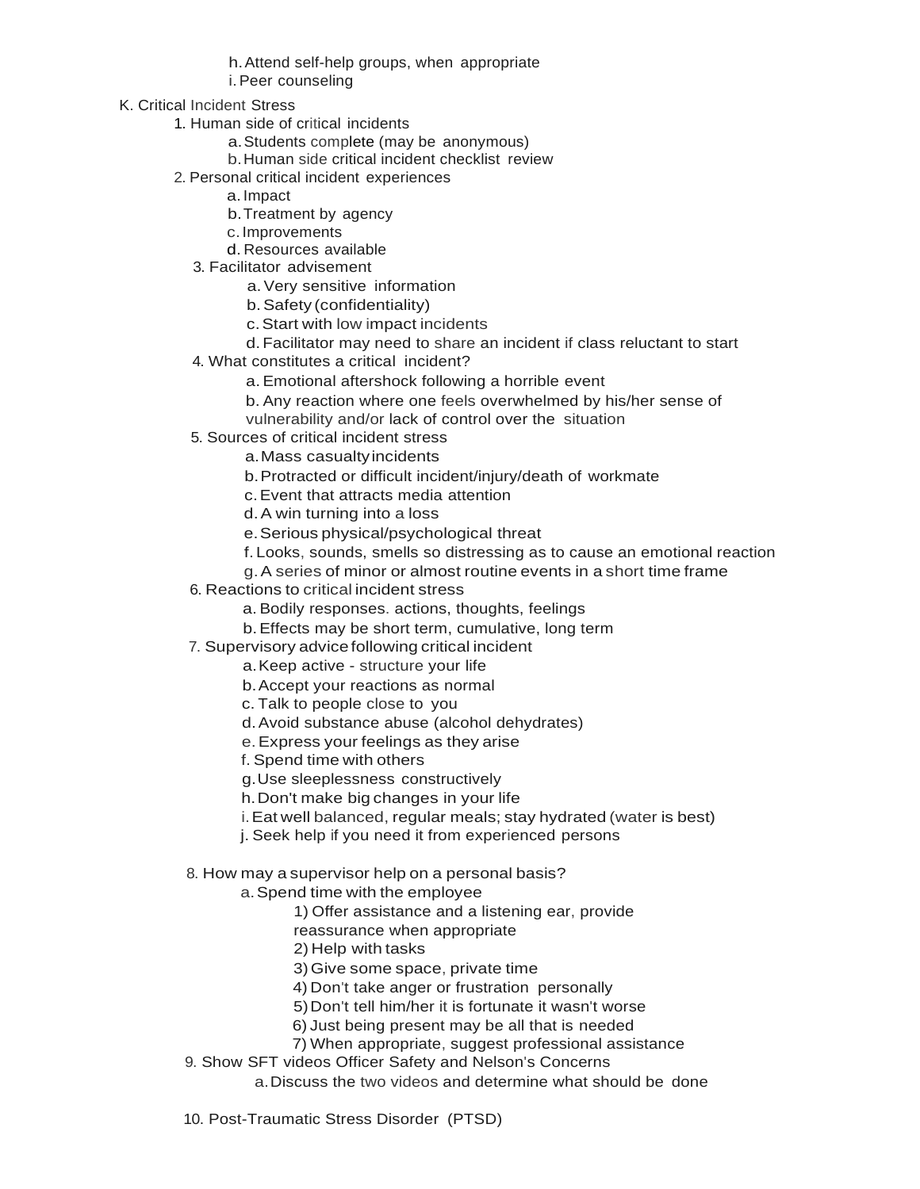h. Attend self-help groups, when appropriate
i. Peer counseling

K. Critical Incident Stress
1. Human side of critical incidents
   a. Students complete (may be anonymous)
   b. Human side critical incident checklist review
2. Personal critical incident experiences
   a. Impact
   b. Treatment by agency
   c. Improvements
   d. Resources available
3. Facilitator advisement
   a. Very sensitive information
   b. Safety (confidentiality)
   c. Start with low impact incidents
   d. Facilitator may need to share an incident if class reluctant to start
4. What constitutes a critical incident?
   a. Emotional aftershock following a horrible event
   b. Any reaction where one feels overwhelmed by his/her sense of vulnerability and/or lack of control over the situation
5. Sources of critical incident stress
   a. Mass casualty incidents
   b. Protracted or difficult incident/injury/death of workmate
   c. Event that attracts media attention
   d. A win turning into a loss
   e. Serious physical/psychological threat
   f. Looks, sounds, smells so distressing as to cause an emotional reaction
   g. A series of minor or almost routine events in a short time frame
6. Reactions to critical incident stress
   a. Bodily responses. actions, thoughts, feelings
   b. Effects may be short term, cumulative, long term
7. Supervisory advice following critical incident
   a. Keep active - structure your life
   b. Accept your reactions as normal
   c. Talk to people close to you
   d. Avoid substance abuse (alcohol dehydrates)
   e. Express your feelings as they arise
   f. Spend time with others
   g. Use sleeplessness constructively
   h. Don't make big changes in your life
   i. Eat well balanced, regular meals; stay hydrated (water is best)
   j. Seek help if you need it from experienced persons

8. How may a supervisor help on a personal basis?
   a. Spend time with the employee
      1) Offer assistance and a listening ear, provide reassurance when appropriate
      2) Help with tasks
      3) Give some space, private time
      4) Don't take anger or frustration personally
      5) Don't tell him/her it is fortunate it wasn't worse
      6) Just being present may be all that is needed
      7) When appropriate, suggest professional assistance
9. Show SFT videos Officer Safety and Nelson's Concerns
   a. Discuss the two videos and determine what should be done

10. Post-Traumatic Stress Disorder (PTSD)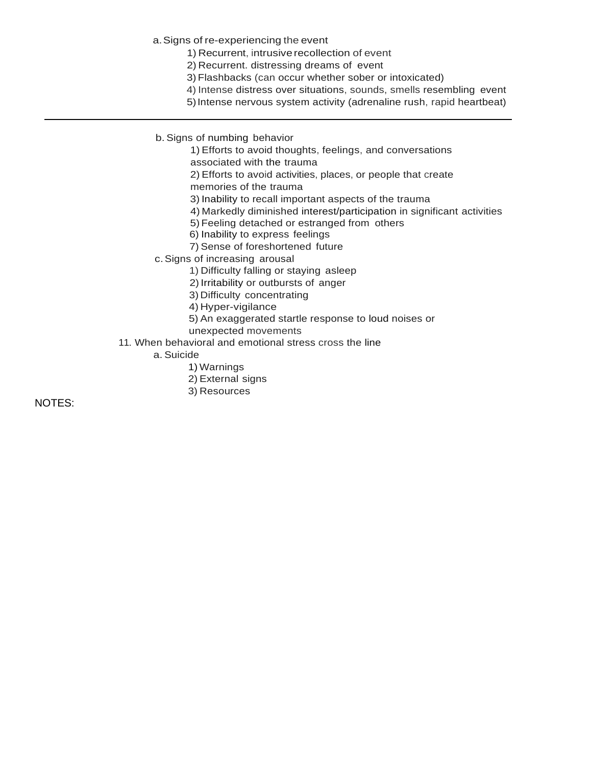a. Signs of re-experiencing the event
   1) Recurrent, intrusive recollection of event
   2) Recurrent. distressing dreams of event
   3) Flashbacks (can occur whether sober or intoxicated)
   4) Intense distress over situations, sounds, smells resembling event
   5) Intense nervous system activity (adrenaline rush, rapid heartbeat)

---

b. Signs of numbing behavior
   1) Efforts to avoid thoughts, feelings, and conversations associated with the trauma
   2) Efforts to avoid activities, places, or people that create memories of the trauma
   3) Inability to recall important aspects of the trauma
   4) Markedly diminished interest/participation in significant activities
   5) Feeling detached or estranged from others
   6) Inability to express feelings
   7) Sense of foreshortened future

c. Signs of increasing arousal
   1) Difficulty falling or staying asleep
   2) Irritability or outbursts of anger
   3) Difficulty concentrating
   4) Hyper-vigilance
   5) An exaggerated startle response to loud noises or unexpected movements

11. When behavioral and emotional stress cross the line
   a. Suicide
      1) Warnings
      2) External signs
      3) Resources

NOTES: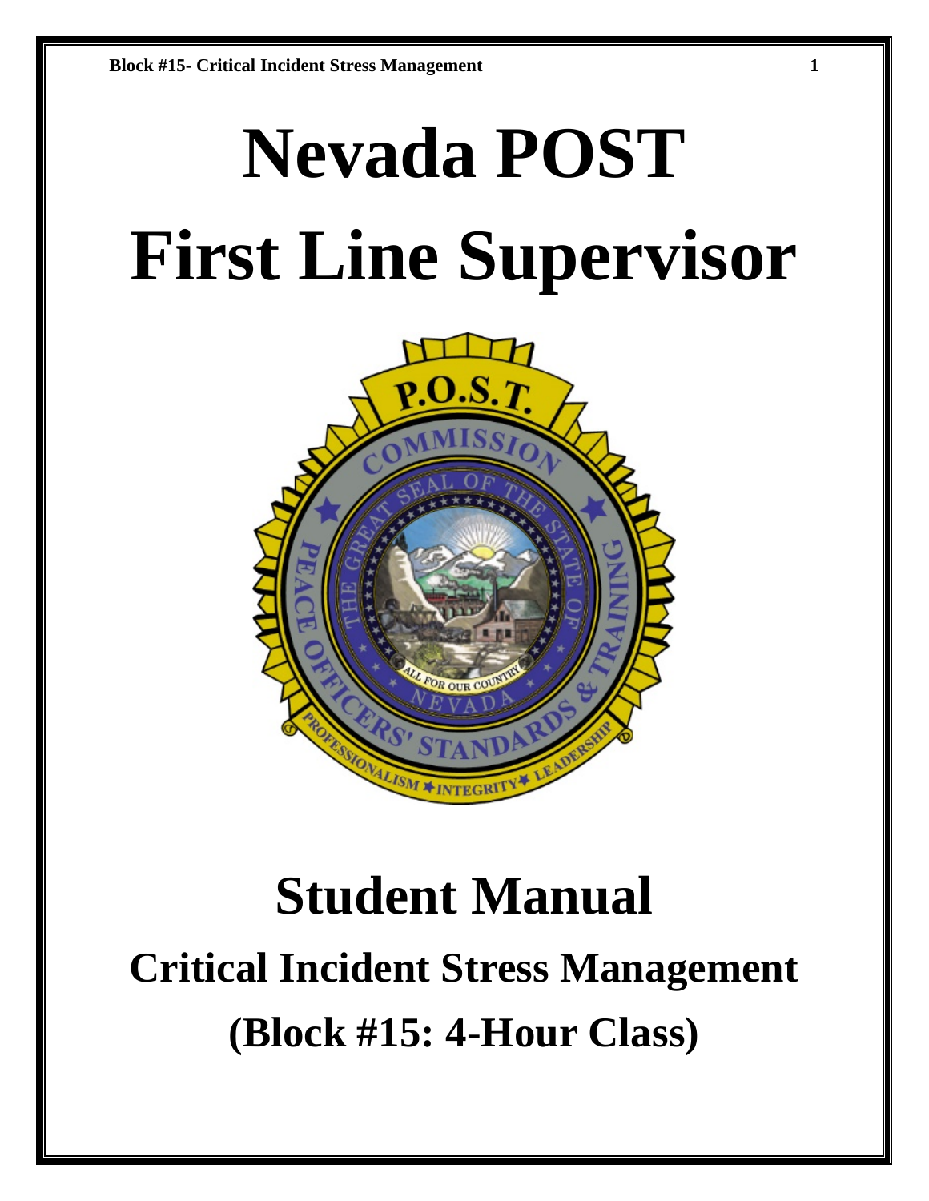# Nevada POST
# First Line Supervisor

# Student Manual

## Critical Incident Stress Management

## (Block #15: 4-Hour Class)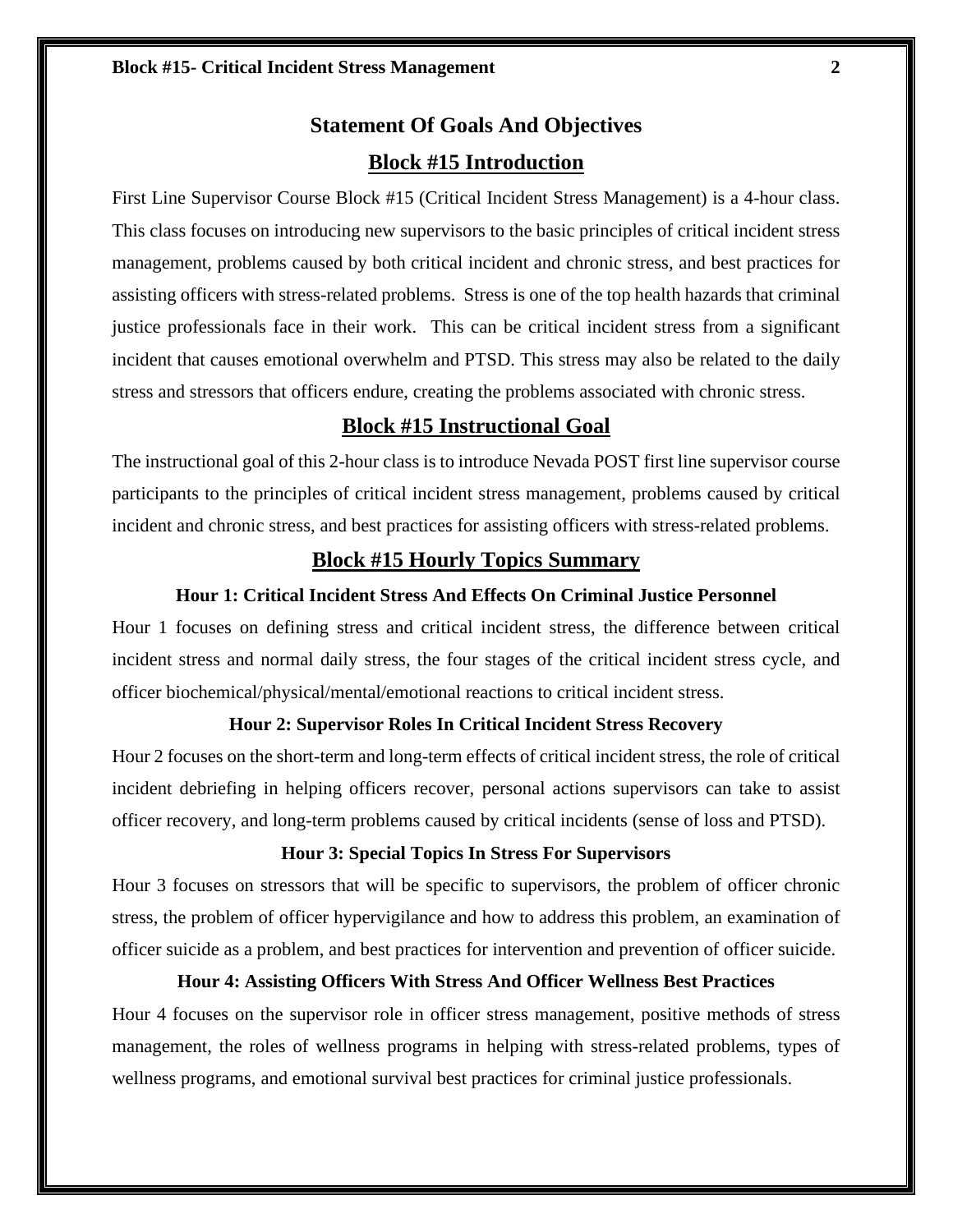## Statement Of Goals And Objectives

### Block #15 Introduction

First Line Supervisor Course Block #15 (Critical Incident Stress Management) is a 4-hour class. This class focuses on introducing new supervisors to the basic principles of critical incident stress management, problems caused by both critical incident and chronic stress, and best practices for assisting officers with stress-related problems. Stress is one of the top health hazards that criminal justice professionals face in their work. This can be critical incident stress from a significant incident that causes emotional overwhelm and PTSD. This stress may also be related to the daily stress and stressors that officers endure, creating the problems associated with chronic stress.

### Block #15 Instructional Goal

The instructional goal of this 2-hour class is to introduce Nevada POST first line supervisor course participants to the principles of critical incident stress management, problems caused by critical incident and chronic stress, and best practices for assisting officers with stress-related problems.

### Block #15 Hourly Topics Summary

#### Hour 1: Critical Incident Stress And Effects On Criminal Justice Personnel

Hour 1 focuses on defining stress and critical incident stress, the difference between critical incident stress and normal daily stress, the four stages of the critical incident stress cycle, and officer biochemical/physical/mental/emotional reactions to critical incident stress.

#### Hour 2: Supervisor Roles In Critical Incident Stress Recovery

Hour 2 focuses on the short-term and long-term effects of critical incident stress, the role of critical incident debriefing in helping officers recover, personal actions supervisors can take to assist officer recovery, and long-term problems caused by critical incidents (sense of loss and PTSD).

#### Hour 3: Special Topics In Stress For Supervisors

Hour 3 focuses on stressors that will be specific to supervisors, the problem of officer chronic stress, the problem of officer hypervigilance and how to address this problem, an examination of officer suicide as a problem, and best practices for intervention and prevention of officer suicide.

#### Hour 4: Assisting Officers With Stress And Officer Wellness Best Practices

Hour 4 focuses on the supervisor role in officer stress management, positive methods of stress management, the roles of wellness programs in helping with stress-related problems, types of wellness programs, and emotional survival best practices for criminal justice professionals.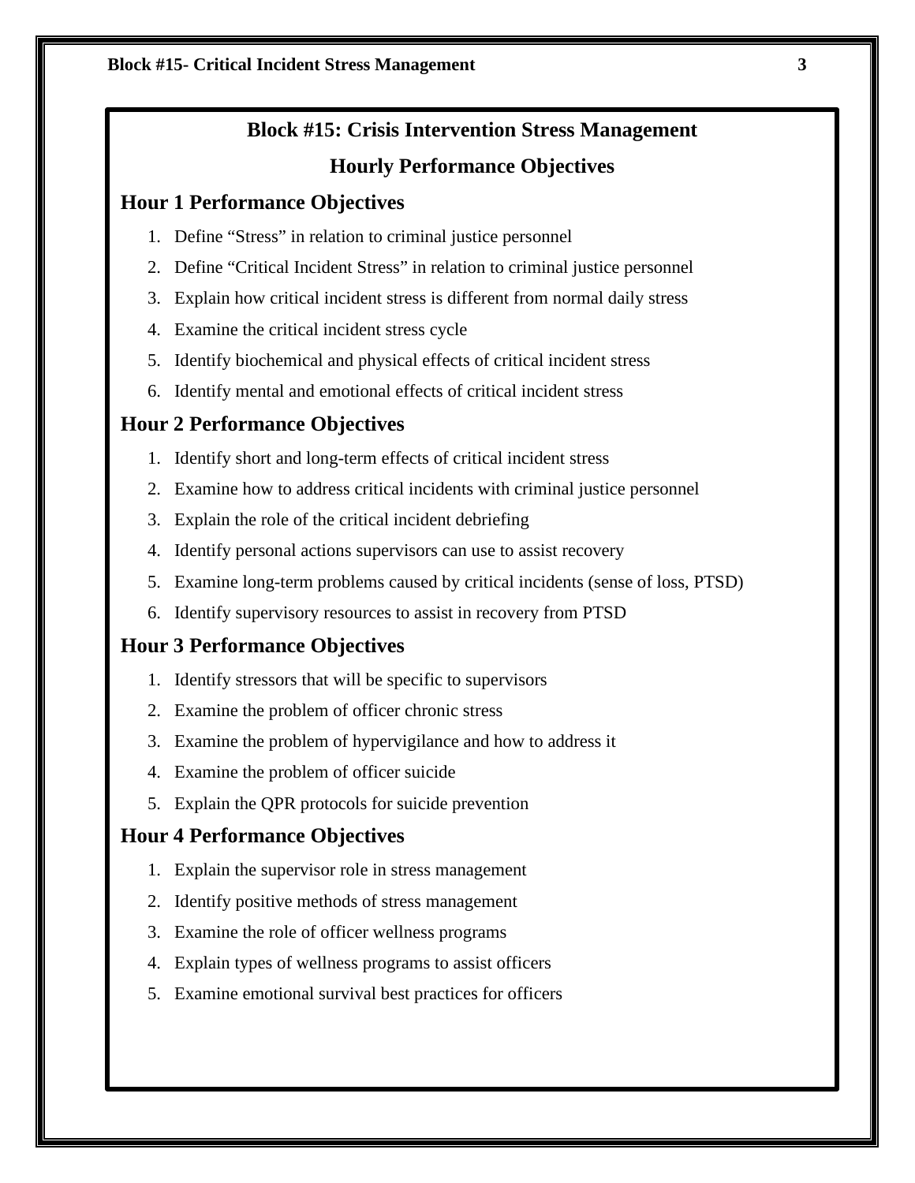## Block #15: Crisis Intervention Stress Management

## Hourly Performance Objectives

### Hour 1 Performance Objectives

1. Define “Stress” in relation to criminal justice personnel
2. Define “Critical Incident Stress” in relation to criminal justice personnel
3. Explain how critical incident stress is different from normal daily stress
4. Examine the critical incident stress cycle
5. Identify biochemical and physical effects of critical incident stress
6. Identify mental and emotional effects of critical incident stress

### Hour 2 Performance Objectives

1. Identify short and long-term effects of critical incident stress
2. Examine how to address critical incidents with criminal justice personnel
3. Explain the role of the critical incident debriefing
4. Identify personal actions supervisors can use to assist recovery
5. Examine long-term problems caused by critical incidents (sense of loss, PTSD)
6. Identify supervisory resources to assist in recovery from PTSD

### Hour 3 Performance Objectives

1. Identify stressors that will be specific to supervisors
2. Examine the problem of officer chronic stress
3. Examine the problem of hypervigilance and how to address it
4. Examine the problem of officer suicide
5. Explain the QPR protocols for suicide prevention

### Hour 4 Performance Objectives

1. Explain the supervisor role in stress management
2. Identify positive methods of stress management
3. Examine the role of officer wellness programs
4. Explain types of wellness programs to assist officers
5. Examine emotional survival best practices for officers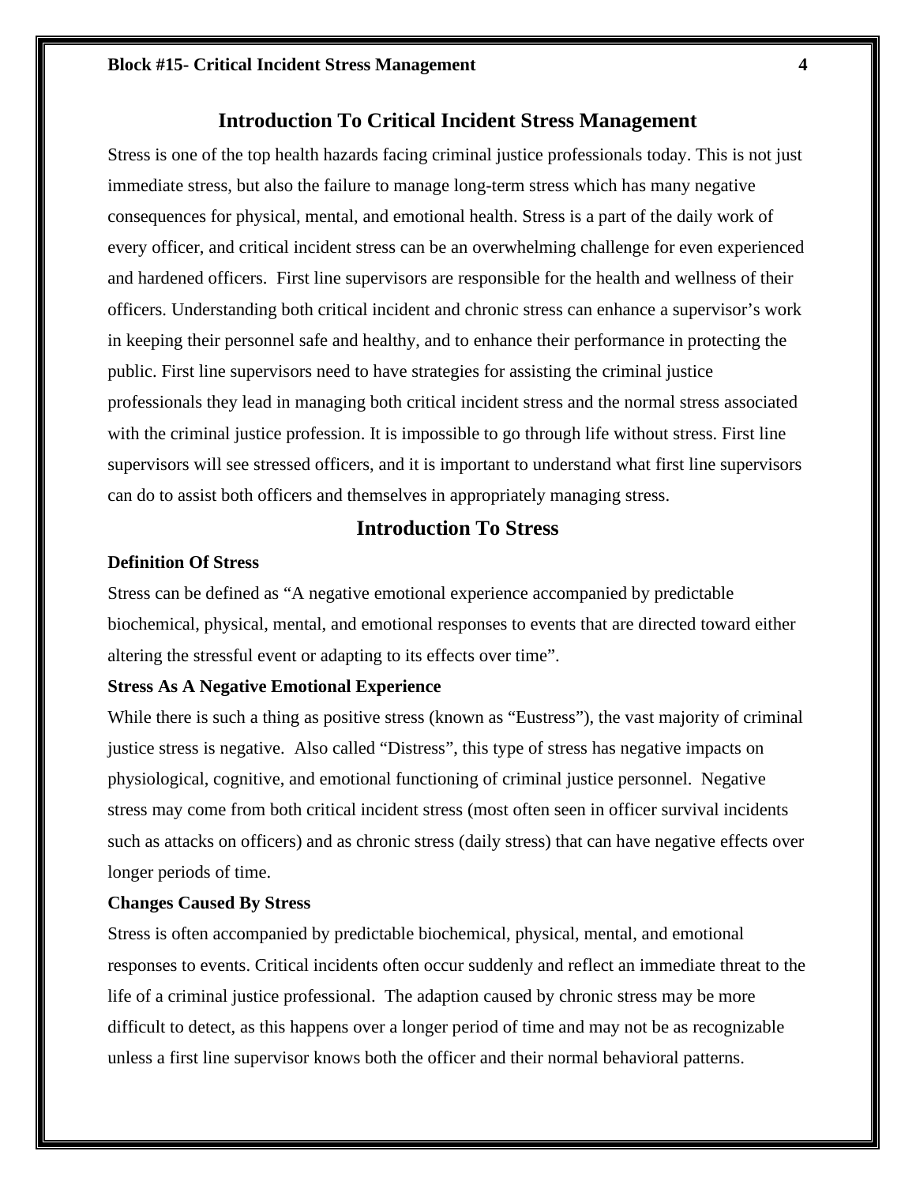## Introduction To Critical Incident Stress Management

Stress is one of the top health hazards facing criminal justice professionals today. This is not just immediate stress, but also the failure to manage long-term stress which has many negative consequences for physical, mental, and emotional health. Stress is a part of the daily work of every officer, and critical incident stress can be an overwhelming challenge for even experienced and hardened officers. First line supervisors are responsible for the health and wellness of their officers. Understanding both critical incident and chronic stress can enhance a supervisor's work in keeping their personnel safe and healthy, and to enhance their performance in protecting the public. First line supervisors need to have strategies for assisting the criminal justice professionals they lead in managing both critical incident stress and the normal stress associated with the criminal justice profession. It is impossible to go through life without stress. First line supervisors will see stressed officers, and it is important to understand what first line supervisors can do to assist both officers and themselves in appropriately managing stress.

## Introduction To Stress

### Definition Of Stress

Stress can be defined as "A negative emotional experience accompanied by predictable biochemical, physical, mental, and emotional responses to events that are directed toward either altering the stressful event or adapting to its effects over time".

### Stress As A Negative Emotional Experience

While there is such a thing as positive stress (known as "Eustress"), the vast majority of criminal justice stress is negative. Also called "Distress", this type of stress has negative impacts on physiological, cognitive, and emotional functioning of criminal justice personnel. Negative stress may come from both critical incident stress (most often seen in officer survival incidents such as attacks on officers) and as chronic stress (daily stress) that can have negative effects over longer periods of time.

### Changes Caused By Stress

Stress is often accompanied by predictable biochemical, physical, mental, and emotional responses to events. Critical incidents often occur suddenly and reflect an immediate threat to the life of a criminal justice professional. The adaption caused by chronic stress may be more difficult to detect, as this happens over a longer period of time and may not be as recognizable unless a first line supervisor knows both the officer and their normal behavioral patterns.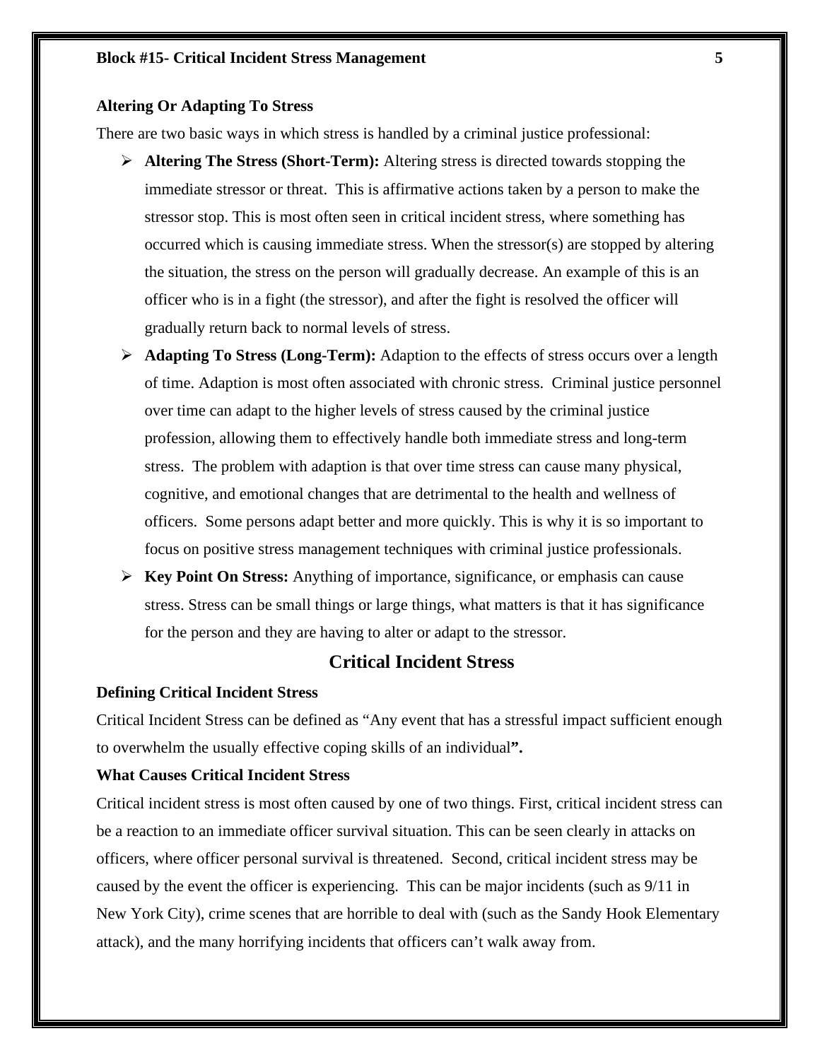**Altering Or Adapting To Stress**

There are two basic ways in which stress is handled by a criminal justice professional:

- **Altering The Stress (Short-Term):** Altering stress is directed towards stopping the immediate stressor or threat. This is affirmative actions taken by a person to make the stressor stop. This is most often seen in critical incident stress, where something has occurred which is causing immediate stress. When the stressor(s) are stopped by altering the situation, the stress on the person will gradually decrease. An example of this is an officer who is in a fight (the stressor), and after the fight is resolved the officer will gradually return back to normal levels of stress.
- **Adapting To Stress (Long-Term):** Adaption to the effects of stress occurs over a length of time. Adaption is most often associated with chronic stress. Criminal justice personnel over time can adapt to the higher levels of stress caused by the criminal justice profession, allowing them to effectively handle both immediate stress and long-term stress. The problem with adaption is that over time stress can cause many physical, cognitive, and emotional changes that are detrimental to the health and wellness of officers. Some persons adapt better and more quickly. This is why it is so important to focus on positive stress management techniques with criminal justice professionals.
- **Key Point On Stress:** Anything of importance, significance, or emphasis can cause stress. Stress can be small things or large things, what matters is that it has significance for the person and they are having to alter or adapt to the stressor.

## Critical Incident Stress

**Defining Critical Incident Stress**

Critical Incident Stress can be defined as "Any event that has a stressful impact sufficient enough to overwhelm the usually effective coping skills of an individual**".**

**What Causes Critical Incident Stress**

Critical incident stress is most often caused by one of two things. First, critical incident stress can be a reaction to an immediate officer survival situation. This can be seen clearly in attacks on officers, where officer personal survival is threatened. Second, critical incident stress may be caused by the event the officer is experiencing. This can be major incidents (such as 9/11 in New York City), crime scenes that are horrible to deal with (such as the Sandy Hook Elementary attack), and the many horrifying incidents that officers can't walk away from.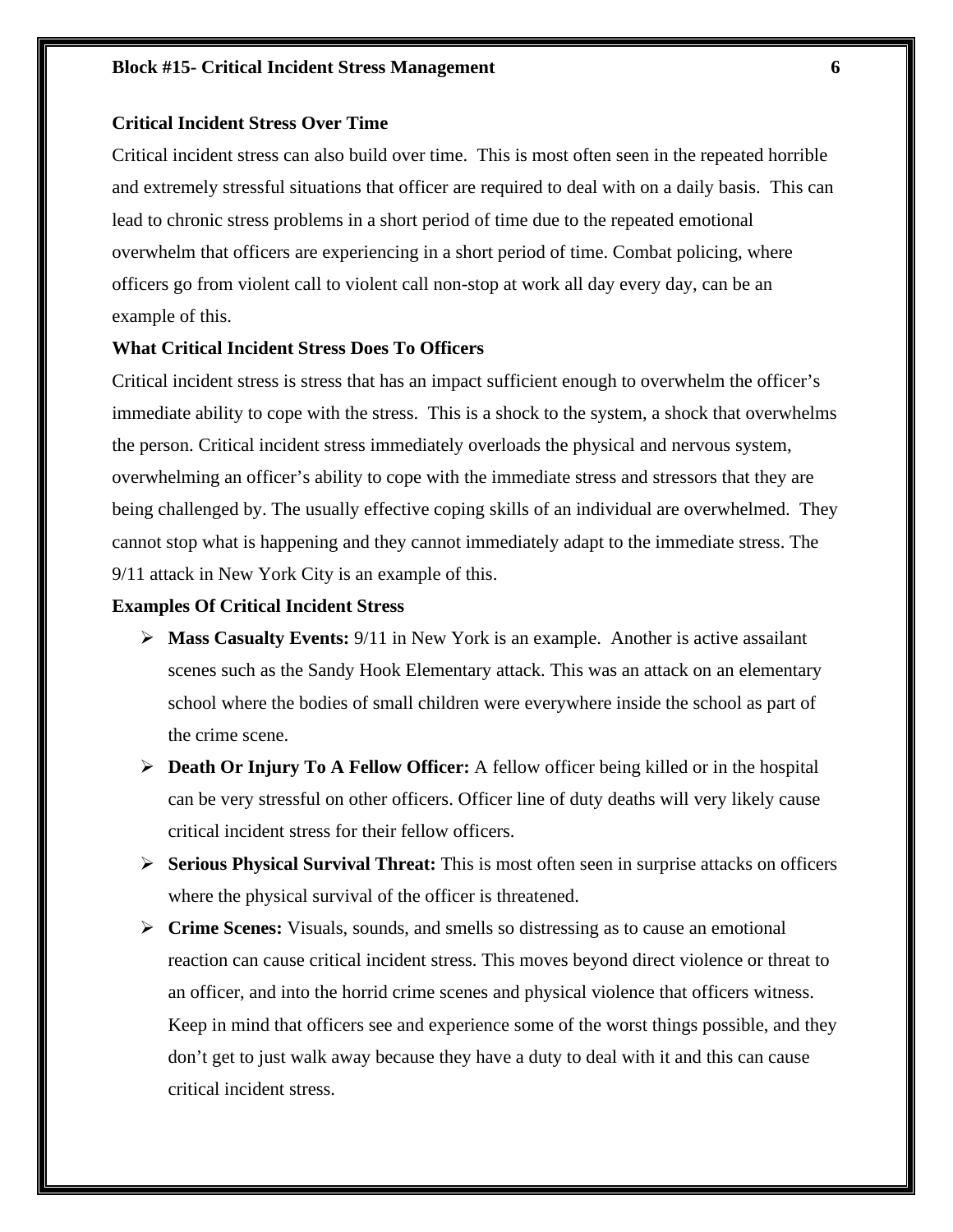### Critical Incident Stress Over Time

Critical incident stress can also build over time. This is most often seen in the repeated horrible and extremely stressful situations that officer are required to deal with on a daily basis. This can lead to chronic stress problems in a short period of time due to the repeated emotional overwhelm that officers are experiencing in a short period of time. Combat policing, where officers go from violent call to violent call non-stop at work all day every day, can be an example of this.

### What Critical Incident Stress Does To Officers

Critical incident stress is stress that has an impact sufficient enough to overwhelm the officer's immediate ability to cope with the stress. This is a shock to the system, a shock that overwhelms the person. Critical incident stress immediately overloads the physical and nervous system, overwhelming an officer's ability to cope with the immediate stress and stressors that they are being challenged by. The usually effective coping skills of an individual are overwhelmed. They cannot stop what is happening and they cannot immediately adapt to the immediate stress. The 9/11 attack in New York City is an example of this.

### Examples Of Critical Incident Stress

- **Mass Casualty Events:** 9/11 in New York is an example. Another is active assailant scenes such as the Sandy Hook Elementary attack. This was an attack on an elementary school where the bodies of small children were everywhere inside the school as part of the crime scene.
- **Death Or Injury To A Fellow Officer:** A fellow officer being killed or in the hospital can be very stressful on other officers. Officer line of duty deaths will very likely cause critical incident stress for their fellow officers.
- **Serious Physical Survival Threat:** This is most often seen in surprise attacks on officers where the physical survival of the officer is threatened.
- **Crime Scenes:** Visuals, sounds, and smells so distressing as to cause an emotional reaction can cause critical incident stress. This moves beyond direct violence or threat to an officer, and into the horrid crime scenes and physical violence that officers witness. Keep in mind that officers see and experience some of the worst things possible, and they don't get to just walk away because they have a duty to deal with it and this can cause critical incident stress.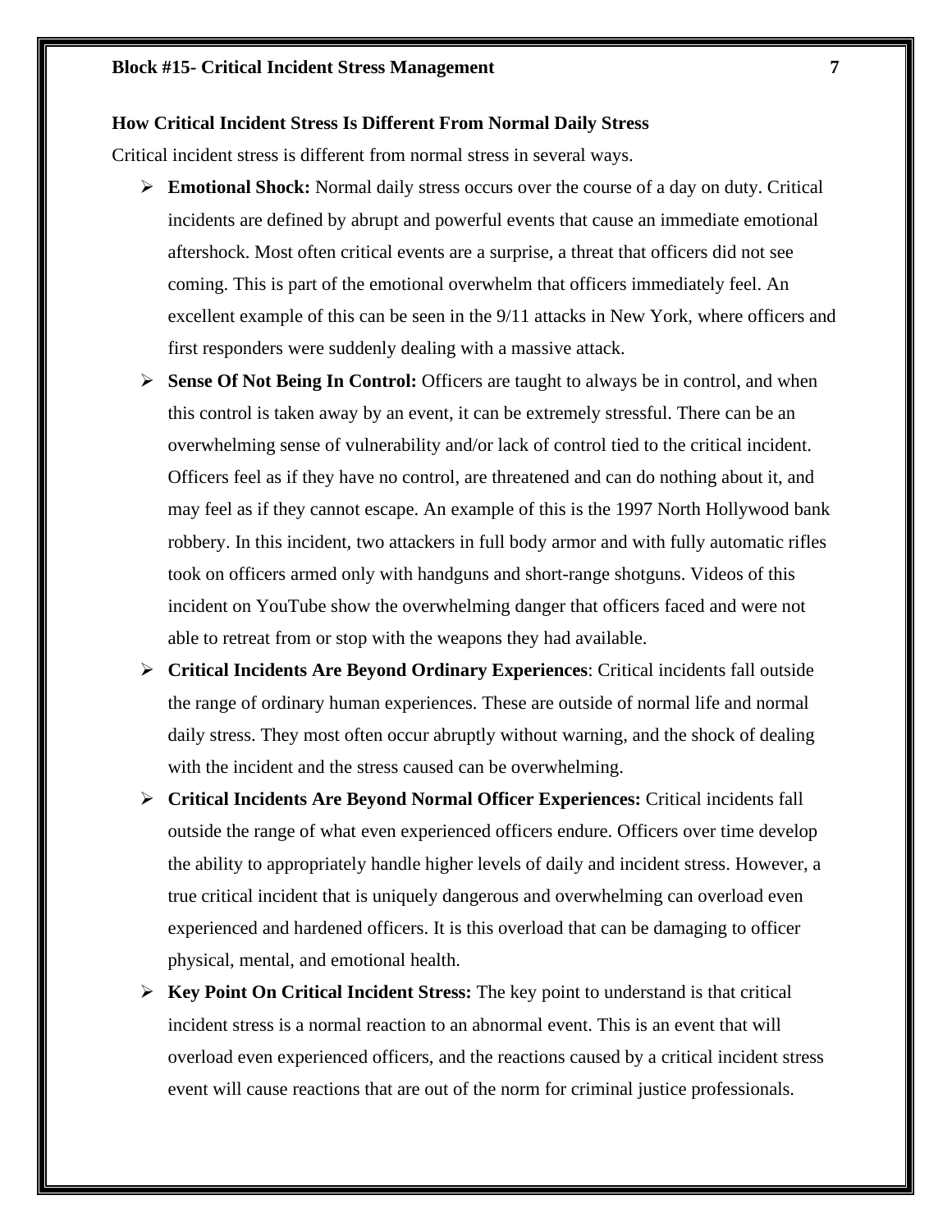### How Critical Incident Stress Is Different From Normal Daily Stress

Critical incident stress is different from normal stress in several ways.

- **Emotional Shock:** Normal daily stress occurs over the course of a day on duty. Critical incidents are defined by abrupt and powerful events that cause an immediate emotional aftershock. Most often critical events are a surprise, a threat that officers did not see coming. This is part of the emotional overwhelm that officers immediately feel. An excellent example of this can be seen in the 9/11 attacks in New York, where officers and first responders were suddenly dealing with a massive attack.
- **Sense Of Not Being In Control:** Officers are taught to always be in control, and when this control is taken away by an event, it can be extremely stressful. There can be an overwhelming sense of vulnerability and/or lack of control tied to the critical incident. Officers feel as if they have no control, are threatened and can do nothing about it, and may feel as if they cannot escape. An example of this is the 1997 North Hollywood bank robbery. In this incident, two attackers in full body armor and with fully automatic rifles took on officers armed only with handguns and short-range shotguns. Videos of this incident on YouTube show the overwhelming danger that officers faced and were not able to retreat from or stop with the weapons they had available.
- **Critical Incidents Are Beyond Ordinary Experiences**: Critical incidents fall outside the range of ordinary human experiences. These are outside of normal life and normal daily stress. They most often occur abruptly without warning, and the shock of dealing with the incident and the stress caused can be overwhelming.
- **Critical Incidents Are Beyond Normal Officer Experiences:** Critical incidents fall outside the range of what even experienced officers endure. Officers over time develop the ability to appropriately handle higher levels of daily and incident stress. However, a true critical incident that is uniquely dangerous and overwhelming can overload even experienced and hardened officers. It is this overload that can be damaging to officer physical, mental, and emotional health.
- **Key Point On Critical Incident Stress:** The key point to understand is that critical incident stress is a normal reaction to an abnormal event. This is an event that will overload even experienced officers, and the reactions caused by a critical incident stress event will cause reactions that are out of the norm for criminal justice professionals.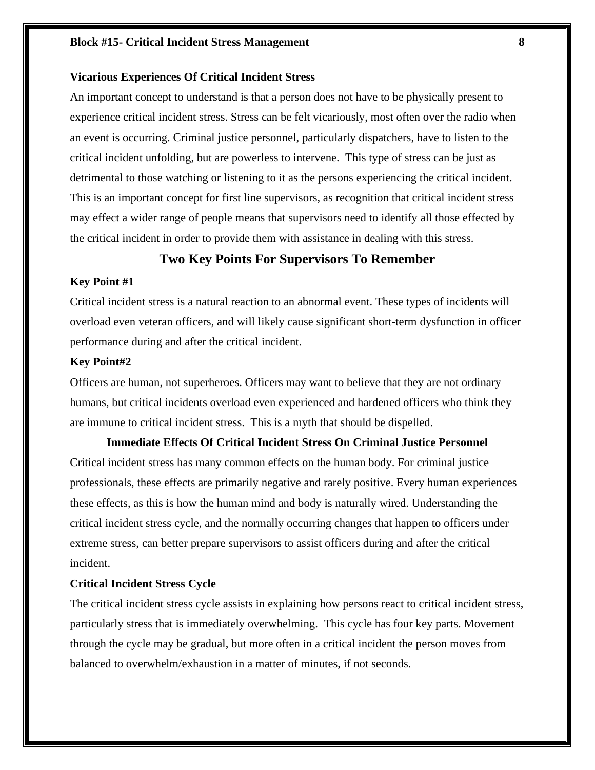### Vicarious Experiences Of Critical Incident Stress

An important concept to understand is that a person does not have to be physically present to experience critical incident stress. Stress can be felt vicariously, most often over the radio when an event is occurring. Criminal justice personnel, particularly dispatchers, have to listen to the critical incident unfolding, but are powerless to intervene. This type of stress can be just as detrimental to those watching or listening to it as the persons experiencing the critical incident. This is an important concept for first line supervisors, as recognition that critical incident stress may effect a wider range of people means that supervisors need to identify all those effected by the critical incident in order to provide them with assistance in dealing with this stress.

## Two Key Points For Supervisors To Remember

### Key Point #1

Critical incident stress is a natural reaction to an abnormal event. These types of incidents will overload even veteran officers, and will likely cause significant short-term dysfunction in officer performance during and after the critical incident.

### Key Point#2

Officers are human, not superheroes. Officers may want to believe that they are not ordinary humans, but critical incidents overload even experienced and hardened officers who think they are immune to critical incident stress. This is a myth that should be dispelled.

### Immediate Effects Of Critical Incident Stress On Criminal Justice Personnel

Critical incident stress has many common effects on the human body. For criminal justice professionals, these effects are primarily negative and rarely positive. Every human experiences these effects, as this is how the human mind and body is naturally wired. Understanding the critical incident stress cycle, and the normally occurring changes that happen to officers under extreme stress, can better prepare supervisors to assist officers during and after the critical incident.

### Critical Incident Stress Cycle

The critical incident stress cycle assists in explaining how persons react to critical incident stress, particularly stress that is immediately overwhelming. This cycle has four key parts. Movement through the cycle may be gradual, but more often in a critical incident the person moves from balanced to overwhelm/exhaustion in a matter of minutes, if not seconds.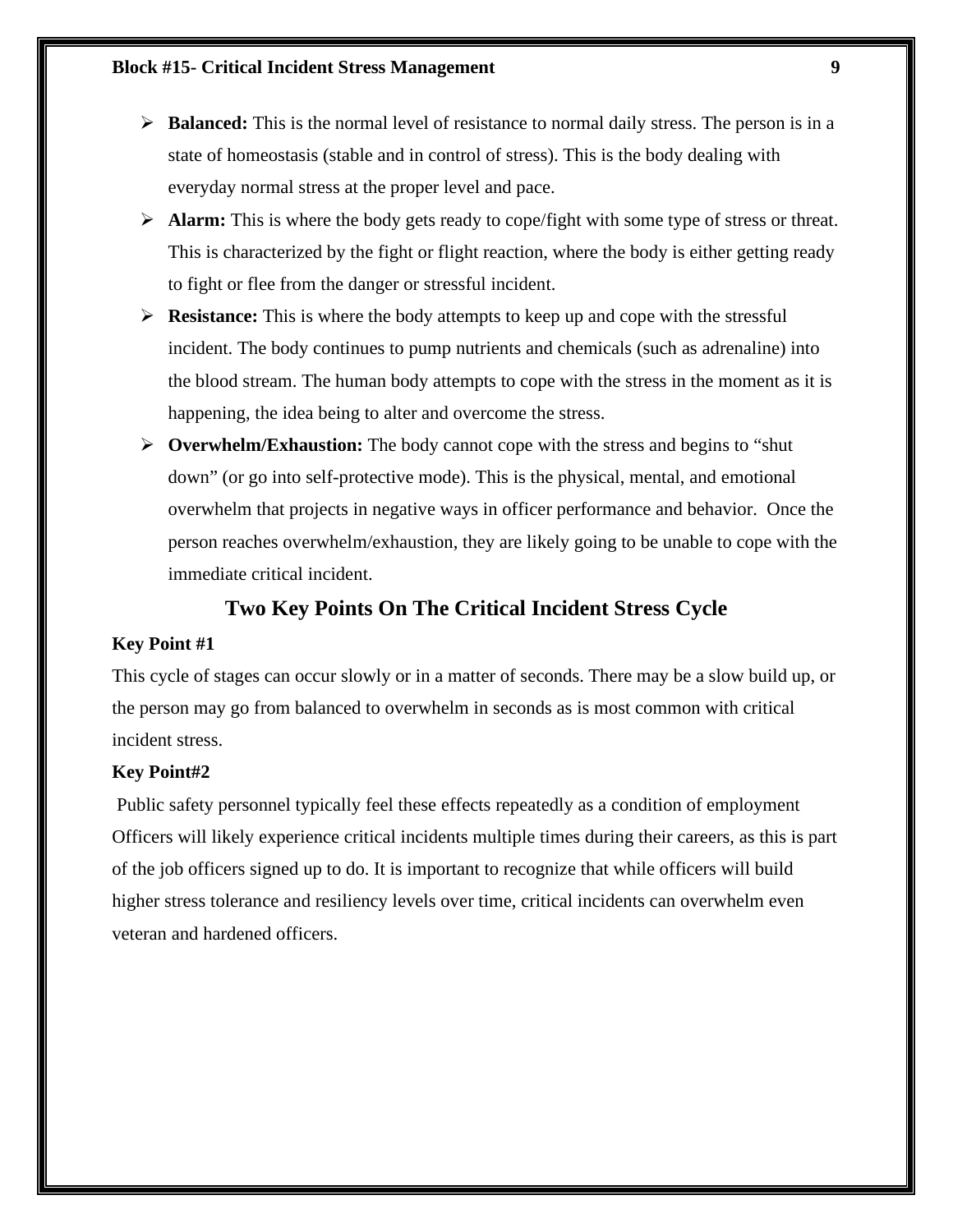- **Balanced:** This is the normal level of resistance to normal daily stress. The person is in a state of homeostasis (stable and in control of stress). This is the body dealing with everyday normal stress at the proper level and pace.
- **Alarm:** This is where the body gets ready to cope/fight with some type of stress or threat. This is characterized by the fight or flight reaction, where the body is either getting ready to fight or flee from the danger or stressful incident.
- **Resistance:** This is where the body attempts to keep up and cope with the stressful incident. The body continues to pump nutrients and chemicals (such as adrenaline) into the blood stream. The human body attempts to cope with the stress in the moment as it is happening, the idea being to alter and overcome the stress.
- **Overwhelm/Exhaustion:** The body cannot cope with the stress and begins to "shut down" (or go into self-protective mode). This is the physical, mental, and emotional overwhelm that projects in negative ways in officer performance and behavior. Once the person reaches overwhelm/exhaustion, they are likely going to be unable to cope with the immediate critical incident.

## Two Key Points On The Critical Incident Stress Cycle

**Key Point #1**

This cycle of stages can occur slowly or in a matter of seconds. There may be a slow build up, or the person may go from balanced to overwhelm in seconds as is most common with critical incident stress.

**Key Point#2**

Public safety personnel typically feel these effects repeatedly as a condition of employment Officers will likely experience critical incidents multiple times during their careers, as this is part of the job officers signed up to do. It is important to recognize that while officers will build higher stress tolerance and resiliency levels over time, critical incidents can overwhelm even veteran and hardened officers.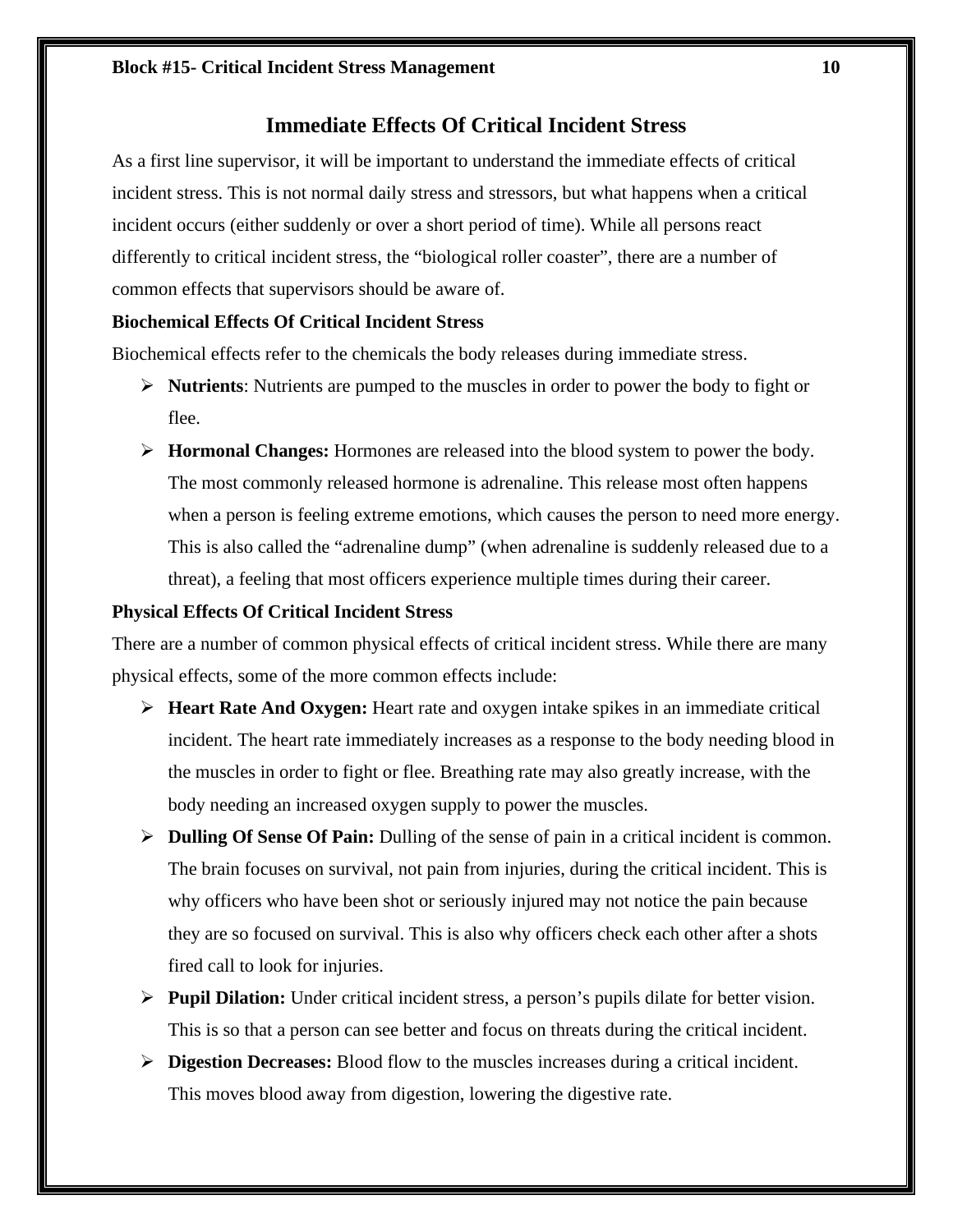## Immediate Effects Of Critical Incident Stress

As a first line supervisor, it will be important to understand the immediate effects of critical incident stress. This is not normal daily stress and stressors, but what happens when a critical incident occurs (either suddenly or over a short period of time). While all persons react differently to critical incident stress, the "biological roller coaster", there are a number of common effects that supervisors should be aware of.

**Biochemical Effects Of Critical Incident Stress**

Biochemical effects refer to the chemicals the body releases during immediate stress.

- **Nutrients**: Nutrients are pumped to the muscles in order to power the body to fight or flee.
- **Hormonal Changes:** Hormones are released into the blood system to power the body. The most commonly released hormone is adrenaline. This release most often happens when a person is feeling extreme emotions, which causes the person to need more energy. This is also called the "adrenaline dump" (when adrenaline is suddenly released due to a threat), a feeling that most officers experience multiple times during their career.

**Physical Effects Of Critical Incident Stress**

There are a number of common physical effects of critical incident stress. While there are many physical effects, some of the more common effects include:

- **Heart Rate And Oxygen:** Heart rate and oxygen intake spikes in an immediate critical incident. The heart rate immediately increases as a response to the body needing blood in the muscles in order to fight or flee. Breathing rate may also greatly increase, with the body needing an increased oxygen supply to power the muscles.
- **Dulling Of Sense Of Pain:** Dulling of the sense of pain in a critical incident is common. The brain focuses on survival, not pain from injuries, during the critical incident. This is why officers who have been shot or seriously injured may not notice the pain because they are so focused on survival. This is also why officers check each other after a shots fired call to look for injuries.
- **Pupil Dilation:** Under critical incident stress, a person's pupils dilate for better vision. This is so that a person can see better and focus on threats during the critical incident.
- **Digestion Decreases:** Blood flow to the muscles increases during a critical incident. This moves blood away from digestion, lowering the digestive rate.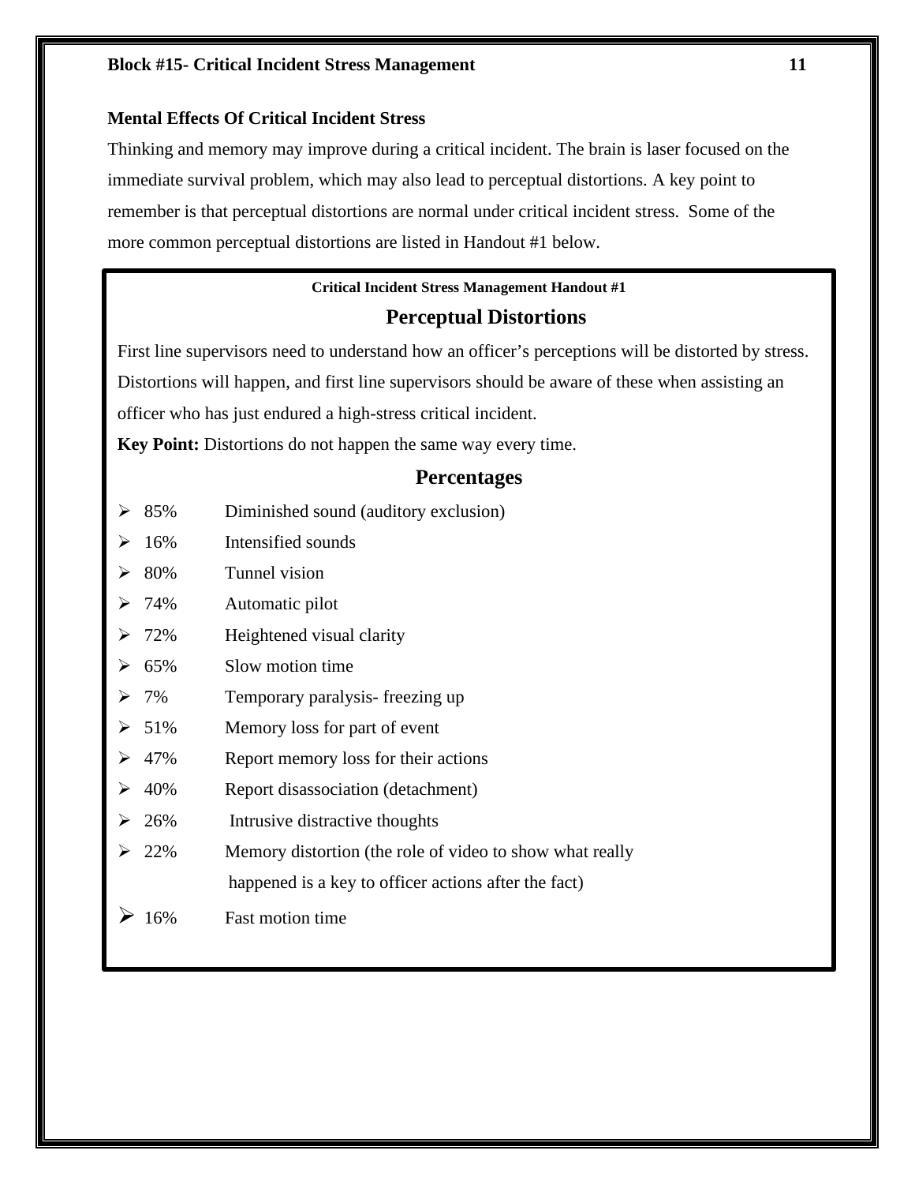**Mental Effects Of Critical Incident Stress**

Thinking and memory may improve during a critical incident. The brain is laser focused on the immediate survival problem, which may also lead to perceptual distortions. A key point to remember is that perceptual distortions are normal under critical incident stress. Some of the more common perceptual distortions are listed in Handout #1 below.

**Critical Incident Stress Management Handout #1**

## Perceptual Distortions

First line supervisors need to understand how an officer's perceptions will be distorted by stress. Distortions will happen, and first line supervisors should be aware of these when assisting an officer who has just endured a high-stress critical incident.

**Key Point:** Distortions do not happen the same way every time.

### Percentages

- 85% Diminished sound (auditory exclusion)
- 16% Intensified sounds
- 80% Tunnel vision
- 74% Automatic pilot
- 72% Heightened visual clarity
- 65% Slow motion time
- 7% Temporary paralysis- freezing up
- 51% Memory loss for part of event
- 47% Report memory loss for their actions
- 40% Report disassociation (detachment)
- 26% Intrusive distractive thoughts
- 22% Memory distortion (the role of video to show what really happened is a key to officer actions after the fact)
- 16% Fast motion time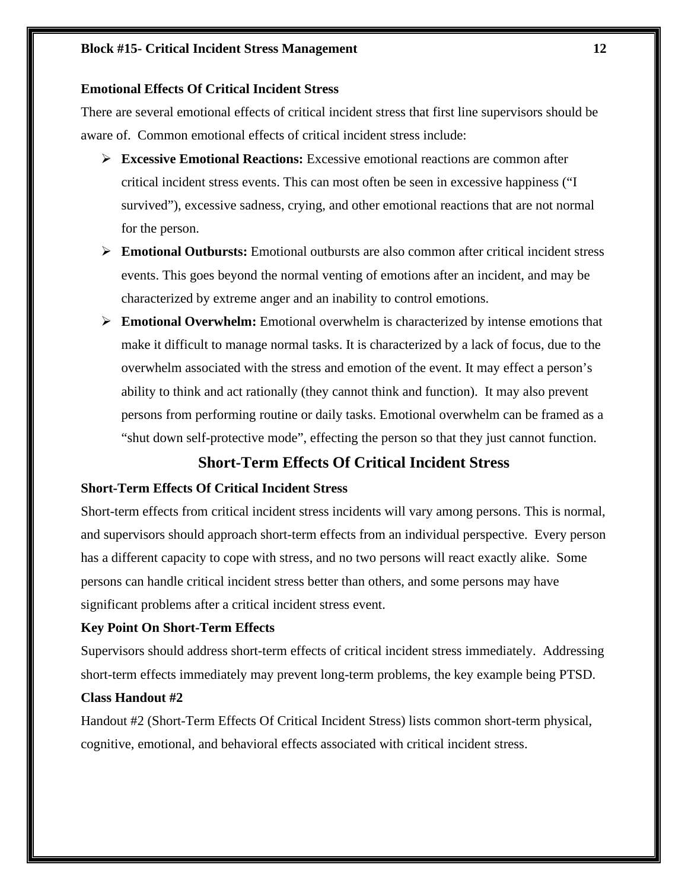**Emotional Effects Of Critical Incident Stress**

There are several emotional effects of critical incident stress that first line supervisors should be aware of. Common emotional effects of critical incident stress include:

- **Excessive Emotional Reactions:** Excessive emotional reactions are common after critical incident stress events. This can most often be seen in excessive happiness ("I survived"), excessive sadness, crying, and other emotional reactions that are not normal for the person.
- **Emotional Outbursts:** Emotional outbursts are also common after critical incident stress events. This goes beyond the normal venting of emotions after an incident, and may be characterized by extreme anger and an inability to control emotions.
- **Emotional Overwhelm:** Emotional overwhelm is characterized by intense emotions that make it difficult to manage normal tasks. It is characterized by a lack of focus, due to the overwhelm associated with the stress and emotion of the event. It may effect a person's ability to think and act rationally (they cannot think and function). It may also prevent persons from performing routine or daily tasks. Emotional overwhelm can be framed as a "shut down self-protective mode", effecting the person so that they just cannot function.

## Short-Term Effects Of Critical Incident Stress

**Short-Term Effects Of Critical Incident Stress**

Short-term effects from critical incident stress incidents will vary among persons. This is normal, and supervisors should approach short-term effects from an individual perspective. Every person has a different capacity to cope with stress, and no two persons will react exactly alike. Some persons can handle critical incident stress better than others, and some persons may have significant problems after a critical incident stress event.

**Key Point On Short-Term Effects**

Supervisors should address short-term effects of critical incident stress immediately. Addressing short-term effects immediately may prevent long-term problems, the key example being PTSD.

**Class Handout #2**

Handout #2 (Short-Term Effects Of Critical Incident Stress) lists common short-term physical, cognitive, emotional, and behavioral effects associated with critical incident stress.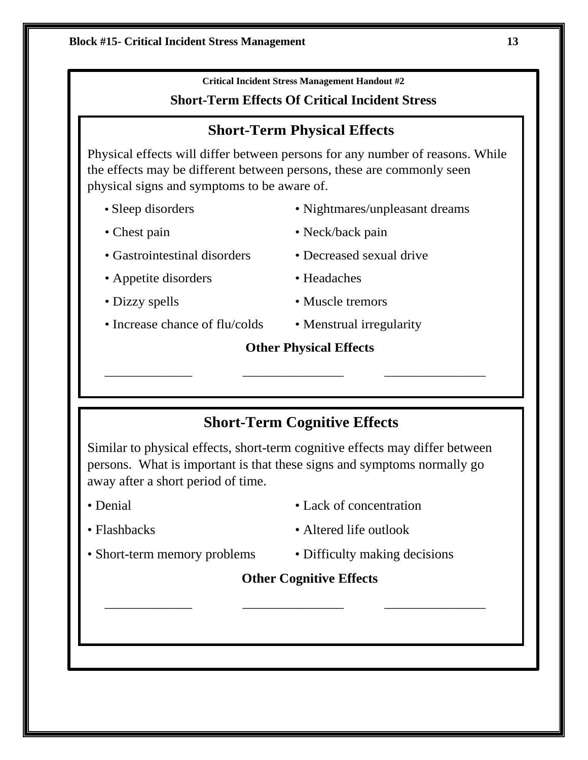**Critical Incident Stress Management Handout #2**

## Short-Term Effects Of Critical Incident Stress

### Short-Term Physical Effects

Physical effects will differ between persons for any number of reasons. While the effects may be different between persons, these are commonly seen physical signs and symptoms to be aware of.

- Sleep disorders
- Nightmares/unpleasant dreams
- Chest pain
- Neck/back pain
- Gastrointestinal disorders
- Decreased sexual drive
- Appetite disorders
- Headaches
- Dizzy spells
- Muscle tremors
- Increase chance of flu/colds
- Menstrual irregularity

**Other Physical Effects**

_____________ _______________ _______________

### Short-Term Cognitive Effects

Similar to physical effects, short-term cognitive effects may differ between persons. What is important is that these signs and symptoms normally go away after a short period of time.

- Denial
- Lack of concentration
- Flashbacks
- Altered life outlook
- Short-term memory problems
- Difficulty making decisions

**Other Cognitive Effects**

_____________ _______________ _______________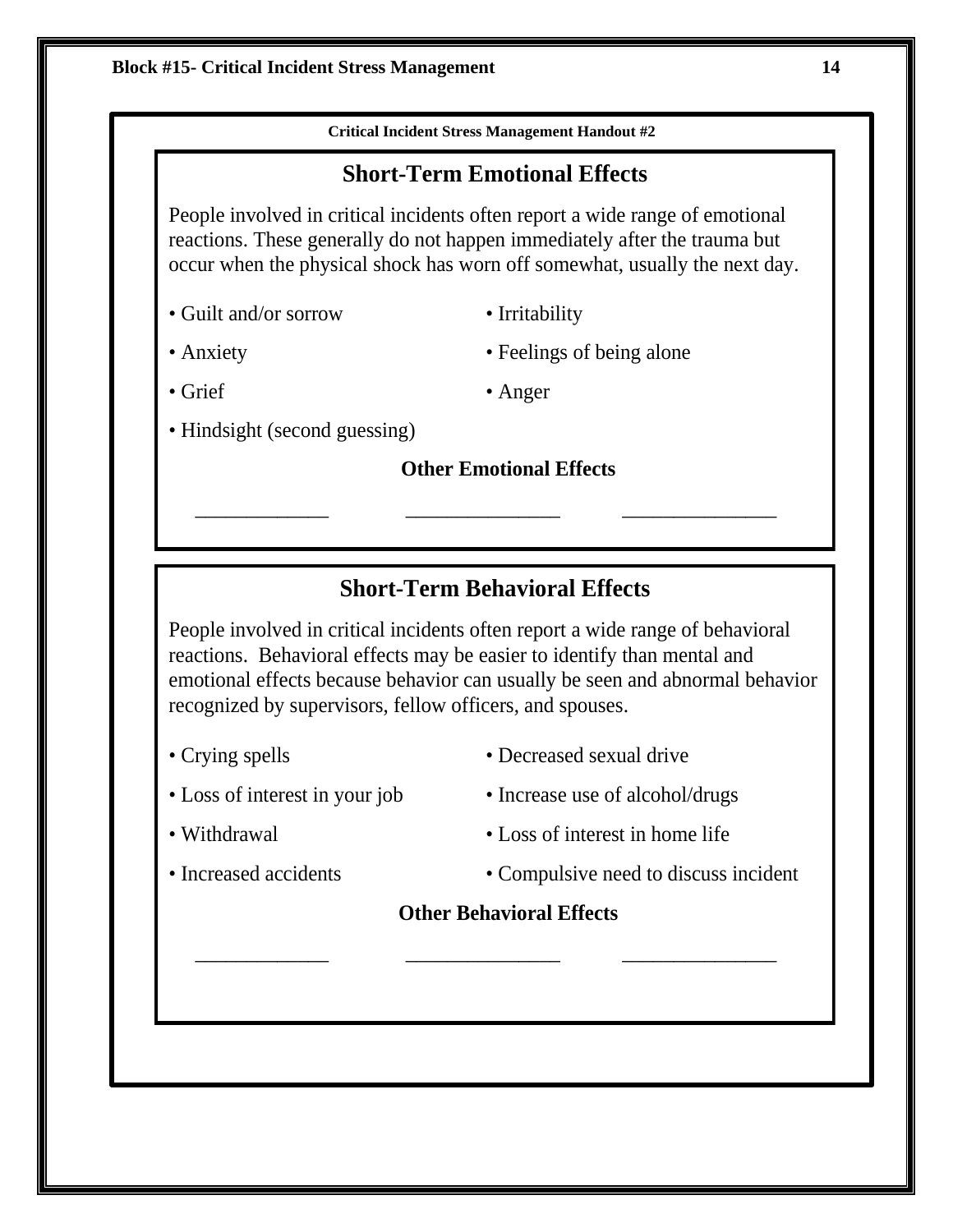**Critical Incident Stress Management Handout #2**

## Short-Term Emotional Effects

People involved in critical incidents often report a wide range of emotional reactions. These generally do not happen immediately after the trauma but occur when the physical shock has worn off somewhat, usually the next day.

- Guilt and/or sorrow
- Irritability
- Anxiety
- Feelings of being alone
- Grief
- Anger
- Hindsight (second guessing)

**Other Emotional Effects**

_____________ _______________ _______________

## Short-Term Behavioral Effects

People involved in critical incidents often report a wide range of behavioral reactions. Behavioral effects may be easier to identify than mental and emotional effects because behavior can usually be seen and abnormal behavior recognized by supervisors, fellow officers, and spouses.

- Crying spells
- Decreased sexual drive
- Loss of interest in your job
- Increase use of alcohol/drugs
- Withdrawal
- Loss of interest in home life
- Increased accidents
- Compulsive need to discuss incident

**Other Behavioral Effects**

_____________ _______________ _______________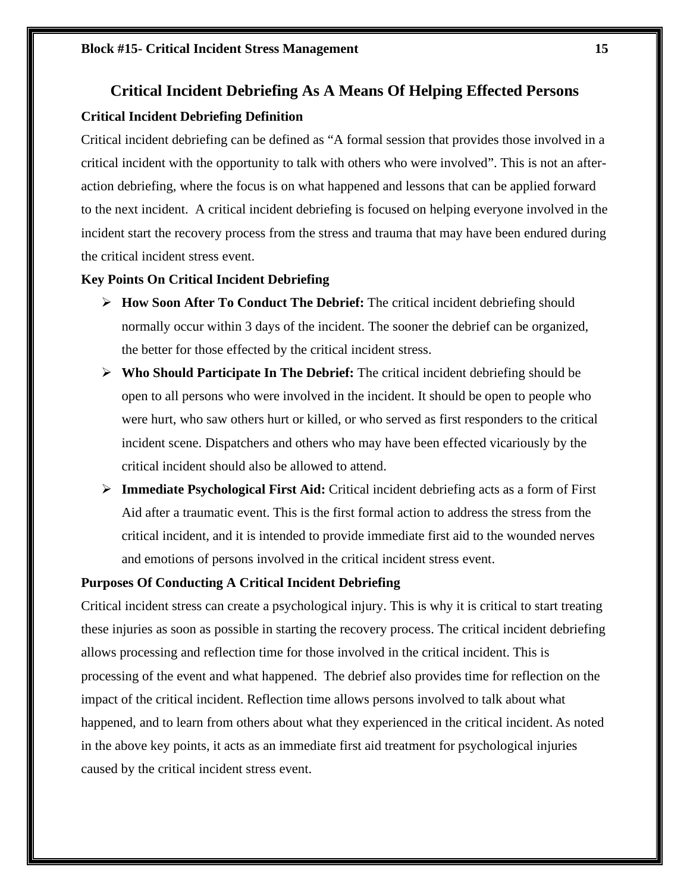## Critical Incident Debriefing As A Means Of Helping Effected Persons

### Critical Incident Debriefing Definition

Critical incident debriefing can be defined as "A formal session that provides those involved in a critical incident with the opportunity to talk with others who were involved". This is not an after-action debriefing, where the focus is on what happened and lessons that can be applied forward to the next incident. A critical incident debriefing is focused on helping everyone involved in the incident start the recovery process from the stress and trauma that may have been endured during the critical incident stress event.

### Key Points On Critical Incident Debriefing

- **How Soon After To Conduct The Debrief:** The critical incident debriefing should normally occur within 3 days of the incident. The sooner the debrief can be organized, the better for those effected by the critical incident stress.
- **Who Should Participate In The Debrief:** The critical incident debriefing should be open to all persons who were involved in the incident. It should be open to people who were hurt, who saw others hurt or killed, or who served as first responders to the critical incident scene. Dispatchers and others who may have been effected vicariously by the critical incident should also be allowed to attend.
- **Immediate Psychological First Aid:** Critical incident debriefing acts as a form of First Aid after a traumatic event. This is the first formal action to address the stress from the critical incident, and it is intended to provide immediate first aid to the wounded nerves and emotions of persons involved in the critical incident stress event.

### Purposes Of Conducting A Critical Incident Debriefing

Critical incident stress can create a psychological injury. This is why it is critical to start treating these injuries as soon as possible in starting the recovery process. The critical incident debriefing allows processing and reflection time for those involved in the critical incident. This is processing of the event and what happened. The debrief also provides time for reflection on the impact of the critical incident. Reflection time allows persons involved to talk about what happened, and to learn from others about what they experienced in the critical incident. As noted in the above key points, it acts as an immediate first aid treatment for psychological injuries caused by the critical incident stress event.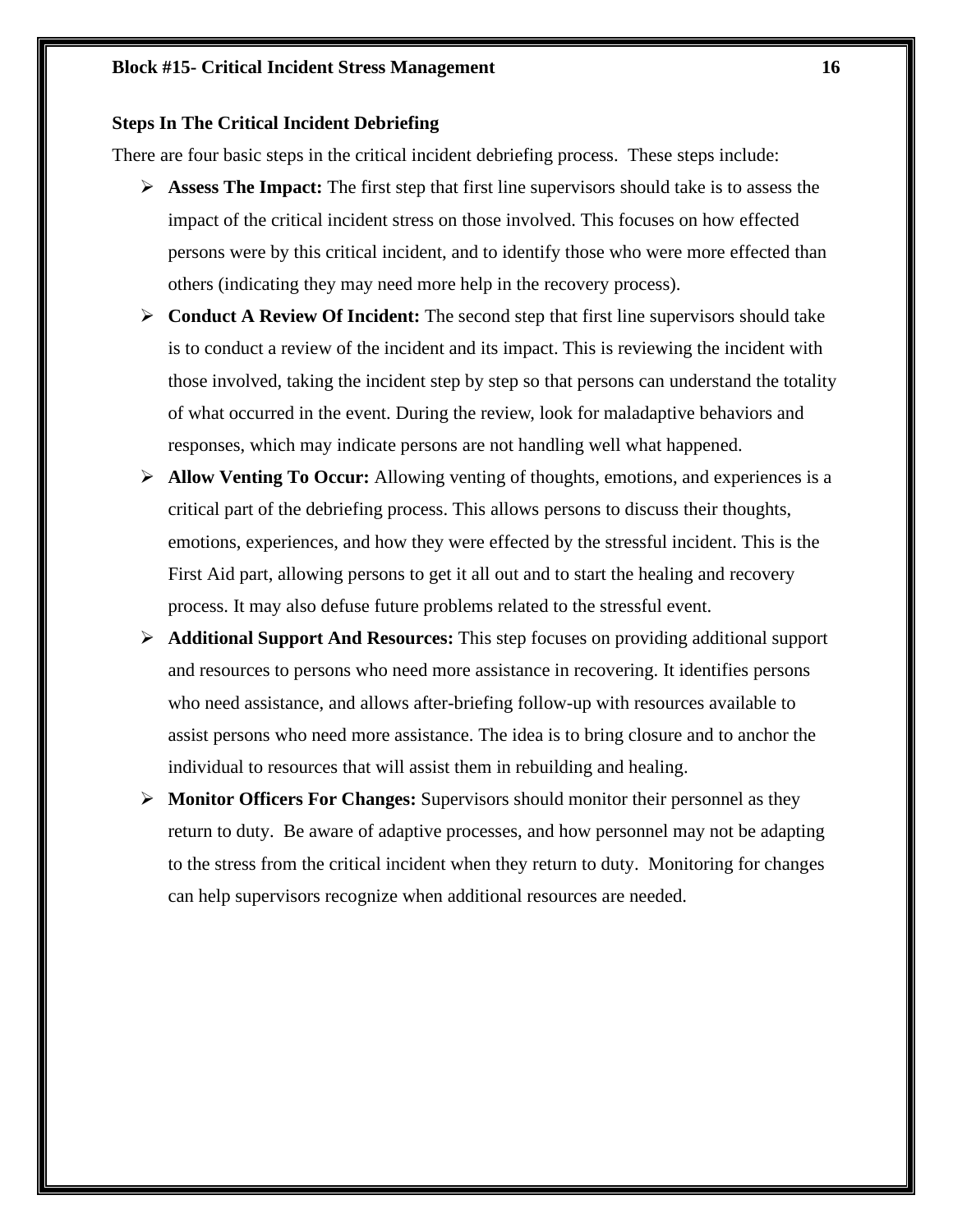### Steps In The Critical Incident Debriefing

There are four basic steps in the critical incident debriefing process.  These steps include:

- **Assess The Impact:** The first step that first line supervisors should take is to assess the impact of the critical incident stress on those involved. This focuses on how effected persons were by this critical incident, and to identify those who were more effected than others (indicating they may need more help in the recovery process).
- **Conduct A Review Of Incident:** The second step that first line supervisors should take is to conduct a review of the incident and its impact. This is reviewing the incident with those involved, taking the incident step by step so that persons can understand the totality of what occurred in the event. During the review, look for maladaptive behaviors and responses, which may indicate persons are not handling well what happened.
- **Allow Venting To Occur:** Allowing venting of thoughts, emotions, and experiences is a critical part of the debriefing process. This allows persons to discuss their thoughts, emotions, experiences, and how they were effected by the stressful incident. This is the First Aid part, allowing persons to get it all out and to start the healing and recovery process. It may also defuse future problems related to the stressful event.
- **Additional Support And Resources:** This step focuses on providing additional support and resources to persons who need more assistance in recovering. It identifies persons who need assistance, and allows after-briefing follow-up with resources available to assist persons who need more assistance. The idea is to bring closure and to anchor the individual to resources that will assist them in rebuilding and healing.
- **Monitor Officers For Changes:** Supervisors should monitor their personnel as they return to duty.  Be aware of adaptive processes, and how personnel may not be adapting to the stress from the critical incident when they return to duty.  Monitoring for changes can help supervisors recognize when additional resources are needed.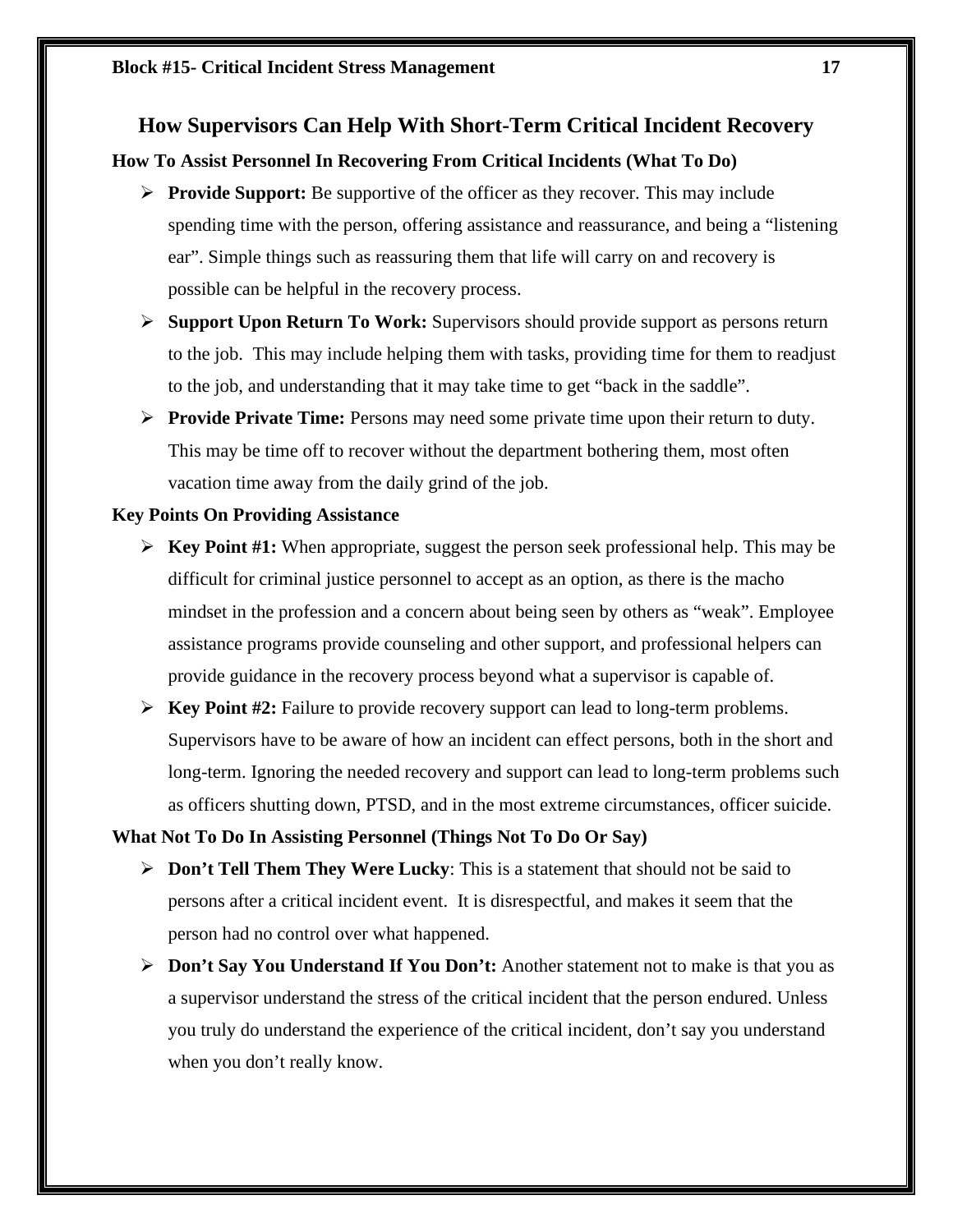## How Supervisors Can Help With Short-Term Critical Incident Recovery

**How To Assist Personnel In Recovering From Critical Incidents (What To Do)**

- **Provide Support:** Be supportive of the officer as they recover. This may include spending time with the person, offering assistance and reassurance, and being a "listening ear". Simple things such as reassuring them that life will carry on and recovery is possible can be helpful in the recovery process.
- **Support Upon Return To Work:** Supervisors should provide support as persons return to the job. This may include helping them with tasks, providing time for them to readjust to the job, and understanding that it may take time to get "back in the saddle".
- **Provide Private Time:** Persons may need some private time upon their return to duty. This may be time off to recover without the department bothering them, most often vacation time away from the daily grind of the job.

**Key Points On Providing Assistance**

- **Key Point #1:** When appropriate, suggest the person seek professional help. This may be difficult for criminal justice personnel to accept as an option, as there is the macho mindset in the profession and a concern about being seen by others as "weak". Employee assistance programs provide counseling and other support, and professional helpers can provide guidance in the recovery process beyond what a supervisor is capable of.
- **Key Point #2:** Failure to provide recovery support can lead to long-term problems. Supervisors have to be aware of how an incident can effect persons, both in the short and long-term. Ignoring the needed recovery and support can lead to long-term problems such as officers shutting down, PTSD, and in the most extreme circumstances, officer suicide.

**What Not To Do In Assisting Personnel (Things Not To Do Or Say)**

- **Don't Tell Them They Were Lucky**: This is a statement that should not be said to persons after a critical incident event. It is disrespectful, and makes it seem that the person had no control over what happened.
- **Don't Say You Understand If You Don't:** Another statement not to make is that you as a supervisor understand the stress of the critical incident that the person endured. Unless you truly do understand the experience of the critical incident, don't say you understand when you don't really know.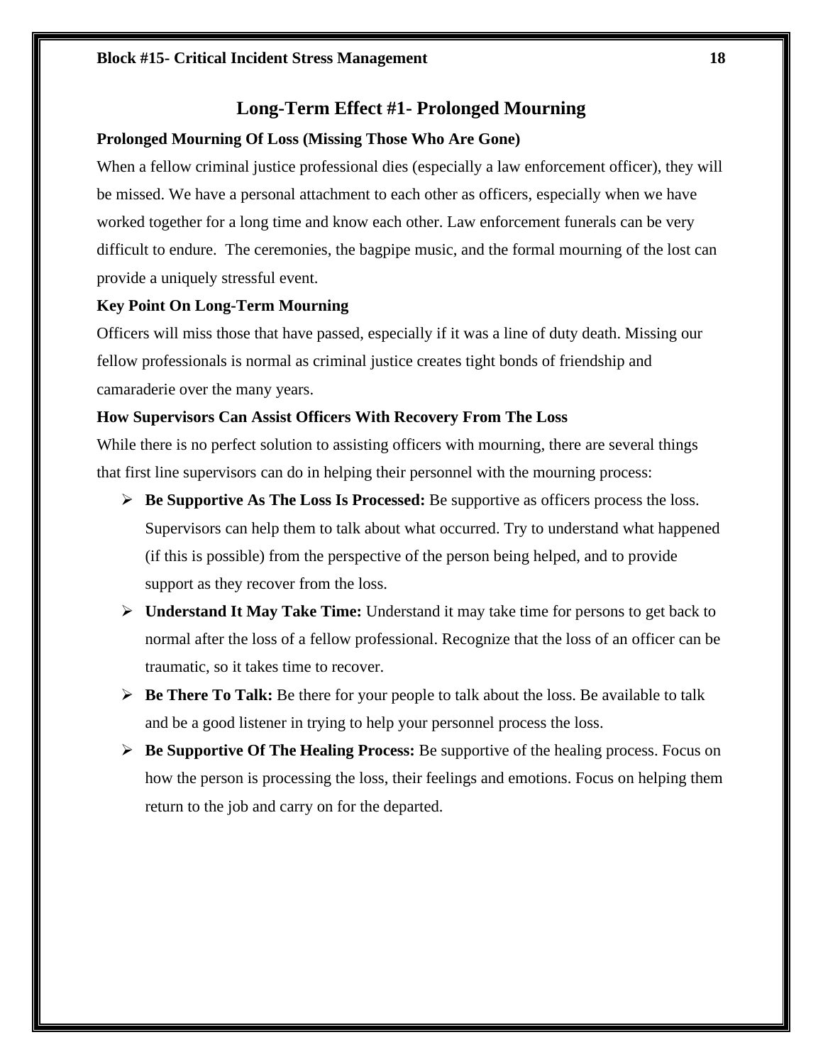## Long-Term Effect #1- Prolonged Mourning

**Prolonged Mourning Of Loss (Missing Those Who Are Gone)**

When a fellow criminal justice professional dies (especially a law enforcement officer), they will be missed. We have a personal attachment to each other as officers, especially when we have worked together for a long time and know each other. Law enforcement funerals can be very difficult to endure. The ceremonies, the bagpipe music, and the formal mourning of the lost can provide a uniquely stressful event.

**Key Point On Long-Term Mourning**

Officers will miss those that have passed, especially if it was a line of duty death. Missing our fellow professionals is normal as criminal justice creates tight bonds of friendship and camaraderie over the many years.

**How Supervisors Can Assist Officers With Recovery From The Loss**

While there is no perfect solution to assisting officers with mourning, there are several things that first line supervisors can do in helping their personnel with the mourning process:

- **Be Supportive As The Loss Is Processed:** Be supportive as officers process the loss. Supervisors can help them to talk about what occurred. Try to understand what happened (if this is possible) from the perspective of the person being helped, and to provide support as they recover from the loss.
- **Understand It May Take Time:** Understand it may take time for persons to get back to normal after the loss of a fellow professional. Recognize that the loss of an officer can be traumatic, so it takes time to recover.
- **Be There To Talk:** Be there for your people to talk about the loss. Be available to talk and be a good listener in trying to help your personnel process the loss.
- **Be Supportive Of The Healing Process:** Be supportive of the healing process. Focus on how the person is processing the loss, their feelings and emotions. Focus on helping them return to the job and carry on for the departed.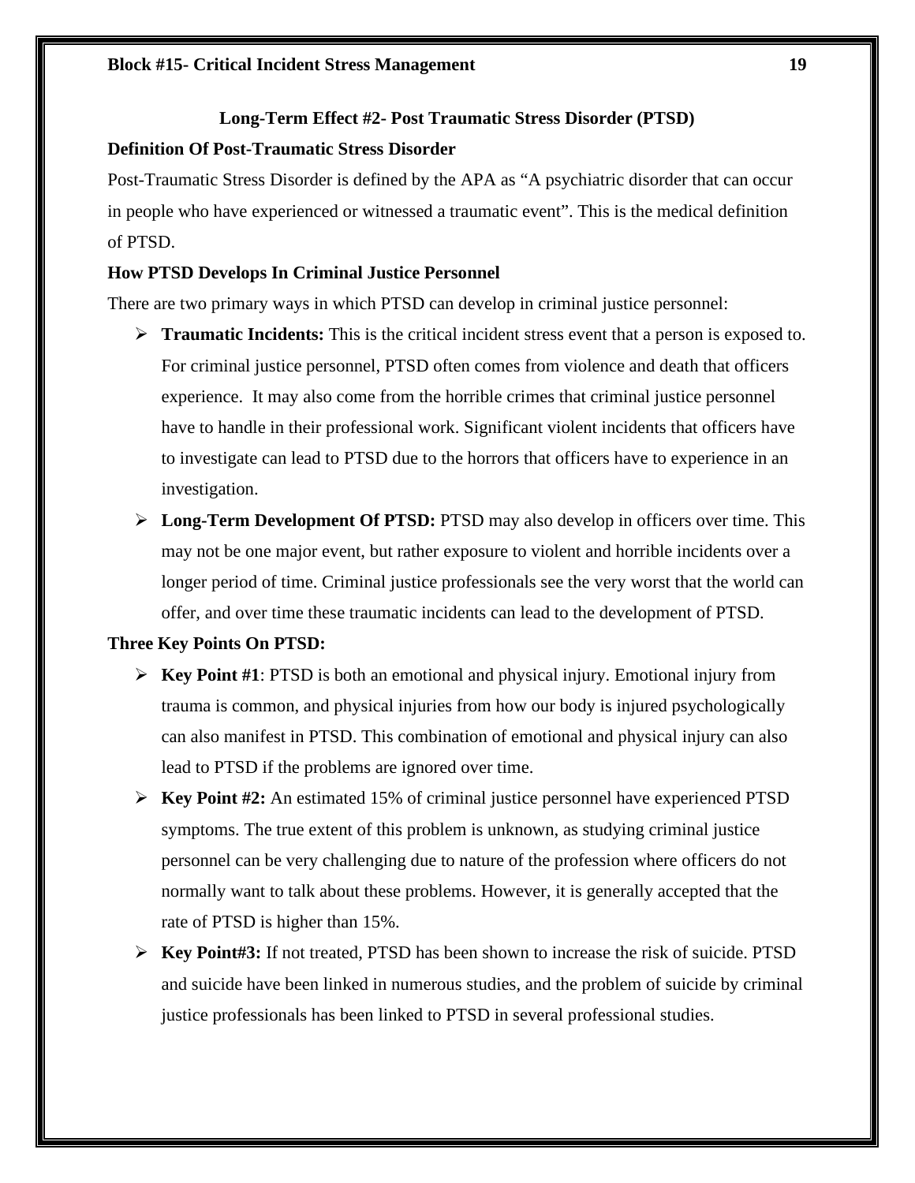## Long-Term Effect #2- Post Traumatic Stress Disorder (PTSD)

### Definition Of Post-Traumatic Stress Disorder

Post-Traumatic Stress Disorder is defined by the APA as "A psychiatric disorder that can occur in people who have experienced or witnessed a traumatic event". This is the medical definition of PTSD.

### How PTSD Develops In Criminal Justice Personnel

There are two primary ways in which PTSD can develop in criminal justice personnel:

- **Traumatic Incidents:** This is the critical incident stress event that a person is exposed to. For criminal justice personnel, PTSD often comes from violence and death that officers experience. It may also come from the horrible crimes that criminal justice personnel have to handle in their professional work. Significant violent incidents that officers have to investigate can lead to PTSD due to the horrors that officers have to experience in an investigation.
- **Long-Term Development Of PTSD:** PTSD may also develop in officers over time. This may not be one major event, but rather exposure to violent and horrible incidents over a longer period of time. Criminal justice professionals see the very worst that the world can offer, and over time these traumatic incidents can lead to the development of PTSD.

### Three Key Points On PTSD:

- **Key Point #1**: PTSD is both an emotional and physical injury. Emotional injury from trauma is common, and physical injuries from how our body is injured psychologically can also manifest in PTSD. This combination of emotional and physical injury can also lead to PTSD if the problems are ignored over time.
- **Key Point #2:** An estimated 15% of criminal justice personnel have experienced PTSD symptoms. The true extent of this problem is unknown, as studying criminal justice personnel can be very challenging due to nature of the profession where officers do not normally want to talk about these problems. However, it is generally accepted that the rate of PTSD is higher than 15%.
- **Key Point#3:** If not treated, PTSD has been shown to increase the risk of suicide. PTSD and suicide have been linked in numerous studies, and the problem of suicide by criminal justice professionals has been linked to PTSD in several professional studies.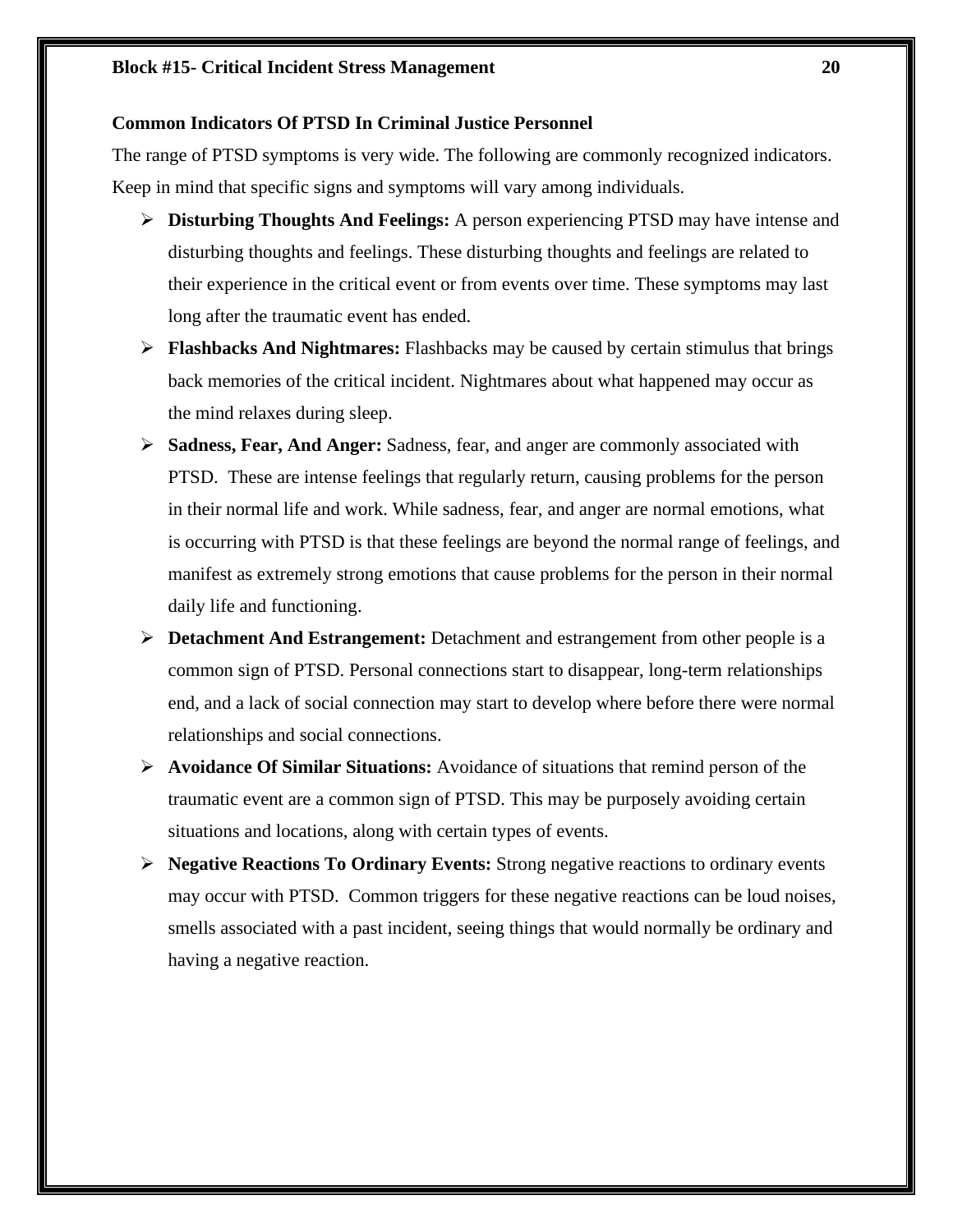### Common Indicators Of PTSD In Criminal Justice Personnel

The range of PTSD symptoms is very wide. The following are commonly recognized indicators. Keep in mind that specific signs and symptoms will vary among individuals.

- **Disturbing Thoughts And Feelings:** A person experiencing PTSD may have intense and disturbing thoughts and feelings. These disturbing thoughts and feelings are related to their experience in the critical event or from events over time. These symptoms may last long after the traumatic event has ended.
- **Flashbacks And Nightmares:** Flashbacks may be caused by certain stimulus that brings back memories of the critical incident. Nightmares about what happened may occur as the mind relaxes during sleep.
- **Sadness, Fear, And Anger:** Sadness, fear, and anger are commonly associated with PTSD. These are intense feelings that regularly return, causing problems for the person in their normal life and work. While sadness, fear, and anger are normal emotions, what is occurring with PTSD is that these feelings are beyond the normal range of feelings, and manifest as extremely strong emotions that cause problems for the person in their normal daily life and functioning.
- **Detachment And Estrangement:** Detachment and estrangement from other people is a common sign of PTSD. Personal connections start to disappear, long-term relationships end, and a lack of social connection may start to develop where before there were normal relationships and social connections.
- **Avoidance Of Similar Situations:** Avoidance of situations that remind person of the traumatic event are a common sign of PTSD. This may be purposely avoiding certain situations and locations, along with certain types of events.
- **Negative Reactions To Ordinary Events:** Strong negative reactions to ordinary events may occur with PTSD. Common triggers for these negative reactions can be loud noises, smells associated with a past incident, seeing things that would normally be ordinary and having a negative reaction.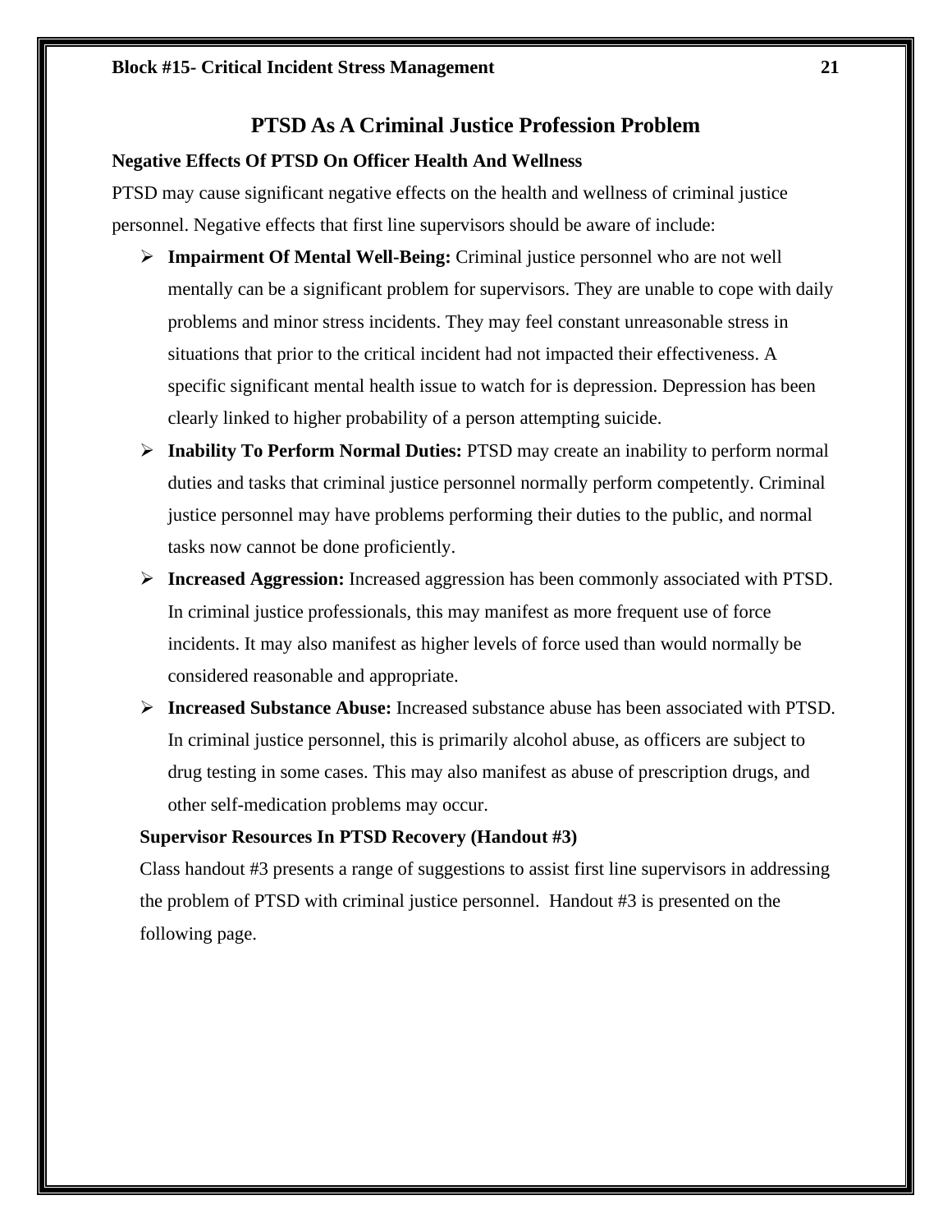# PTSD As A Criminal Justice Profession Problem

## Negative Effects Of PTSD On Officer Health And Wellness

PTSD may cause significant negative effects on the health and wellness of criminal justice personnel. Negative effects that first line supervisors should be aware of include:

- **Impairment Of Mental Well-Being:** Criminal justice personnel who are not well mentally can be a significant problem for supervisors. They are unable to cope with daily problems and minor stress incidents. They may feel constant unreasonable stress in situations that prior to the critical incident had not impacted their effectiveness. A specific significant mental health issue to watch for is depression. Depression has been clearly linked to higher probability of a person attempting suicide.
- **Inability To Perform Normal Duties:** PTSD may create an inability to perform normal duties and tasks that criminal justice personnel normally perform competently. Criminal justice personnel may have problems performing their duties to the public, and normal tasks now cannot be done proficiently.
- **Increased Aggression:** Increased aggression has been commonly associated with PTSD. In criminal justice professionals, this may manifest as more frequent use of force incidents. It may also manifest as higher levels of force used than would normally be considered reasonable and appropriate.
- **Increased Substance Abuse:** Increased substance abuse has been associated with PTSD. In criminal justice personnel, this is primarily alcohol abuse, as officers are subject to drug testing in some cases. This may also manifest as abuse of prescription drugs, and other self-medication problems may occur.

### Supervisor Resources In PTSD Recovery (Handout #3)

Class handout #3 presents a range of suggestions to assist first line supervisors in addressing the problem of PTSD with criminal justice personnel. Handout #3 is presented on the following page.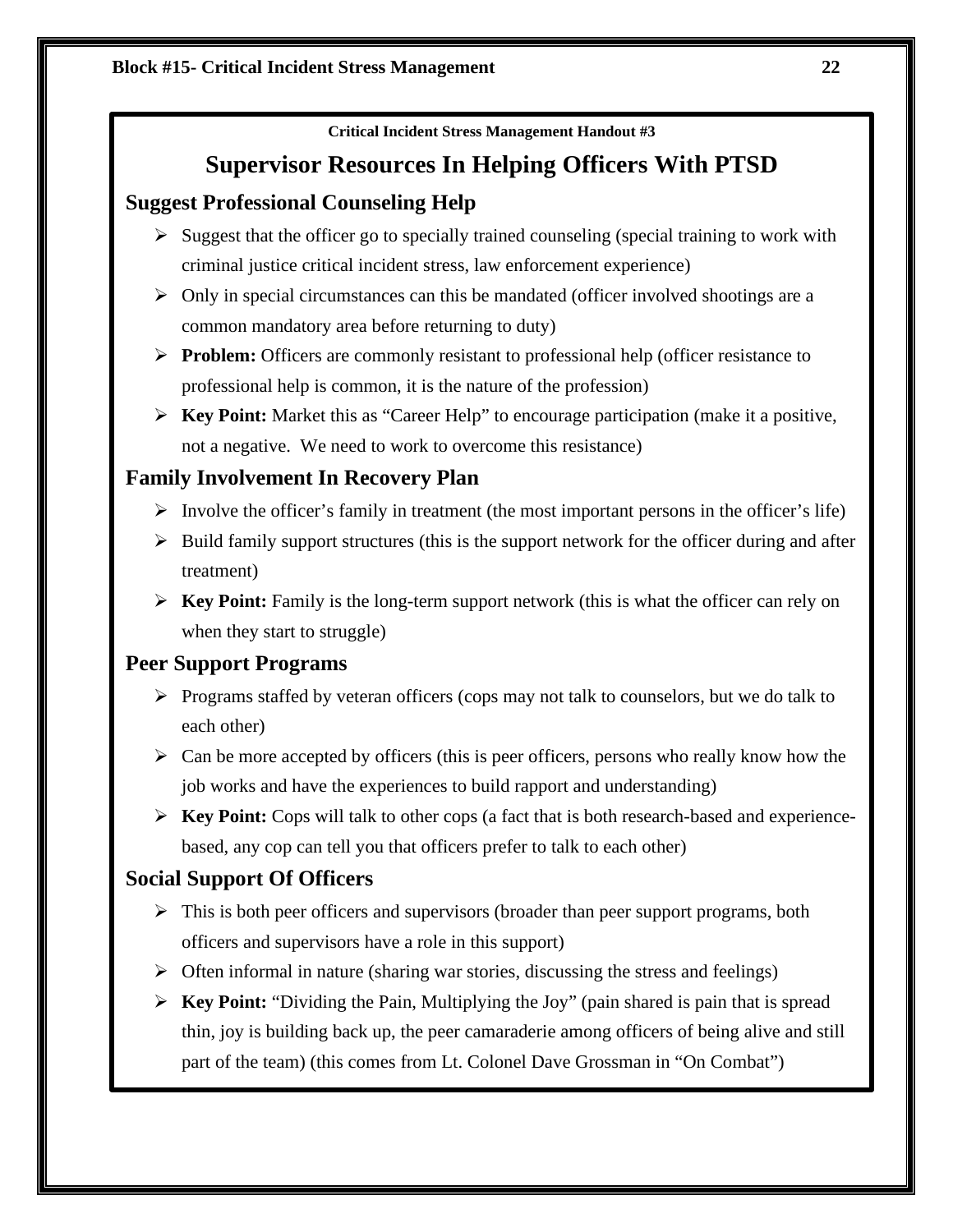Critical Incident Stress Management Handout #3

# Supervisor Resources In Helping Officers With PTSD

## Suggest Professional Counseling Help

- Suggest that the officer go to specially trained counseling (special training to work with criminal justice critical incident stress, law enforcement experience)
- Only in special circumstances can this be mandated (officer involved shootings are a common mandatory area before returning to duty)
- **Problem:** Officers are commonly resistant to professional help (officer resistance to professional help is common, it is the nature of the profession)
- **Key Point:** Market this as "Career Help" to encourage participation (make it a positive, not a negative. We need to work to overcome this resistance)

## Family Involvement In Recovery Plan

- Involve the officer's family in treatment (the most important persons in the officer's life)
- Build family support structures (this is the support network for the officer during and after treatment)
- **Key Point:** Family is the long-term support network (this is what the officer can rely on when they start to struggle)

## Peer Support Programs

- Programs staffed by veteran officers (cops may not talk to counselors, but we do talk to each other)
- Can be more accepted by officers (this is peer officers, persons who really know how the job works and have the experiences to build rapport and understanding)
- **Key Point:** Cops will talk to other cops (a fact that is both research-based and experience-based, any cop can tell you that officers prefer to talk to each other)

## Social Support Of Officers

- This is both peer officers and supervisors (broader than peer support programs, both officers and supervisors have a role in this support)
- Often informal in nature (sharing war stories, discussing the stress and feelings)
- **Key Point:** "Dividing the Pain, Multiplying the Joy" (pain shared is pain that is spread thin, joy is building back up, the peer camaraderie among officers of being alive and still part of the team) (this comes from Lt. Colonel Dave Grossman in "On Combat")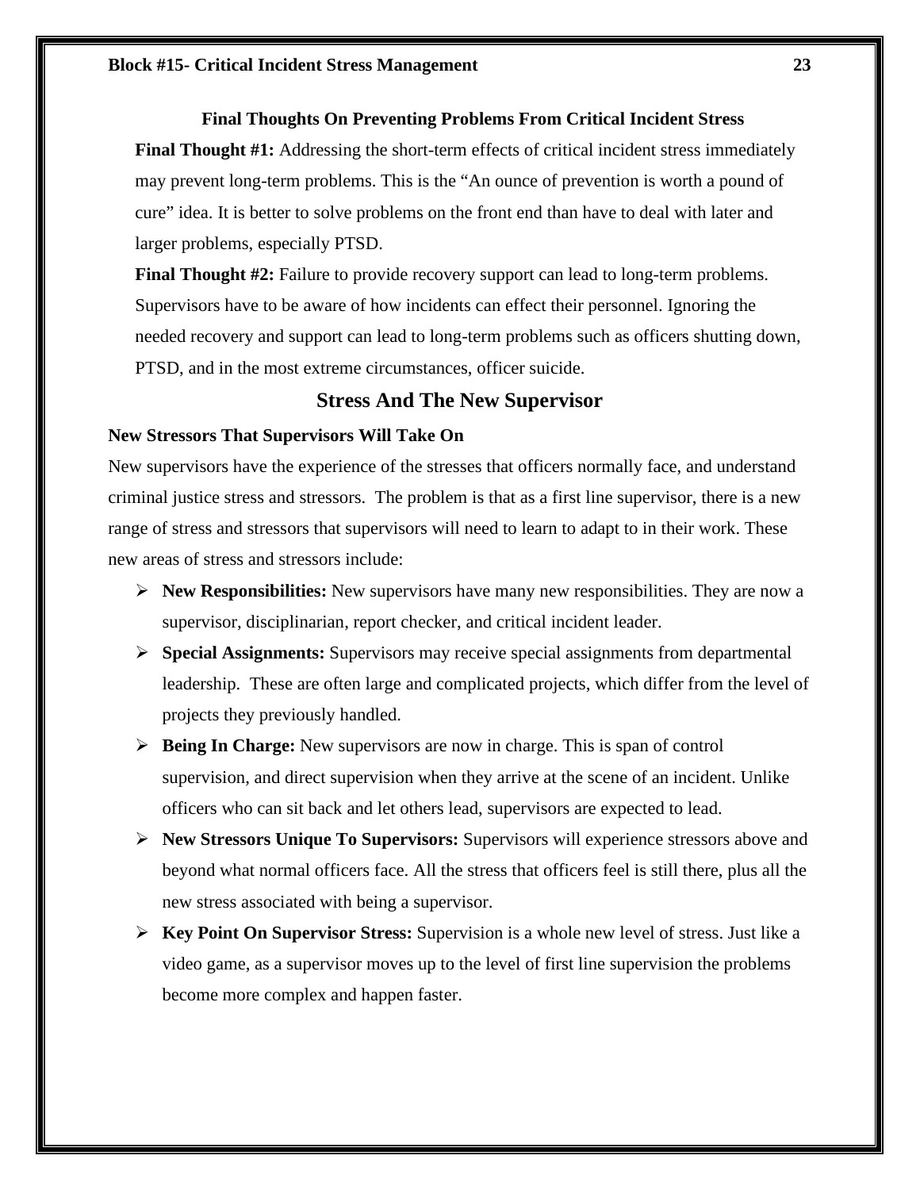### Final Thoughts On Preventing Problems From Critical Incident Stress

**Final Thought #1:** Addressing the short-term effects of critical incident stress immediately may prevent long-term problems. This is the "An ounce of prevention is worth a pound of cure" idea. It is better to solve problems on the front end than have to deal with later and larger problems, especially PTSD.

**Final Thought #2:** Failure to provide recovery support can lead to long-term problems. Supervisors have to be aware of how incidents can effect their personnel. Ignoring the needed recovery and support can lead to long-term problems such as officers shutting down, PTSD, and in the most extreme circumstances, officer suicide.

## Stress And The New Supervisor

**New Stressors That Supervisors Will Take On**

New supervisors have the experience of the stresses that officers normally face, and understand criminal justice stress and stressors. The problem is that as a first line supervisor, there is a new range of stress and stressors that supervisors will need to learn to adapt to in their work. These new areas of stress and stressors include:

- **New Responsibilities:** New supervisors have many new responsibilities. They are now a supervisor, disciplinarian, report checker, and critical incident leader.
- **Special Assignments:** Supervisors may receive special assignments from departmental leadership. These are often large and complicated projects, which differ from the level of projects they previously handled.
- **Being In Charge:** New supervisors are now in charge. This is span of control supervision, and direct supervision when they arrive at the scene of an incident. Unlike officers who can sit back and let others lead, supervisors are expected to lead.
- **New Stressors Unique To Supervisors:** Supervisors will experience stressors above and beyond what normal officers face. All the stress that officers feel is still there, plus all the new stress associated with being a supervisor.
- **Key Point On Supervisor Stress:** Supervision is a whole new level of stress. Just like a video game, as a supervisor moves up to the level of first line supervision the problems become more complex and happen faster.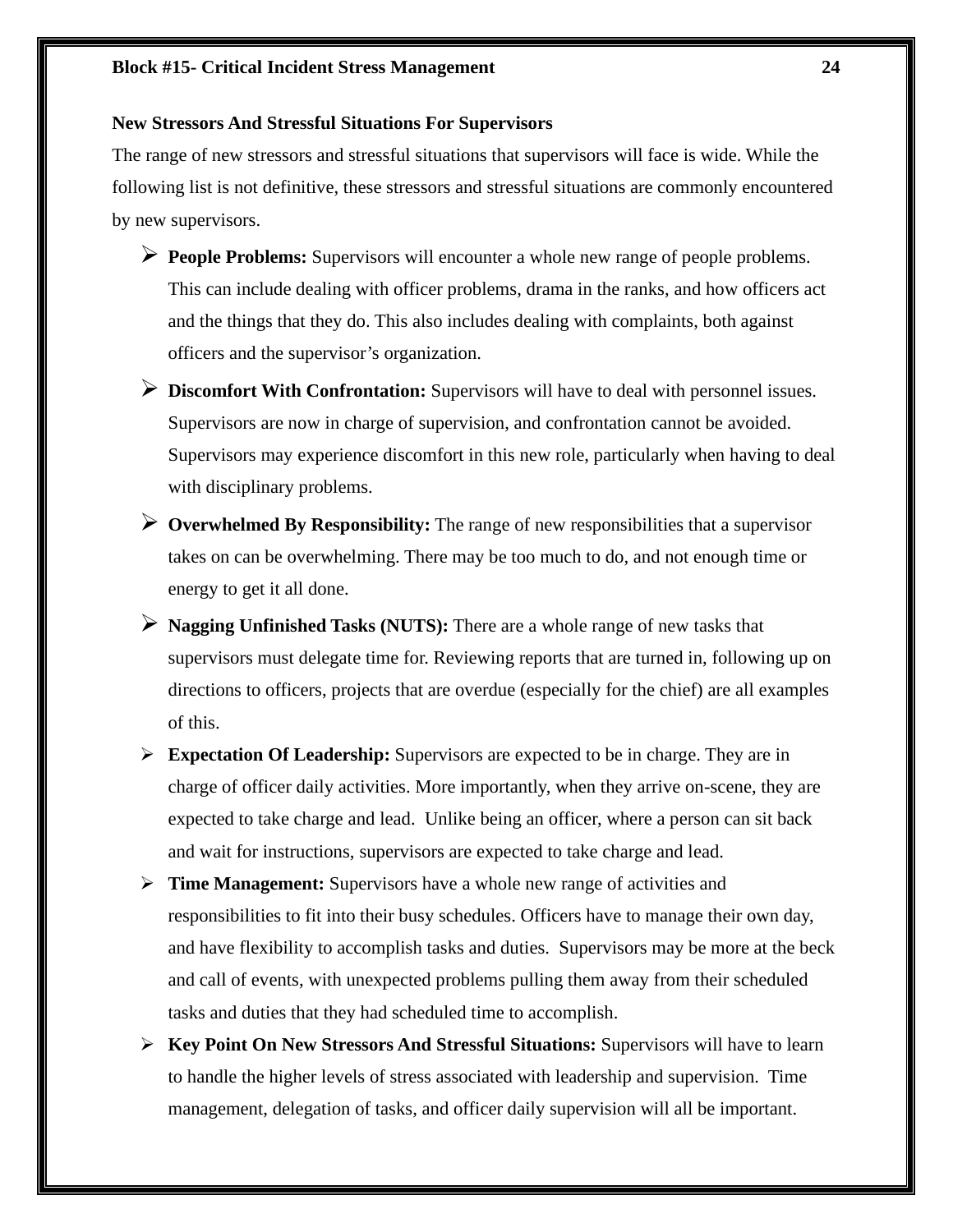### New Stressors And Stressful Situations For Supervisors

The range of new stressors and stressful situations that supervisors will face is wide. While the following list is not definitive, these stressors and stressful situations are commonly encountered by new supervisors.

- **People Problems:** Supervisors will encounter a whole new range of people problems. This can include dealing with officer problems, drama in the ranks, and how officers act and the things that they do. This also includes dealing with complaints, both against officers and the supervisor's organization.
- **Discomfort With Confrontation:** Supervisors will have to deal with personnel issues. Supervisors are now in charge of supervision, and confrontation cannot be avoided. Supervisors may experience discomfort in this new role, particularly when having to deal with disciplinary problems.
- **Overwhelmed By Responsibility:** The range of new responsibilities that a supervisor takes on can be overwhelming. There may be too much to do, and not enough time or energy to get it all done.
- **Nagging Unfinished Tasks (NUTS):** There are a whole range of new tasks that supervisors must delegate time for. Reviewing reports that are turned in, following up on directions to officers, projects that are overdue (especially for the chief) are all examples of this.
- **Expectation Of Leadership:** Supervisors are expected to be in charge. They are in charge of officer daily activities. More importantly, when they arrive on-scene, they are expected to take charge and lead. Unlike being an officer, where a person can sit back and wait for instructions, supervisors are expected to take charge and lead.
- **Time Management:** Supervisors have a whole new range of activities and responsibilities to fit into their busy schedules. Officers have to manage their own day, and have flexibility to accomplish tasks and duties. Supervisors may be more at the beck and call of events, with unexpected problems pulling them away from their scheduled tasks and duties that they had scheduled time to accomplish.
- **Key Point On New Stressors And Stressful Situations:** Supervisors will have to learn to handle the higher levels of stress associated with leadership and supervision. Time management, delegation of tasks, and officer daily supervision will all be important.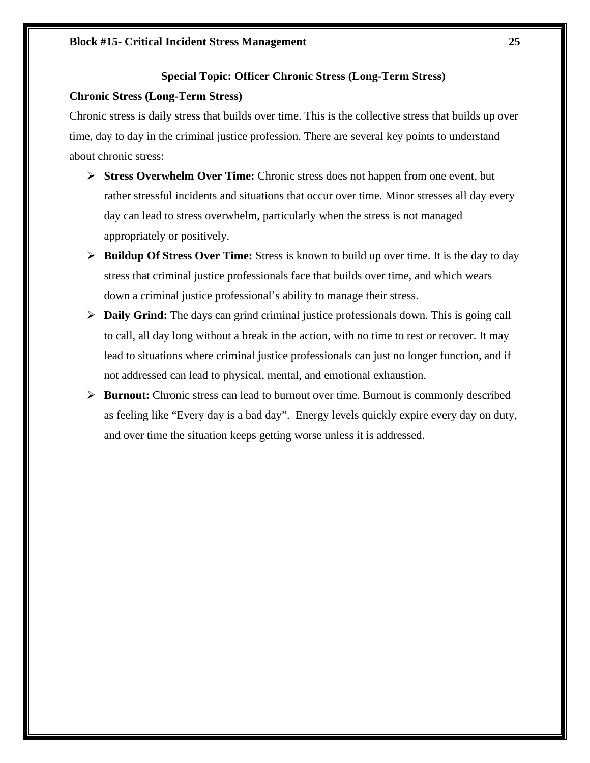## Special Topic: Officer Chronic Stress (Long-Term Stress)

### Chronic Stress (Long-Term Stress)

Chronic stress is daily stress that builds over time. This is the collective stress that builds up over time, day to day in the criminal justice profession. There are several key points to understand about chronic stress:

- **Stress Overwhelm Over Time:** Chronic stress does not happen from one event, but rather stressful incidents and situations that occur over time. Minor stresses all day every day can lead to stress overwhelm, particularly when the stress is not managed appropriately or positively.
- **Buildup Of Stress Over Time:** Stress is known to build up over time. It is the day to day stress that criminal justice professionals face that builds over time, and which wears down a criminal justice professional's ability to manage their stress.
- **Daily Grind:** The days can grind criminal justice professionals down. This is going call to call, all day long without a break in the action, with no time to rest or recover. It may lead to situations where criminal justice professionals can just no longer function, and if not addressed can lead to physical, mental, and emotional exhaustion.
- **Burnout:** Chronic stress can lead to burnout over time. Burnout is commonly described as feeling like "Every day is a bad day". Energy levels quickly expire every day on duty, and over time the situation keeps getting worse unless it is addressed.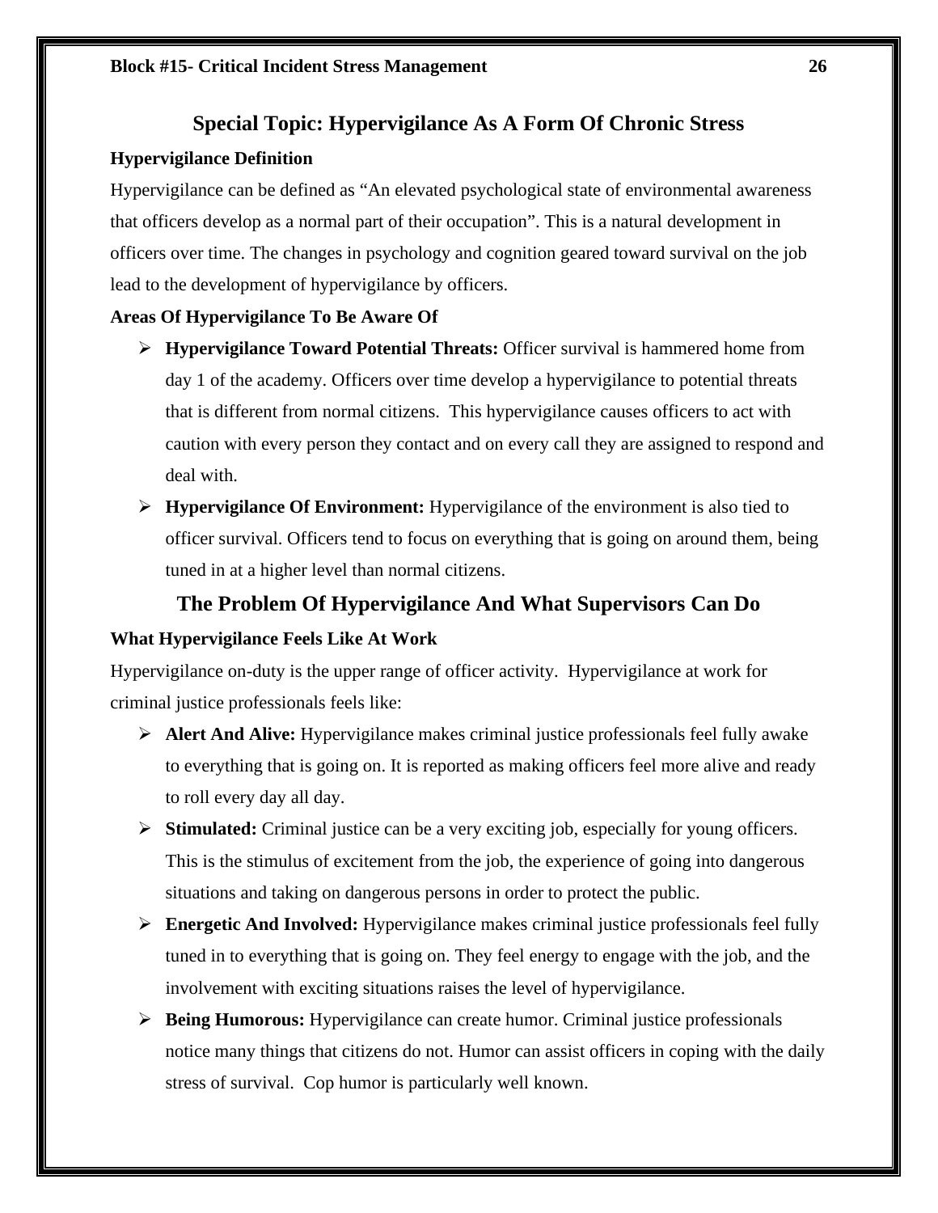## Special Topic: Hypervigilance As A Form Of Chronic Stress

**Hypervigilance Definition**

Hypervigilance can be defined as "An elevated psychological state of environmental awareness that officers develop as a normal part of their occupation". This is a natural development in officers over time. The changes in psychology and cognition geared toward survival on the job lead to the development of hypervigilance by officers.

**Areas Of Hypervigilance To Be Aware Of**

- **Hypervigilance Toward Potential Threats:** Officer survival is hammered home from day 1 of the academy. Officers over time develop a hypervigilance to potential threats that is different from normal citizens. This hypervigilance causes officers to act with caution with every person they contact and on every call they are assigned to respond and deal with.
- **Hypervigilance Of Environment:** Hypervigilance of the environment is also tied to officer survival. Officers tend to focus on everything that is going on around them, being tuned in at a higher level than normal citizens.

## The Problem Of Hypervigilance And What Supervisors Can Do

**What Hypervigilance Feels Like At Work**

Hypervigilance on-duty is the upper range of officer activity. Hypervigilance at work for criminal justice professionals feels like:

- **Alert And Alive:** Hypervigilance makes criminal justice professionals feel fully awake to everything that is going on. It is reported as making officers feel more alive and ready to roll every day all day.
- **Stimulated:** Criminal justice can be a very exciting job, especially for young officers. This is the stimulus of excitement from the job, the experience of going into dangerous situations and taking on dangerous persons in order to protect the public.
- **Energetic And Involved:** Hypervigilance makes criminal justice professionals feel fully tuned in to everything that is going on. They feel energy to engage with the job, and the involvement with exciting situations raises the level of hypervigilance.
- **Being Humorous:** Hypervigilance can create humor. Criminal justice professionals notice many things that citizens do not. Humor can assist officers in coping with the daily stress of survival. Cop humor is particularly well known.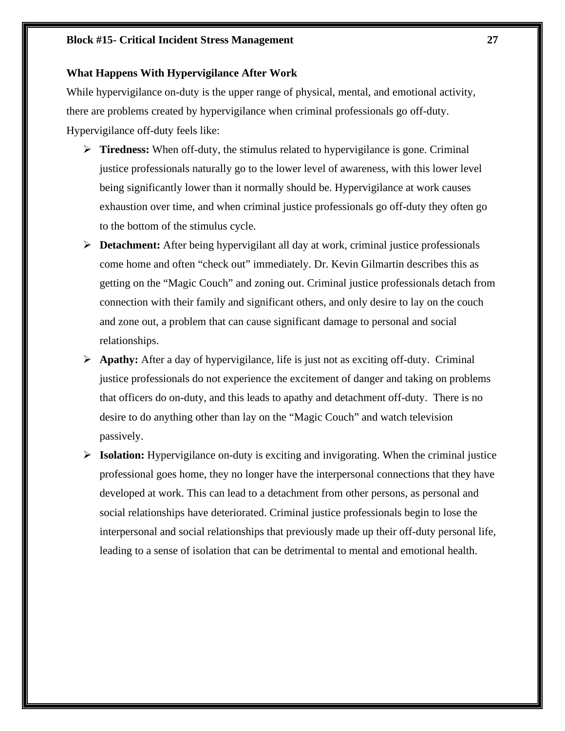### What Happens With Hypervigilance After Work

While hypervigilance on-duty is the upper range of physical, mental, and emotional activity, there are problems created by hypervigilance when criminal professionals go off-duty. Hypervigilance off-duty feels like:

- **Tiredness:** When off-duty, the stimulus related to hypervigilance is gone. Criminal justice professionals naturally go to the lower level of awareness, with this lower level being significantly lower than it normally should be. Hypervigilance at work causes exhaustion over time, and when criminal justice professionals go off-duty they often go to the bottom of the stimulus cycle.
- **Detachment:** After being hypervigilant all day at work, criminal justice professionals come home and often "check out" immediately. Dr. Kevin Gilmartin describes this as getting on the "Magic Couch" and zoning out. Criminal justice professionals detach from connection with their family and significant others, and only desire to lay on the couch and zone out, a problem that can cause significant damage to personal and social relationships.
- **Apathy:** After a day of hypervigilance, life is just not as exciting off-duty. Criminal justice professionals do not experience the excitement of danger and taking on problems that officers do on-duty, and this leads to apathy and detachment off-duty. There is no desire to do anything other than lay on the "Magic Couch" and watch television passively.
- **Isolation:** Hypervigilance on-duty is exciting and invigorating. When the criminal justice professional goes home, they no longer have the interpersonal connections that they have developed at work. This can lead to a detachment from other persons, as personal and social relationships have deteriorated. Criminal justice professionals begin to lose the interpersonal and social relationships that previously made up their off-duty personal life, leading to a sense of isolation that can be detrimental to mental and emotional health.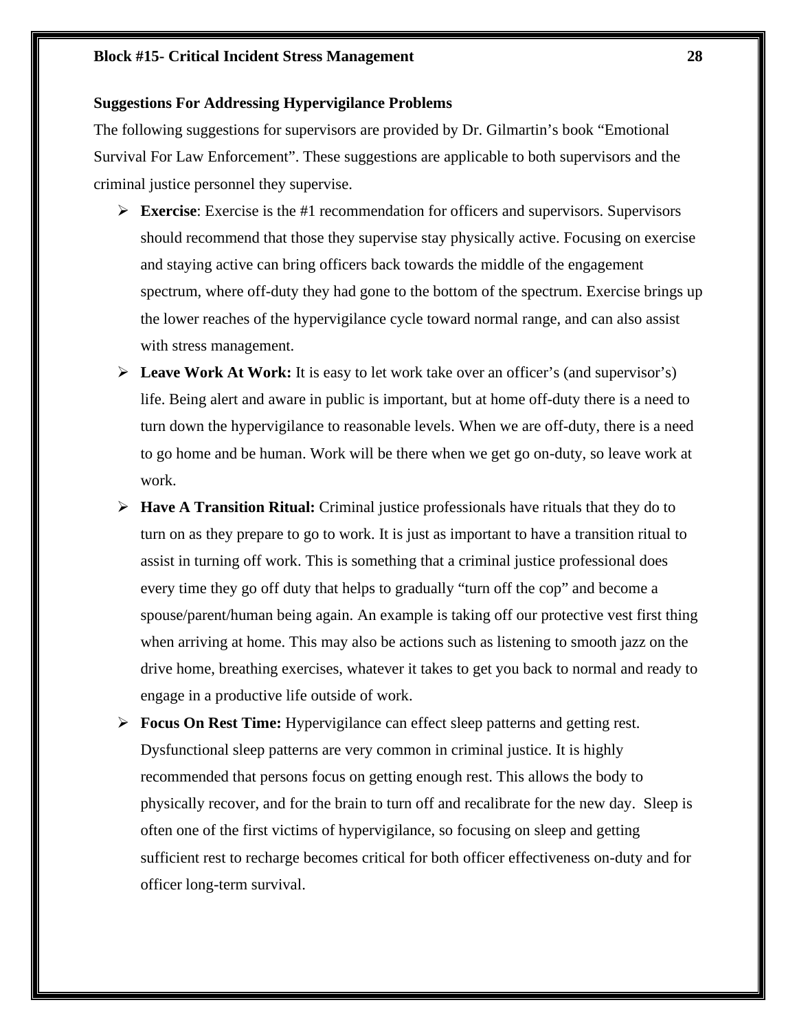**Suggestions For Addressing Hypervigilance Problems**

The following suggestions for supervisors are provided by Dr. Gilmartin's book "Emotional Survival For Law Enforcement". These suggestions are applicable to both supervisors and the criminal justice personnel they supervise.

- **Exercise**: Exercise is the #1 recommendation for officers and supervisors. Supervisors should recommend that those they supervise stay physically active. Focusing on exercise and staying active can bring officers back towards the middle of the engagement spectrum, where off-duty they had gone to the bottom of the spectrum. Exercise brings up the lower reaches of the hypervigilance cycle toward normal range, and can also assist with stress management.
- **Leave Work At Work:** It is easy to let work take over an officer's (and supervisor's) life. Being alert and aware in public is important, but at home off-duty there is a need to turn down the hypervigilance to reasonable levels. When we are off-duty, there is a need to go home and be human. Work will be there when we get go on-duty, so leave work at work.
- **Have A Transition Ritual:** Criminal justice professionals have rituals that they do to turn on as they prepare to go to work. It is just as important to have a transition ritual to assist in turning off work. This is something that a criminal justice professional does every time they go off duty that helps to gradually "turn off the cop" and become a spouse/parent/human being again. An example is taking off our protective vest first thing when arriving at home. This may also be actions such as listening to smooth jazz on the drive home, breathing exercises, whatever it takes to get you back to normal and ready to engage in a productive life outside of work.
- **Focus On Rest Time:** Hypervigilance can effect sleep patterns and getting rest. Dysfunctional sleep patterns are very common in criminal justice. It is highly recommended that persons focus on getting enough rest. This allows the body to physically recover, and for the brain to turn off and recalibrate for the new day. Sleep is often one of the first victims of hypervigilance, so focusing on sleep and getting sufficient rest to recharge becomes critical for both officer effectiveness on-duty and for officer long-term survival.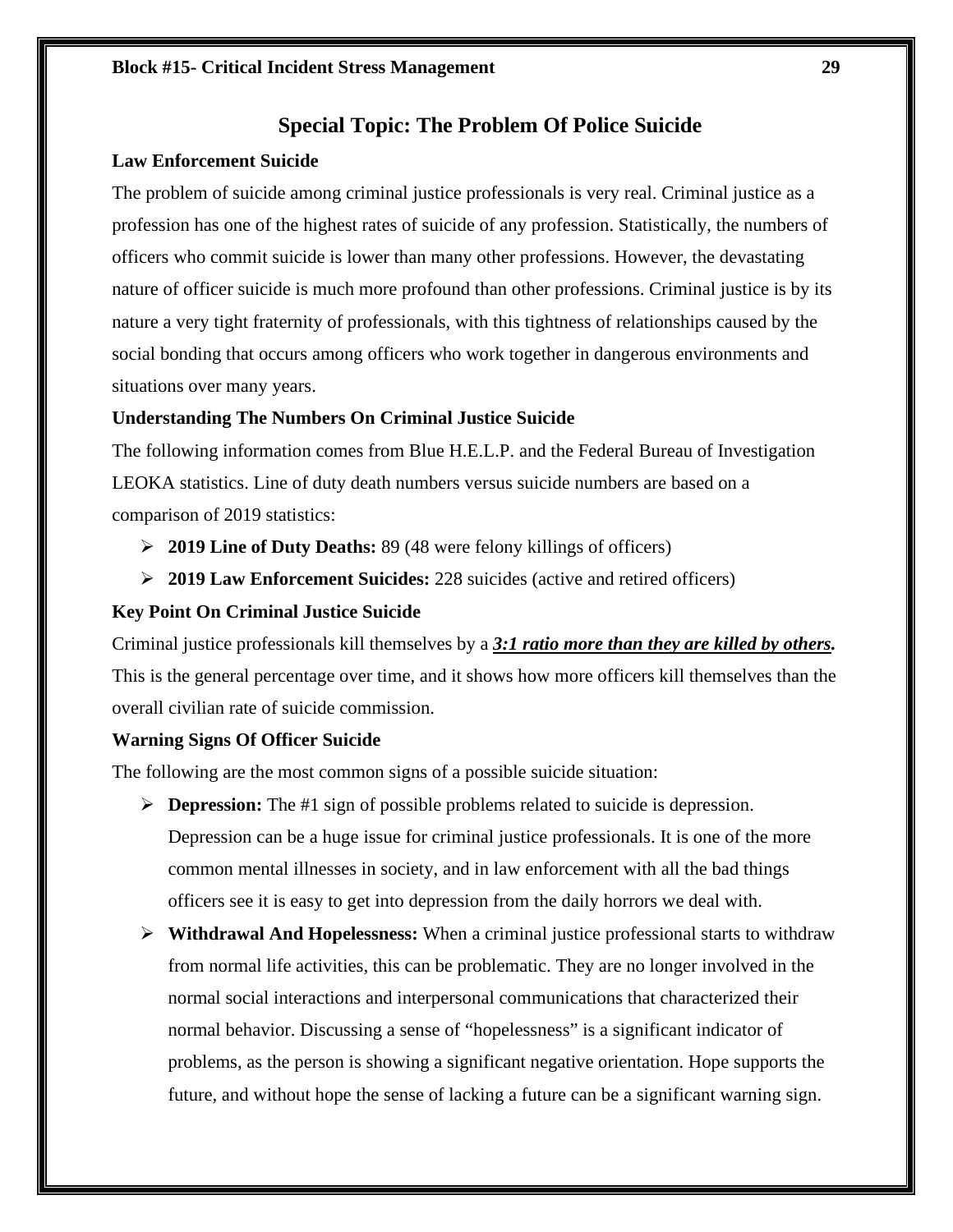## Special Topic: The Problem Of Police Suicide

**Law Enforcement Suicide**

The problem of suicide among criminal justice professionals is very real. Criminal justice as a profession has one of the highest rates of suicide of any profession. Statistically, the numbers of officers who commit suicide is lower than many other professions. However, the devastating nature of officer suicide is much more profound than other professions. Criminal justice is by its nature a very tight fraternity of professionals, with this tightness of relationships caused by the social bonding that occurs among officers who work together in dangerous environments and situations over many years.

**Understanding The Numbers On Criminal Justice Suicide**

The following information comes from Blue H.E.L.P. and the Federal Bureau of Investigation LEOKA statistics. Line of duty death numbers versus suicide numbers are based on a comparison of 2019 statistics:

- **2019 Line of Duty Deaths:** 89 (48 were felony killings of officers)
- **2019 Law Enforcement Suicides:** 228 suicides (active and retired officers)

**Key Point On Criminal Justice Suicide**

Criminal justice professionals kill themselves by a ***<u>3:1 ratio more than they are killed by others.</u>*** This is the general percentage over time, and it shows how more officers kill themselves than the overall civilian rate of suicide commission.

**Warning Signs Of Officer Suicide**

The following are the most common signs of a possible suicide situation:

- **Depression:** The #1 sign of possible problems related to suicide is depression. Depression can be a huge issue for criminal justice professionals. It is one of the more common mental illnesses in society, and in law enforcement with all the bad things officers see it is easy to get into depression from the daily horrors we deal with.
- **Withdrawal And Hopelessness:** When a criminal justice professional starts to withdraw from normal life activities, this can be problematic. They are no longer involved in the normal social interactions and interpersonal communications that characterized their normal behavior. Discussing a sense of "hopelessness" is a significant indicator of problems, as the person is showing a significant negative orientation. Hope supports the future, and without hope the sense of lacking a future can be a significant warning sign.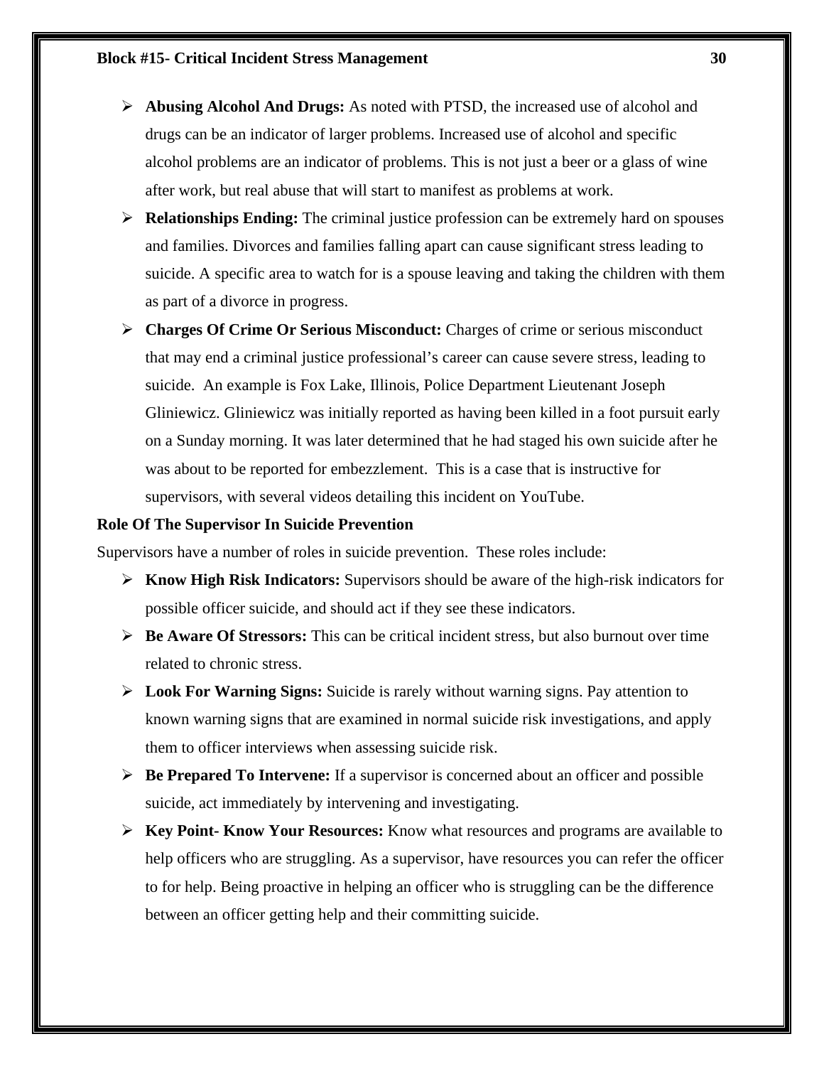- **Abusing Alcohol And Drugs:** As noted with PTSD, the increased use of alcohol and drugs can be an indicator of larger problems. Increased use of alcohol and specific alcohol problems are an indicator of problems. This is not just a beer or a glass of wine after work, but real abuse that will start to manifest as problems at work.
- **Relationships Ending:** The criminal justice profession can be extremely hard on spouses and families. Divorces and families falling apart can cause significant stress leading to suicide. A specific area to watch for is a spouse leaving and taking the children with them as part of a divorce in progress.
- **Charges Of Crime Or Serious Misconduct:** Charges of crime or serious misconduct that may end a criminal justice professional's career can cause severe stress, leading to suicide. An example is Fox Lake, Illinois, Police Department Lieutenant Joseph Gliniewicz. Gliniewicz was initially reported as having been killed in a foot pursuit early on a Sunday morning. It was later determined that he had staged his own suicide after he was about to be reported for embezzlement. This is a case that is instructive for supervisors, with several videos detailing this incident on YouTube.

**Role Of The Supervisor In Suicide Prevention**

Supervisors have a number of roles in suicide prevention. These roles include:

- **Know High Risk Indicators:** Supervisors should be aware of the high-risk indicators for possible officer suicide, and should act if they see these indicators.
- **Be Aware Of Stressors:** This can be critical incident stress, but also burnout over time related to chronic stress.
- **Look For Warning Signs:** Suicide is rarely without warning signs. Pay attention to known warning signs that are examined in normal suicide risk investigations, and apply them to officer interviews when assessing suicide risk.
- **Be Prepared To Intervene:** If a supervisor is concerned about an officer and possible suicide, act immediately by intervening and investigating.
- **Key Point- Know Your Resources:** Know what resources and programs are available to help officers who are struggling. As a supervisor, have resources you can refer the officer to for help. Being proactive in helping an officer who is struggling can be the difference between an officer getting help and their committing suicide.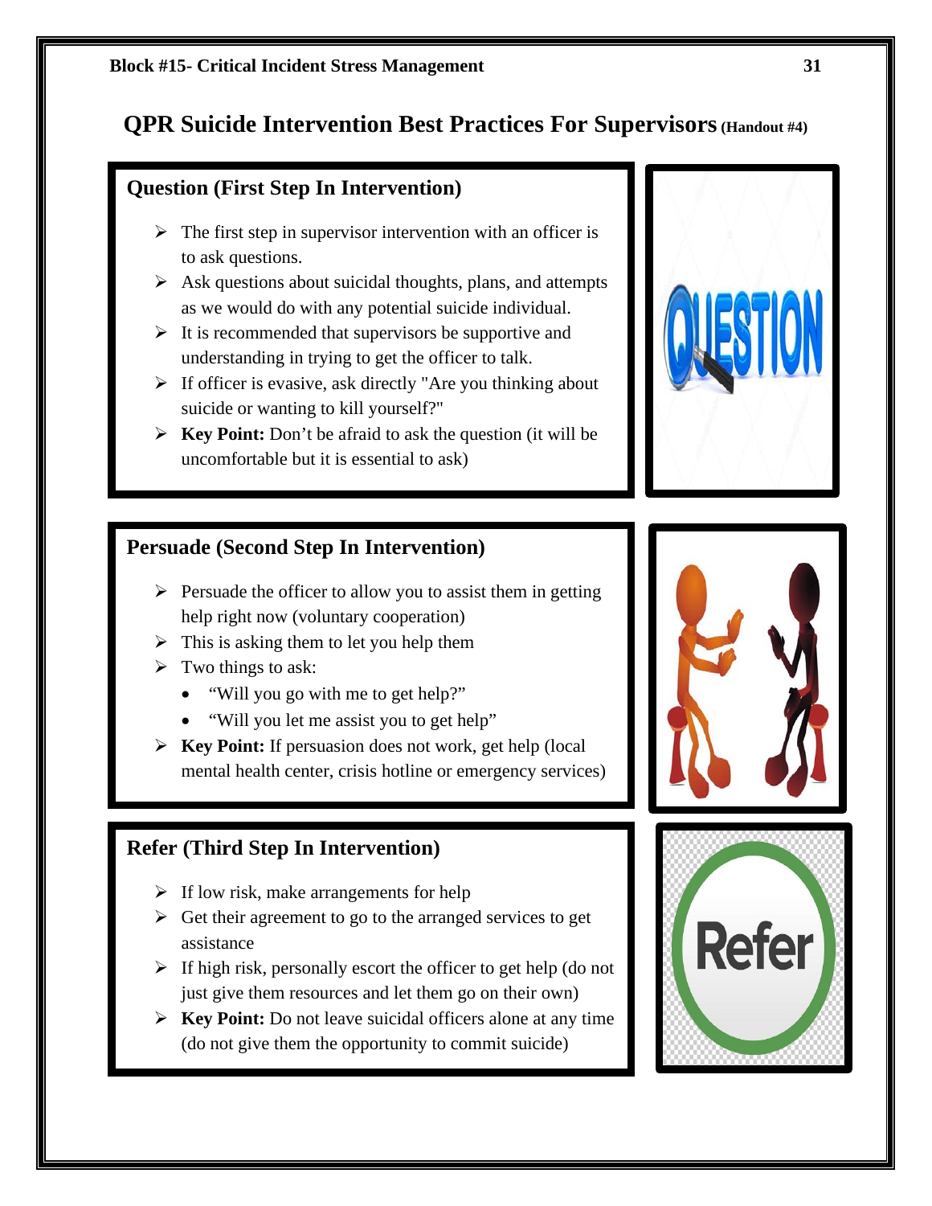## QPR Suicide Intervention Best Practices For Supervisors (Handout #4)

### Question (First Step In Intervention)

- The first step in supervisor intervention with an officer is to ask questions.
- Ask questions about suicidal thoughts, plans, and attempts as we would do with any potential suicide individual.
- It is recommended that supervisors be supportive and understanding in trying to get the officer to talk.
- If officer is evasive, ask directly "Are you thinking about suicide or wanting to kill yourself?"
- **Key Point:** Don't be afraid to ask the question (it will be uncomfortable but it is essential to ask)

### Persuade (Second Step In Intervention)

- Persuade the officer to allow you to assist them in getting help right now (voluntary cooperation)
- This is asking them to let you help them
- Two things to ask:
  - "Will you go with me to get help?"
  - "Will you let me assist you to get help"
- **Key Point:** If persuasion does not work, get help (local mental health center, crisis hotline or emergency services)

### Refer (Third Step In Intervention)

- If low risk, make arrangements for help
- Get their agreement to go to the arranged services to get assistance
- If high risk, personally escort the officer to get help (do not just give them resources and let them go on their own)
- **Key Point:** Do not leave suicidal officers alone at any time (do not give them the opportunity to commit suicide)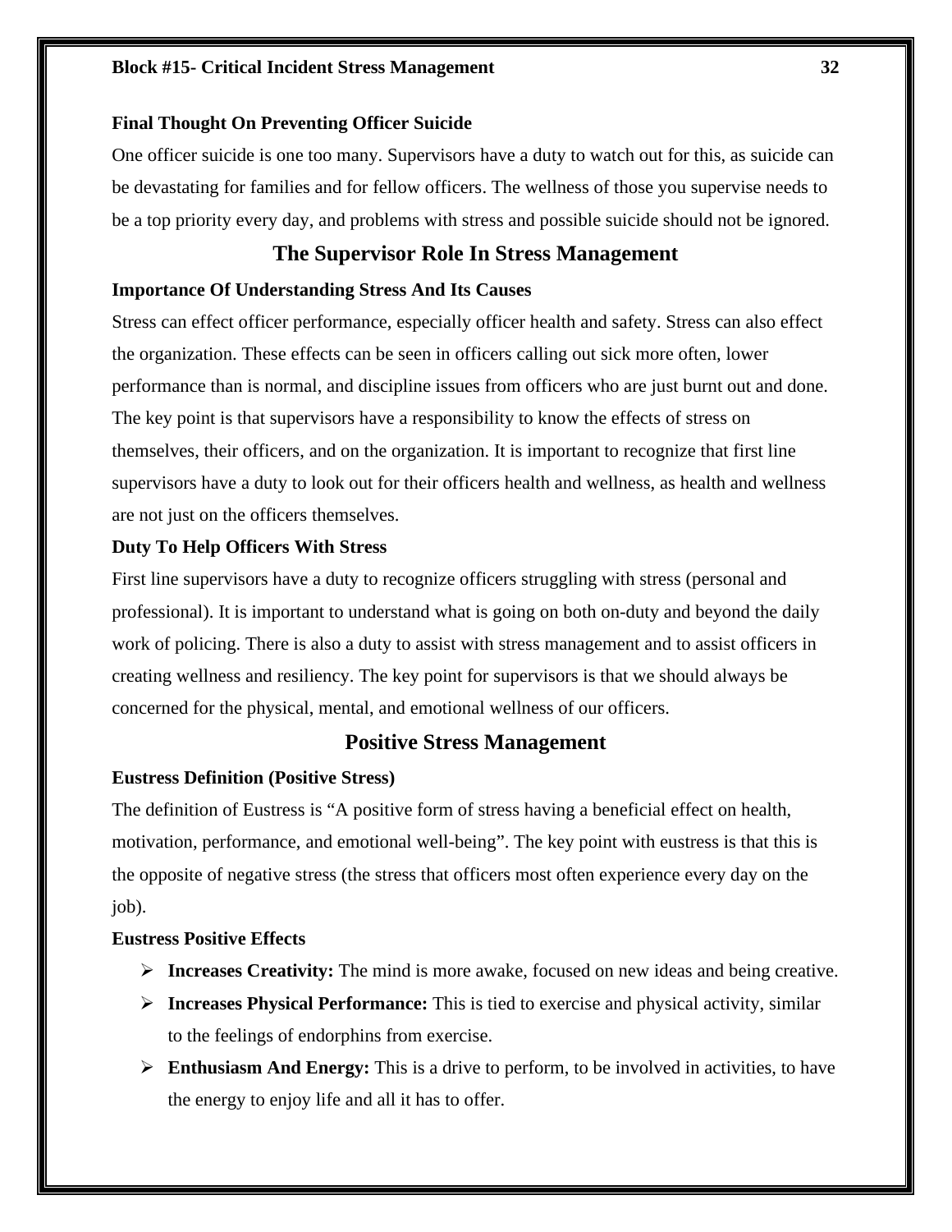**Final Thought On Preventing Officer Suicide**

One officer suicide is one too many. Supervisors have a duty to watch out for this, as suicide can be devastating for families and for fellow officers. The wellness of those you supervise needs to be a top priority every day, and problems with stress and possible suicide should not be ignored.

## The Supervisor Role In Stress Management

**Importance Of Understanding Stress And Its Causes**

Stress can effect officer performance, especially officer health and safety. Stress can also effect the organization. These effects can be seen in officers calling out sick more often, lower performance than is normal, and discipline issues from officers who are just burnt out and done. The key point is that supervisors have a responsibility to know the effects of stress on themselves, their officers, and on the organization. It is important to recognize that first line supervisors have a duty to look out for their officers health and wellness, as health and wellness are not just on the officers themselves.

**Duty To Help Officers With Stress**

First line supervisors have a duty to recognize officers struggling with stress (personal and professional). It is important to understand what is going on both on-duty and beyond the daily work of policing. There is also a duty to assist with stress management and to assist officers in creating wellness and resiliency. The key point for supervisors is that we should always be concerned for the physical, mental, and emotional wellness of our officers.

## Positive Stress Management

**Eustress Definition (Positive Stress)**

The definition of Eustress is "A positive form of stress having a beneficial effect on health, motivation, performance, and emotional well-being". The key point with eustress is that this is the opposite of negative stress (the stress that officers most often experience every day on the job).

**Eustress Positive Effects**

- **Increases Creativity:** The mind is more awake, focused on new ideas and being creative.
- **Increases Physical Performance:** This is tied to exercise and physical activity, similar to the feelings of endorphins from exercise.
- **Enthusiasm And Energy:** This is a drive to perform, to be involved in activities, to have the energy to enjoy life and all it has to offer.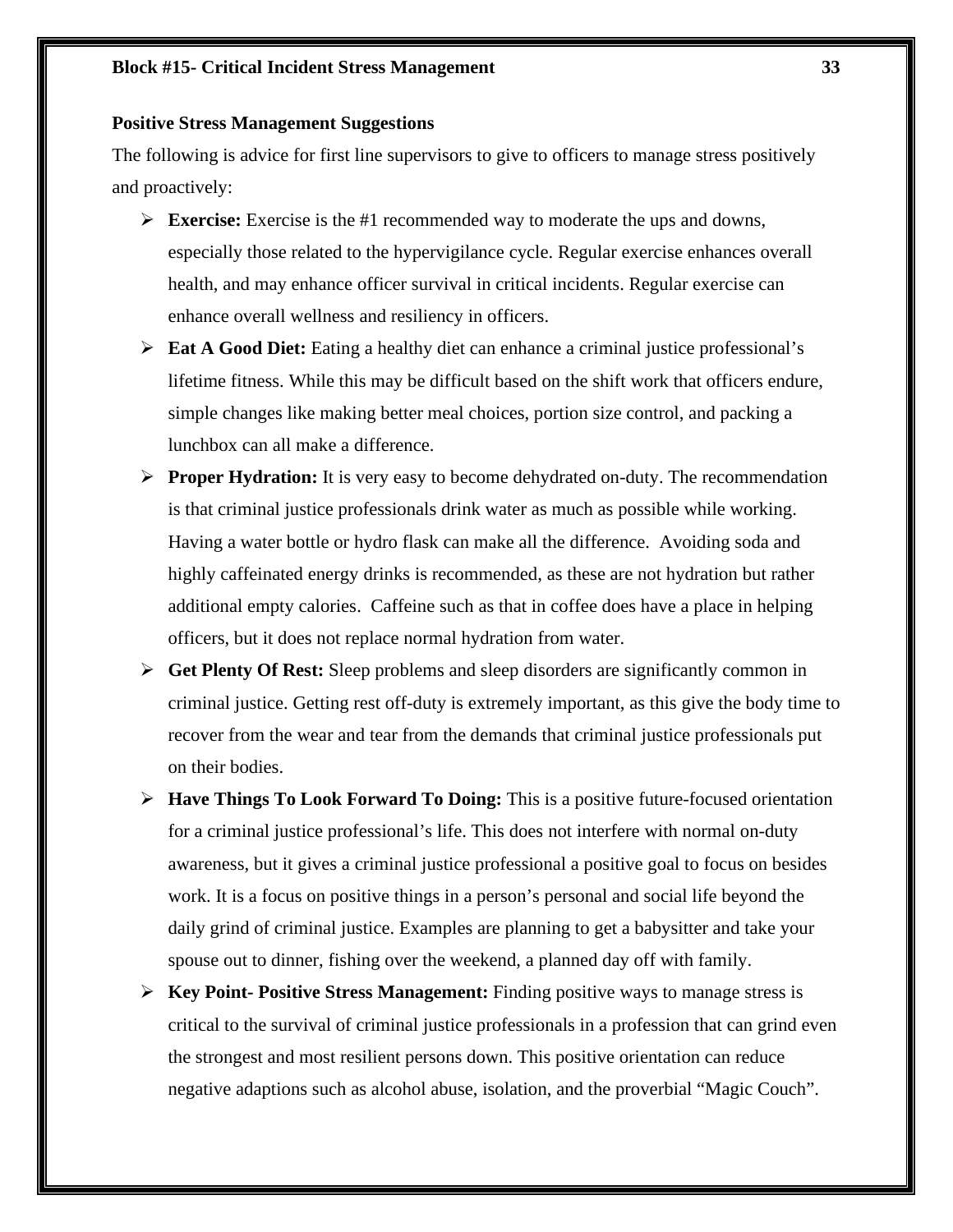**Positive Stress Management Suggestions**

The following is advice for first line supervisors to give to officers to manage stress positively and proactively:

- **Exercise:** Exercise is the #1 recommended way to moderate the ups and downs, especially those related to the hypervigilance cycle. Regular exercise enhances overall health, and may enhance officer survival in critical incidents. Regular exercise can enhance overall wellness and resiliency in officers.
- **Eat A Good Diet:** Eating a healthy diet can enhance a criminal justice professional's lifetime fitness. While this may be difficult based on the shift work that officers endure, simple changes like making better meal choices, portion size control, and packing a lunchbox can all make a difference.
- **Proper Hydration:** It is very easy to become dehydrated on-duty. The recommendation is that criminal justice professionals drink water as much as possible while working. Having a water bottle or hydro flask can make all the difference. Avoiding soda and highly caffeinated energy drinks is recommended, as these are not hydration but rather additional empty calories. Caffeine such as that in coffee does have a place in helping officers, but it does not replace normal hydration from water.
- **Get Plenty Of Rest:** Sleep problems and sleep disorders are significantly common in criminal justice. Getting rest off-duty is extremely important, as this give the body time to recover from the wear and tear from the demands that criminal justice professionals put on their bodies.
- **Have Things To Look Forward To Doing:** This is a positive future-focused orientation for a criminal justice professional's life. This does not interfere with normal on-duty awareness, but it gives a criminal justice professional a positive goal to focus on besides work. It is a focus on positive things in a person's personal and social life beyond the daily grind of criminal justice. Examples are planning to get a babysitter and take your spouse out to dinner, fishing over the weekend, a planned day off with family.
- **Key Point- Positive Stress Management:** Finding positive ways to manage stress is critical to the survival of criminal justice professionals in a profession that can grind even the strongest and most resilient persons down. This positive orientation can reduce negative adaptions such as alcohol abuse, isolation, and the proverbial "Magic Couch".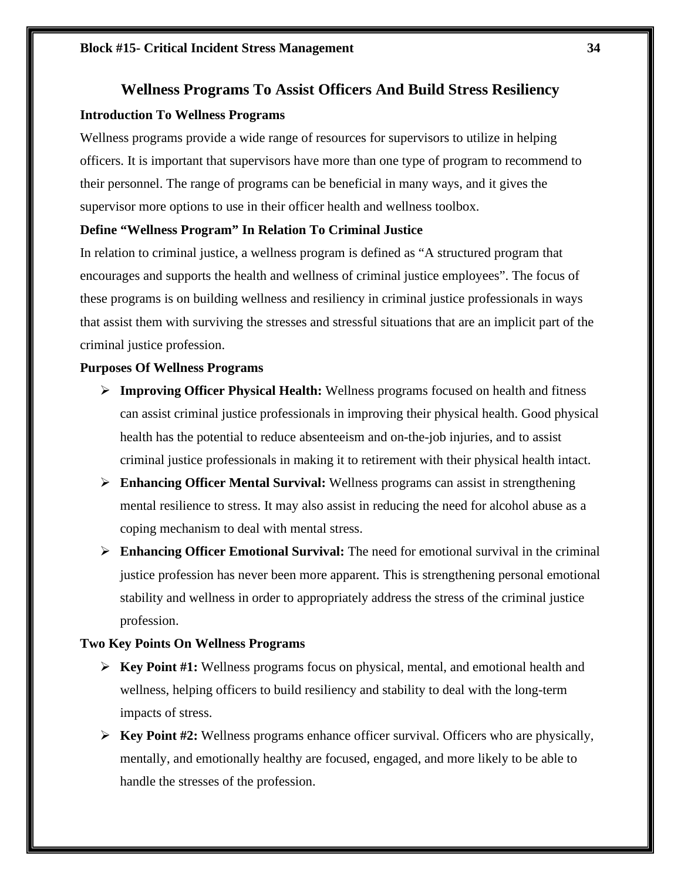## Wellness Programs To Assist Officers And Build Stress Resiliency

### Introduction To Wellness Programs

Wellness programs provide a wide range of resources for supervisors to utilize in helping officers. It is important that supervisors have more than one type of program to recommend to their personnel. The range of programs can be beneficial in many ways, and it gives the supervisor more options to use in their officer health and wellness toolbox.

### Define "Wellness Program" In Relation To Criminal Justice

In relation to criminal justice, a wellness program is defined as "A structured program that encourages and supports the health and wellness of criminal justice employees". The focus of these programs is on building wellness and resiliency in criminal justice professionals in ways that assist them with surviving the stresses and stressful situations that are an implicit part of the criminal justice profession.

### Purposes Of Wellness Programs

- **Improving Officer Physical Health:** Wellness programs focused on health and fitness can assist criminal justice professionals in improving their physical health. Good physical health has the potential to reduce absenteeism and on-the-job injuries, and to assist criminal justice professionals in making it to retirement with their physical health intact.
- **Enhancing Officer Mental Survival:** Wellness programs can assist in strengthening mental resilience to stress. It may also assist in reducing the need for alcohol abuse as a coping mechanism to deal with mental stress.
- **Enhancing Officer Emotional Survival:** The need for emotional survival in the criminal justice profession has never been more apparent. This is strengthening personal emotional stability and wellness in order to appropriately address the stress of the criminal justice profession.

### Two Key Points On Wellness Programs

- **Key Point #1:** Wellness programs focus on physical, mental, and emotional health and wellness, helping officers to build resiliency and stability to deal with the long-term impacts of stress.
- **Key Point #2:** Wellness programs enhance officer survival. Officers who are physically, mentally, and emotionally healthy are focused, engaged, and more likely to be able to handle the stresses of the profession.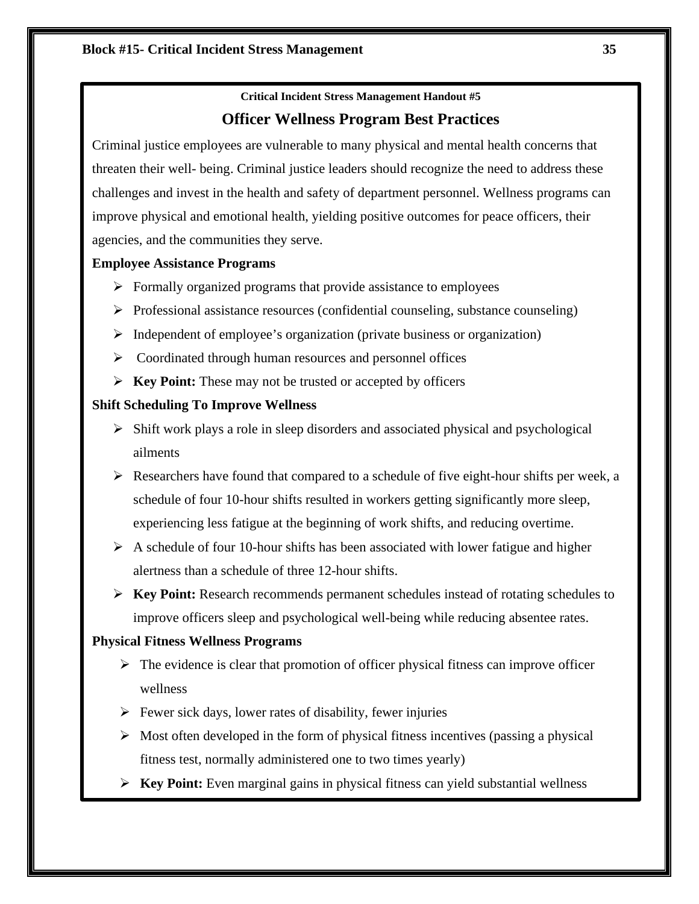**Critical Incident Stress Management Handout #5**

## Officer Wellness Program Best Practices

Criminal justice employees are vulnerable to many physical and mental health concerns that threaten their well- being. Criminal justice leaders should recognize the need to address these challenges and invest in the health and safety of department personnel. Wellness programs can improve physical and emotional health, yielding positive outcomes for peace officers, their agencies, and the communities they serve.

### Employee Assistance Programs

- Formally organized programs that provide assistance to employees
- Professional assistance resources (confidential counseling, substance counseling)
- Independent of employee's organization (private business or organization)
- Coordinated through human resources and personnel offices
- **Key Point:** These may not be trusted or accepted by officers

### Shift Scheduling To Improve Wellness

- Shift work plays a role in sleep disorders and associated physical and psychological ailments
- Researchers have found that compared to a schedule of five eight-hour shifts per week, a schedule of four 10-hour shifts resulted in workers getting significantly more sleep, experiencing less fatigue at the beginning of work shifts, and reducing overtime.
- A schedule of four 10-hour shifts has been associated with lower fatigue and higher alertness than a schedule of three 12-hour shifts.
- **Key Point:** Research recommends permanent schedules instead of rotating schedules to improve officers sleep and psychological well-being while reducing absentee rates.

### Physical Fitness Wellness Programs

- The evidence is clear that promotion of officer physical fitness can improve officer wellness
- Fewer sick days, lower rates of disability, fewer injuries
- Most often developed in the form of physical fitness incentives (passing a physical fitness test, normally administered one to two times yearly)
- **Key Point:** Even marginal gains in physical fitness can yield substantial wellness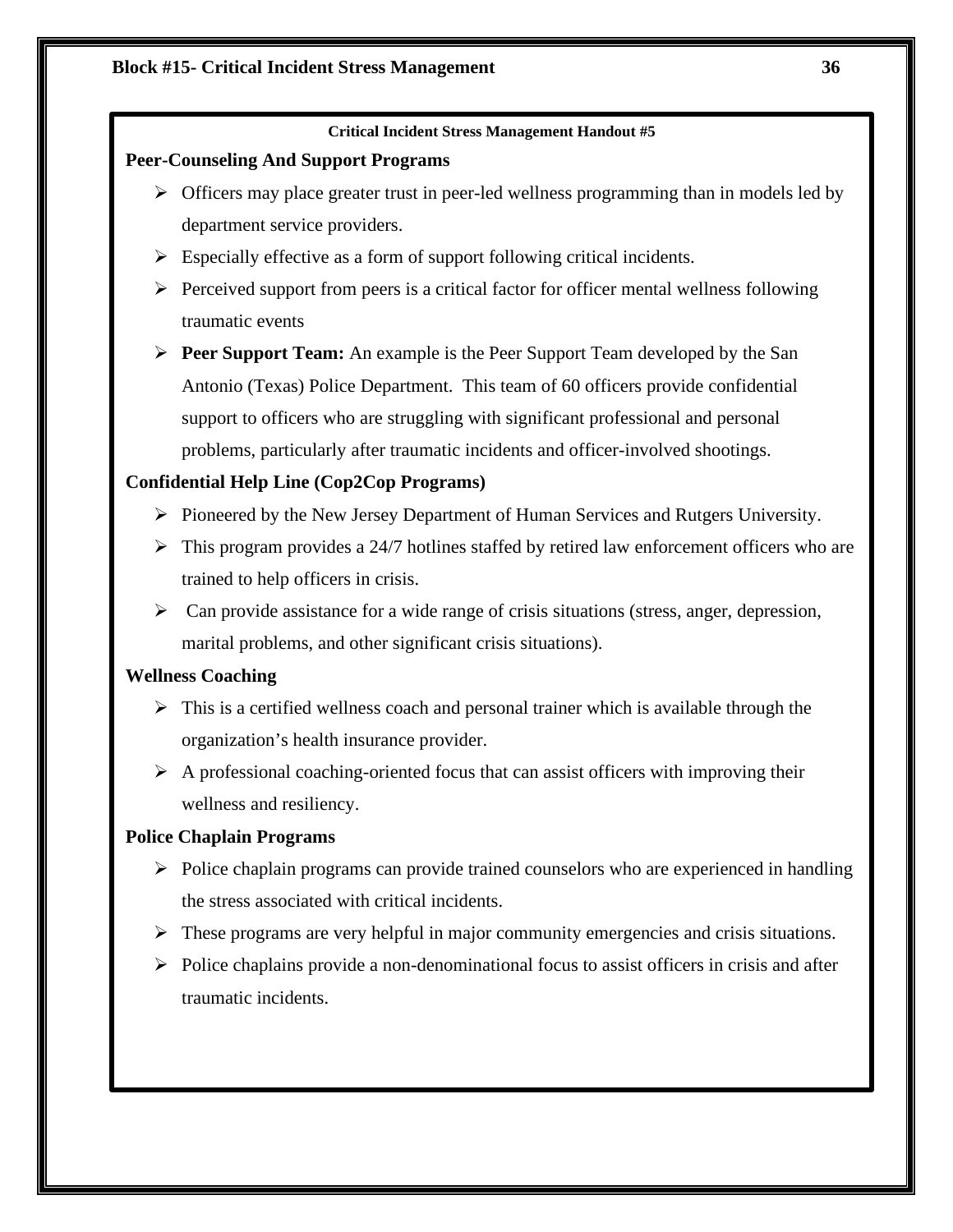**Critical Incident Stress Management Handout #5**

**Peer-Counseling And Support Programs**

- Officers may place greater trust in peer-led wellness programming than in models led by department service providers.
- Especially effective as a form of support following critical incidents.
- Perceived support from peers is a critical factor for officer mental wellness following traumatic events
- **Peer Support Team:** An example is the Peer Support Team developed by the San Antonio (Texas) Police Department. This team of 60 officers provide confidential support to officers who are struggling with significant professional and personal problems, particularly after traumatic incidents and officer-involved shootings.

**Confidential Help Line (Cop2Cop Programs)**

- Pioneered by the New Jersey Department of Human Services and Rutgers University.
- This program provides a 24/7 hotlines staffed by retired law enforcement officers who are trained to help officers in crisis.
- Can provide assistance for a wide range of crisis situations (stress, anger, depression, marital problems, and other significant crisis situations).

**Wellness Coaching**

- This is a certified wellness coach and personal trainer which is available through the organization's health insurance provider.
- A professional coaching-oriented focus that can assist officers with improving their wellness and resiliency.

**Police Chaplain Programs**

- Police chaplain programs can provide trained counselors who are experienced in handling the stress associated with critical incidents.
- These programs are very helpful in major community emergencies and crisis situations.
- Police chaplains provide a non-denominational focus to assist officers in crisis and after traumatic incidents.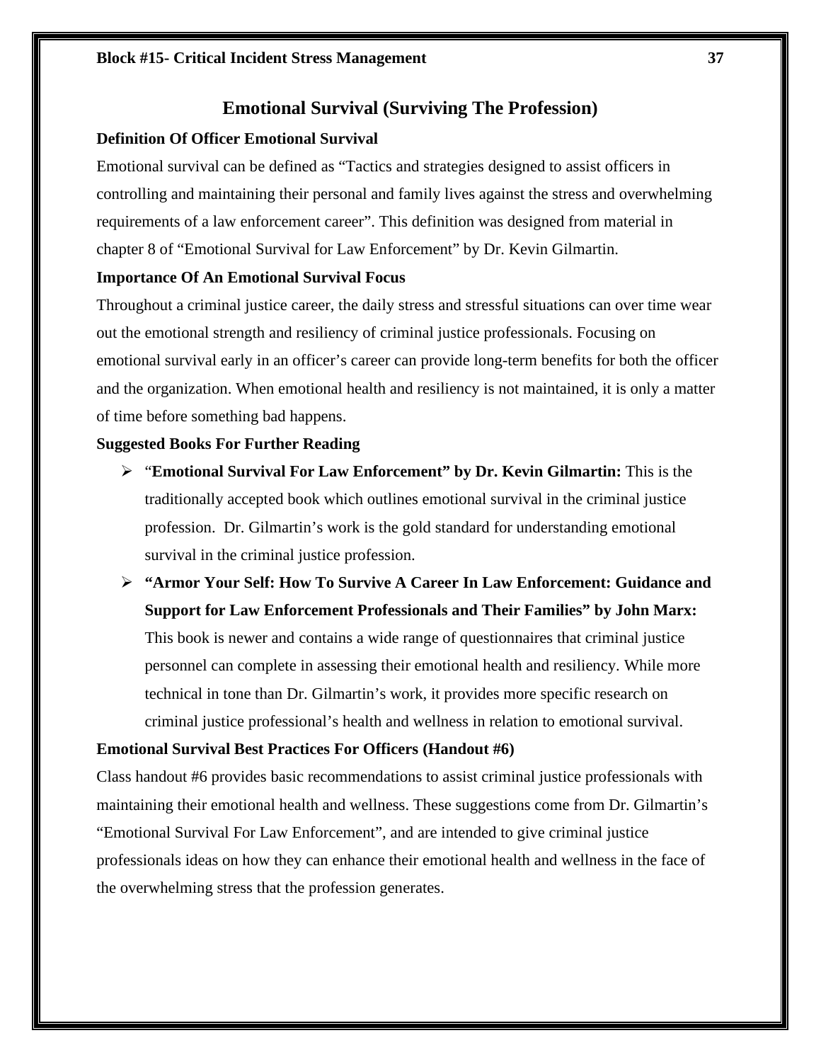## Emotional Survival (Surviving The Profession)

### Definition Of Officer Emotional Survival

Emotional survival can be defined as "Tactics and strategies designed to assist officers in controlling and maintaining their personal and family lives against the stress and overwhelming requirements of a law enforcement career". This definition was designed from material in chapter 8 of "Emotional Survival for Law Enforcement" by Dr. Kevin Gilmartin.

### Importance Of An Emotional Survival Focus

Throughout a criminal justice career, the daily stress and stressful situations can over time wear out the emotional strength and resiliency of criminal justice professionals. Focusing on emotional survival early in an officer's career can provide long-term benefits for both the officer and the organization. When emotional health and resiliency is not maintained, it is only a matter of time before something bad happens.

### Suggested Books For Further Reading

- "**Emotional Survival For Law Enforcement" by Dr. Kevin Gilmartin:** This is the traditionally accepted book which outlines emotional survival in the criminal justice profession. Dr. Gilmartin's work is the gold standard for understanding emotional survival in the criminal justice profession.
- **"Armor Your Self: How To Survive A Career In Law Enforcement: Guidance and Support for Law Enforcement Professionals and Their Families" by John Marx:** This book is newer and contains a wide range of questionnaires that criminal justice personnel can complete in assessing their emotional health and resiliency. While more technical in tone than Dr. Gilmartin's work, it provides more specific research on criminal justice professional's health and wellness in relation to emotional survival.

### Emotional Survival Best Practices For Officers (Handout #6)

Class handout #6 provides basic recommendations to assist criminal justice professionals with maintaining their emotional health and wellness. These suggestions come from Dr. Gilmartin's "Emotional Survival For Law Enforcement", and are intended to give criminal justice professionals ideas on how they can enhance their emotional health and wellness in the face of the overwhelming stress that the profession generates.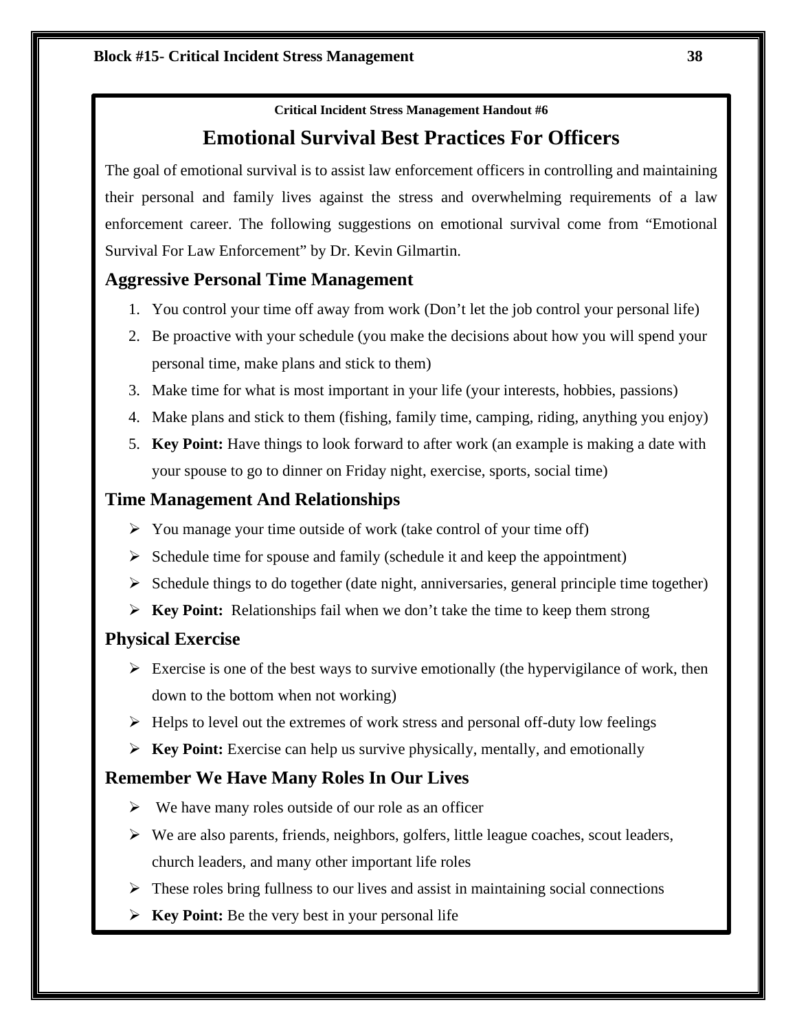Critical Incident Stress Management Handout #6

# Emotional Survival Best Practices For Officers

The goal of emotional survival is to assist law enforcement officers in controlling and maintaining their personal and family lives against the stress and overwhelming requirements of a law enforcement career. The following suggestions on emotional survival come from "Emotional Survival For Law Enforcement" by Dr. Kevin Gilmartin.

## Aggressive Personal Time Management

1. You control your time off away from work (Don't let the job control your personal life)
2. Be proactive with your schedule (you make the decisions about how you will spend your personal time, make plans and stick to them)
3. Make time for what is most important in your life (your interests, hobbies, passions)
4. Make plans and stick to them (fishing, family time, camping, riding, anything you enjoy)
5. **Key Point:** Have things to look forward to after work (an example is making a date with your spouse to go to dinner on Friday night, exercise, sports, social time)

## Time Management And Relationships

- You manage your time outside of work (take control of your time off)
- Schedule time for spouse and family (schedule it and keep the appointment)
- Schedule things to do together (date night, anniversaries, general principle time together)
- **Key Point:** Relationships fail when we don't take the time to keep them strong

## Physical Exercise

- Exercise is one of the best ways to survive emotionally (the hypervigilance of work, then down to the bottom when not working)
- Helps to level out the extremes of work stress and personal off-duty low feelings
- **Key Point:** Exercise can help us survive physically, mentally, and emotionally

## Remember We Have Many Roles In Our Lives

- We have many roles outside of our role as an officer
- We are also parents, friends, neighbors, golfers, little league coaches, scout leaders, church leaders, and many other important life roles
- These roles bring fullness to our lives and assist in maintaining social connections
- **Key Point:** Be the very best in your personal life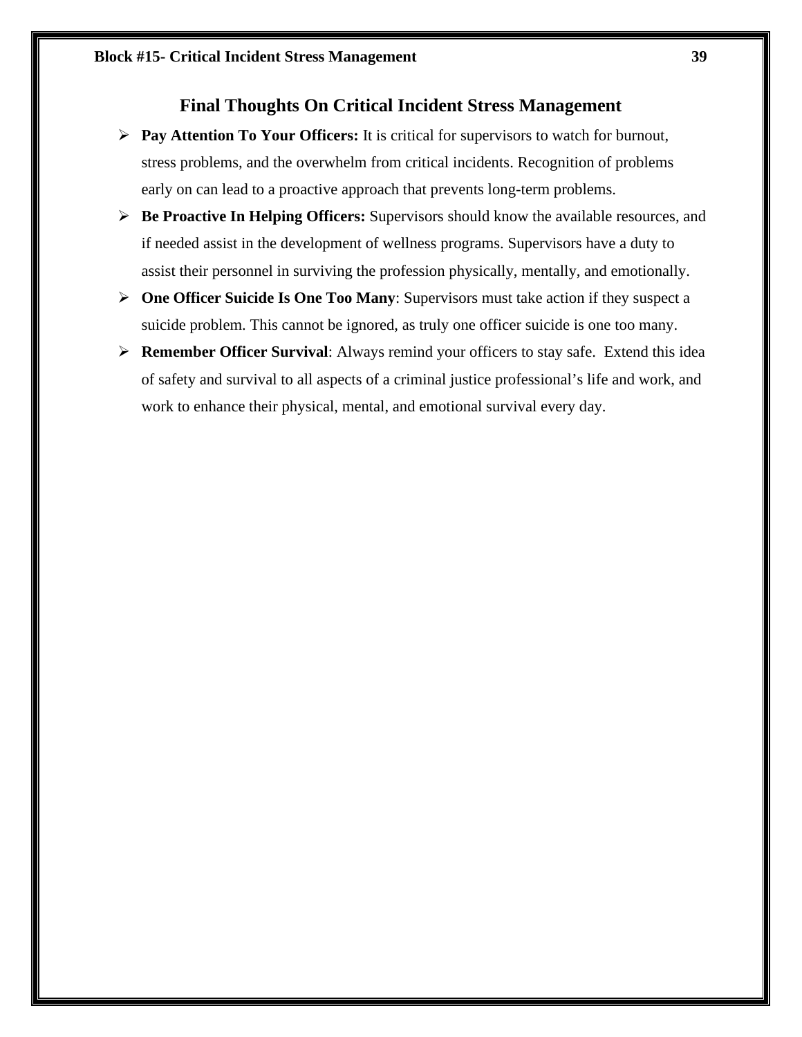## Final Thoughts On Critical Incident Stress Management

- **Pay Attention To Your Officers:** It is critical for supervisors to watch for burnout, stress problems, and the overwhelm from critical incidents. Recognition of problems early on can lead to a proactive approach that prevents long-term problems.
- **Be Proactive In Helping Officers:** Supervisors should know the available resources, and if needed assist in the development of wellness programs. Supervisors have a duty to assist their personnel in surviving the profession physically, mentally, and emotionally.
- **One Officer Suicide Is One Too Many**: Supervisors must take action if they suspect a suicide problem. This cannot be ignored, as truly one officer suicide is one too many.
- **Remember Officer Survival**: Always remind your officers to stay safe. Extend this idea of safety and survival to all aspects of a criminal justice professional's life and work, and work to enhance their physical, mental, and emotional survival every day.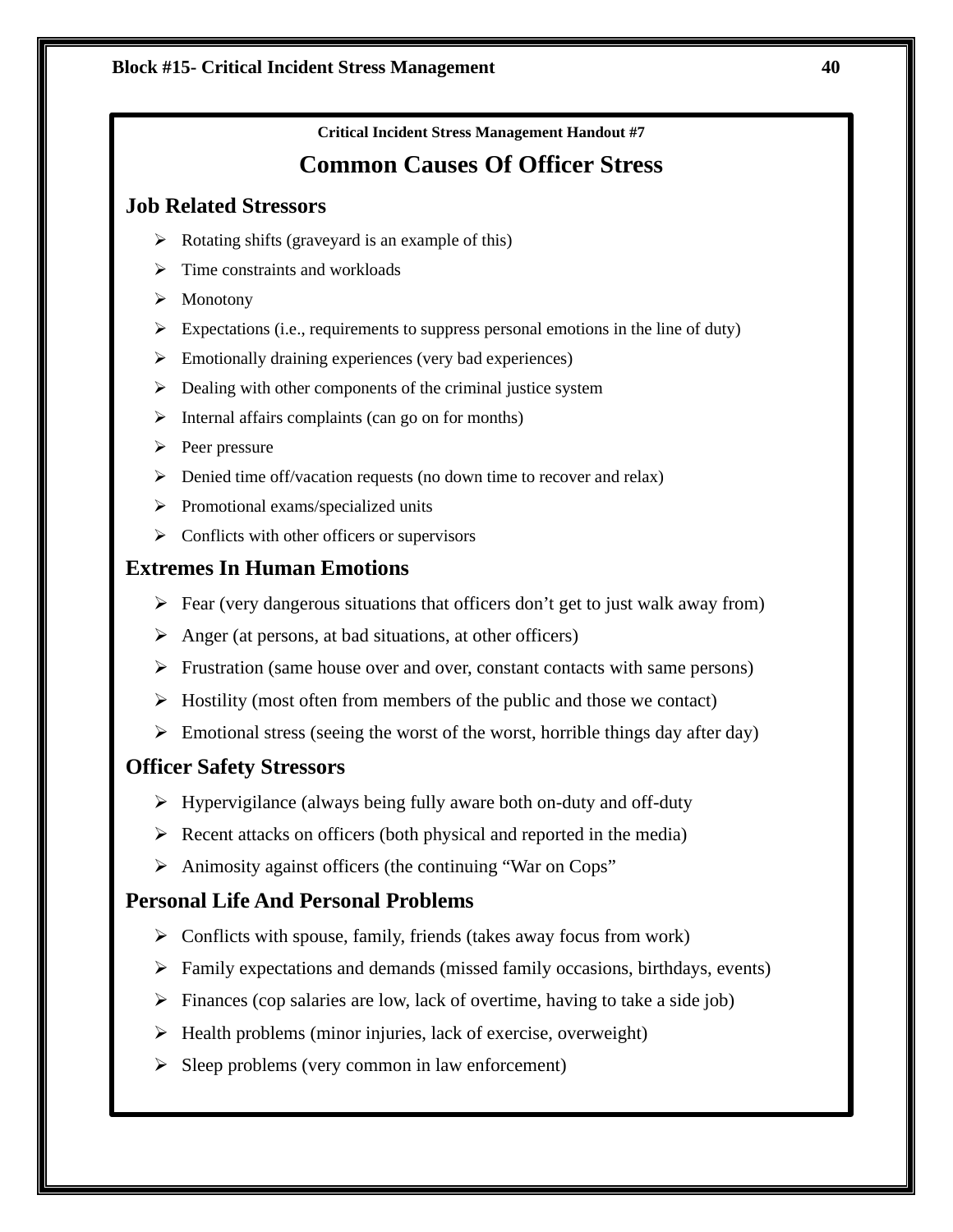**Critical Incident Stress Management Handout #7**

# Common Causes Of Officer Stress

## Job Related Stressors

- Rotating shifts (graveyard is an example of this)
- Time constraints and workloads
- Monotony
- Expectations (i.e., requirements to suppress personal emotions in the line of duty)
- Emotionally draining experiences (very bad experiences)
- Dealing with other components of the criminal justice system
- Internal affairs complaints (can go on for months)
- Peer pressure
- Denied time off/vacation requests (no down time to recover and relax)
- Promotional exams/specialized units
- Conflicts with other officers or supervisors

## Extremes In Human Emotions

- Fear (very dangerous situations that officers don't get to just walk away from)
- Anger (at persons, at bad situations, at other officers)
- Frustration (same house over and over, constant contacts with same persons)
- Hostility (most often from members of the public and those we contact)
- Emotional stress (seeing the worst of the worst, horrible things day after day)

## Officer Safety Stressors

- Hypervigilance (always being fully aware both on-duty and off-duty
- Recent attacks on officers (both physical and reported in the media)
- Animosity against officers (the continuing "War on Cops"

## Personal Life And Personal Problems

- Conflicts with spouse, family, friends (takes away focus from work)
- Family expectations and demands (missed family occasions, birthdays, events)
- Finances (cop salaries are low, lack of overtime, having to take a side job)
- Health problems (minor injuries, lack of exercise, overweight)
- Sleep problems (very common in law enforcement)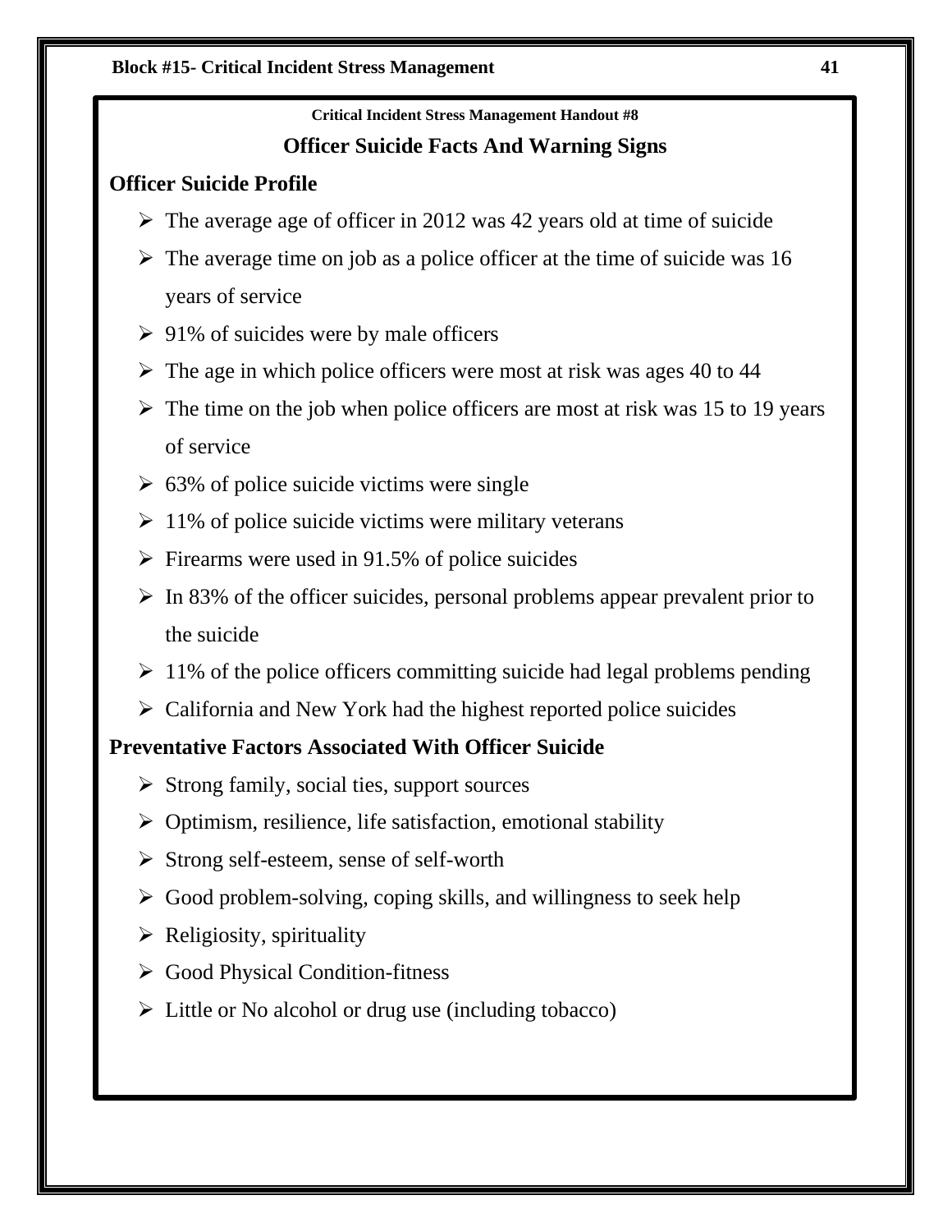**Critical Incident Stress Management Handout #8**

## Officer Suicide Facts And Warning Signs

### Officer Suicide Profile

- The average age of officer in 2012 was 42 years old at time of suicide
- The average time on job as a police officer at the time of suicide was 16 years of service
- 91% of suicides were by male officers
- The age in which police officers were most at risk was ages 40 to 44
- The time on the job when police officers are most at risk was 15 to 19 years of service
- 63% of police suicide victims were single
- 11% of police suicide victims were military veterans
- Firearms were used in 91.5% of police suicides
- In 83% of the officer suicides, personal problems appear prevalent prior to the suicide
- 11% of the police officers committing suicide had legal problems pending
- California and New York had the highest reported police suicides

### Preventative Factors Associated With Officer Suicide

- Strong family, social ties, support sources
- Optimism, resilience, life satisfaction, emotional stability
- Strong self-esteem, sense of self-worth
- Good problem-solving, coping skills, and willingness to seek help
- Religiosity, spirituality
- Good Physical Condition-fitness
- Little or No alcohol or drug use (including tobacco)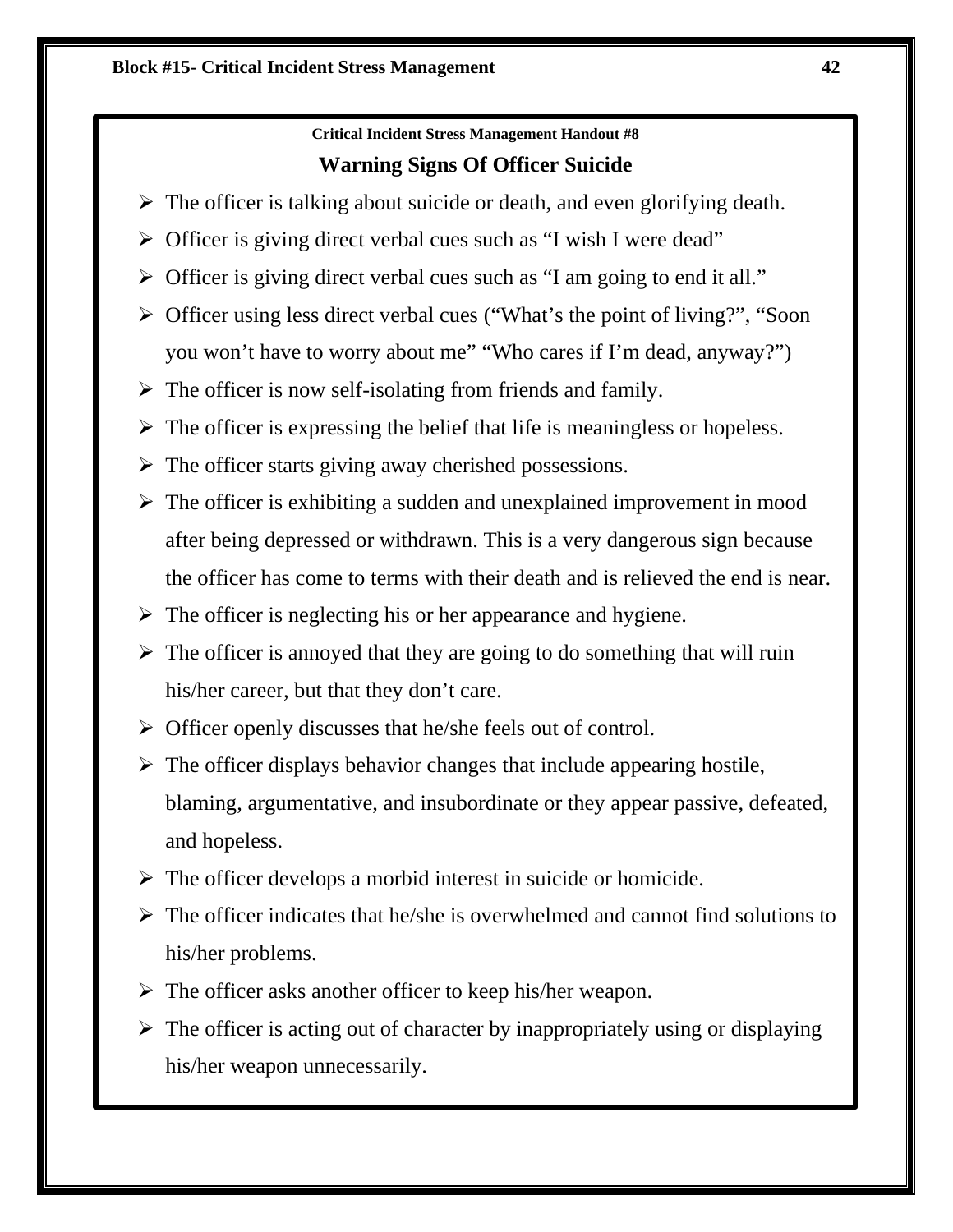**Critical Incident Stress Management Handout #8**

## Warning Signs Of Officer Suicide

- The officer is talking about suicide or death, and even glorifying death.
- Officer is giving direct verbal cues such as "I wish I were dead"
- Officer is giving direct verbal cues such as "I am going to end it all."
- Officer using less direct verbal cues ("What's the point of living?", "Soon you won't have to worry about me" "Who cares if I'm dead, anyway?")
- The officer is now self-isolating from friends and family.
- The officer is expressing the belief that life is meaningless or hopeless.
- The officer starts giving away cherished possessions.
- The officer is exhibiting a sudden and unexplained improvement in mood after being depressed or withdrawn. This is a very dangerous sign because the officer has come to terms with their death and is relieved the end is near.
- The officer is neglecting his or her appearance and hygiene.
- The officer is annoyed that they are going to do something that will ruin his/her career, but that they don't care.
- Officer openly discusses that he/she feels out of control.
- The officer displays behavior changes that include appearing hostile, blaming, argumentative, and insubordinate or they appear passive, defeated, and hopeless.
- The officer develops a morbid interest in suicide or homicide.
- The officer indicates that he/she is overwhelmed and cannot find solutions to his/her problems.
- The officer asks another officer to keep his/her weapon.
- The officer is acting out of character by inappropriately using or displaying his/her weapon unnecessarily.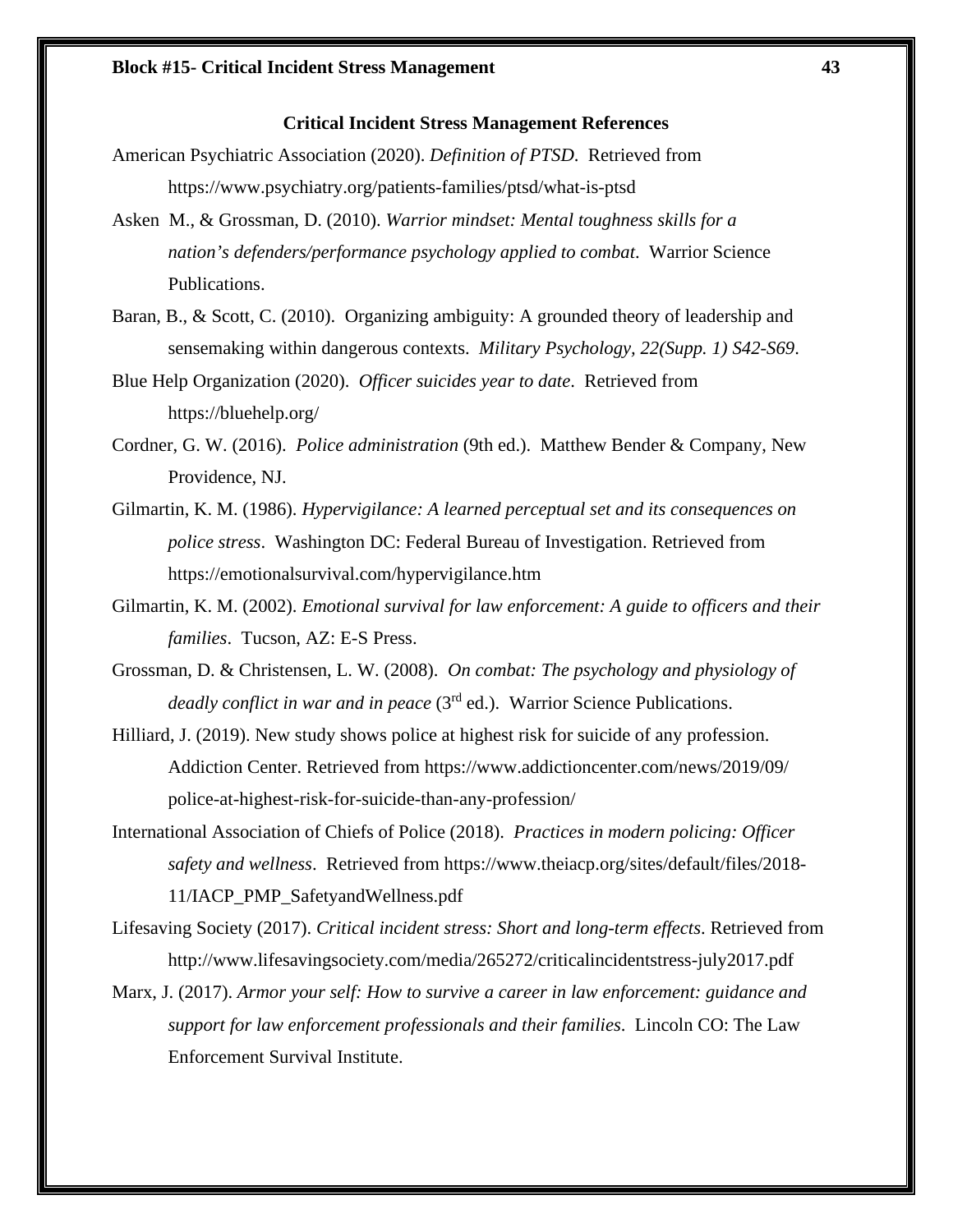## Critical Incident Stress Management References

American Psychiatric Association (2020). *Definition of PTSD.* Retrieved from https://www.psychiatry.org/patients-families/ptsd/what-is-ptsd

Asken M., & Grossman, D. (2010). *Warrior mindset: Mental toughness skills for a nation's defenders/performance psychology applied to combat.* Warrior Science Publications.

Baran, B., & Scott, C. (2010). Organizing ambiguity: A grounded theory of leadership and sensemaking within dangerous contexts. *Military Psychology, 22(Supp. 1) S42-S69*.

Blue Help Organization (2020). *Officer suicides year to date*. Retrieved from https://bluehelp.org/

Cordner, G. W. (2016). *Police administration* (9th ed.). Matthew Bender & Company, New Providence, NJ.

Gilmartin, K. M. (1986). *Hypervigilance: A learned perceptual set and its consequences on police stress*. Washington DC: Federal Bureau of Investigation. Retrieved from https://emotionalsurvival.com/hypervigilance.htm

Gilmartin, K. M. (2002). *Emotional survival for law enforcement: A guide to officers and their families*. Tucson, AZ: E-S Press.

Grossman, D. & Christensen, L. W. (2008). *On combat: The psychology and physiology of deadly conflict in war and in peace* (3rd ed.). Warrior Science Publications.

Hilliard, J. (2019). New study shows police at highest risk for suicide of any profession. Addiction Center. Retrieved from https://www.addictioncenter.com/news/2019/09/police-at-highest-risk-for-suicide-than-any-profession/

International Association of Chiefs of Police (2018). *Practices in modern policing: Officer safety and wellness*. Retrieved from https://www.theiacp.org/sites/default/files/2018-11/IACP_PMP_SafetyandWellness.pdf

Lifesaving Society (2017). *Critical incident stress: Short and long-term effects*. Retrieved from http://www.lifesavingsociety.com/media/265272/criticalincidentstress-july2017.pdf

Marx, J. (2017). *Armor your self: How to survive a career in law enforcement: guidance and support for law enforcement professionals and their families*. Lincoln CO: The Law Enforcement Survival Institute.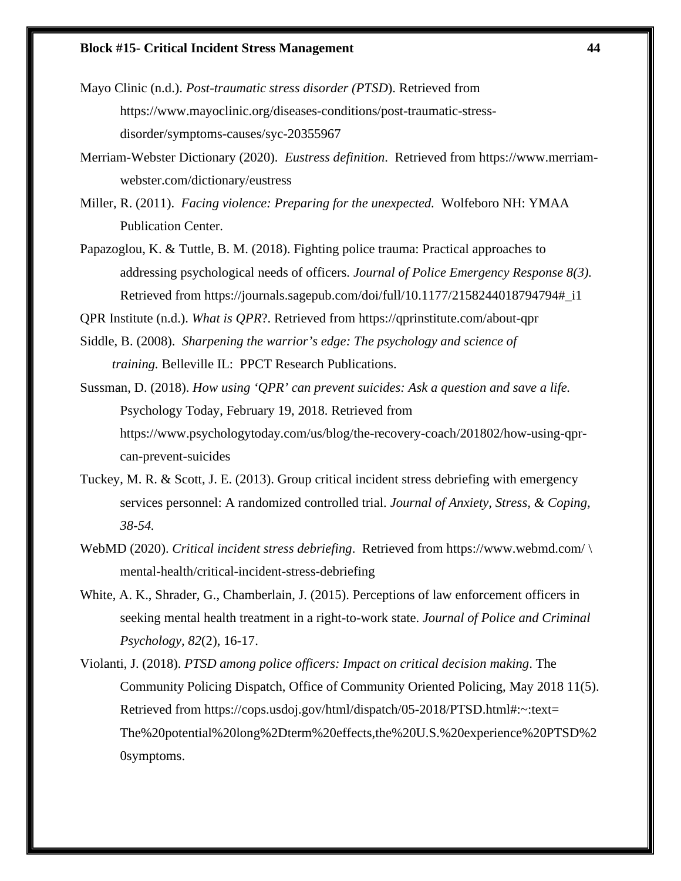Mayo Clinic (n.d.). *Post-traumatic stress disorder (PTSD*). Retrieved from https://www.mayoclinic.org/diseases-conditions/post-traumatic-stress-disorder/symptoms-causes/syc-20355967

Merriam-Webster Dictionary (2020). *Eustress definition*. Retrieved from https://www.merriam-webster.com/dictionary/eustress

Miller, R. (2011). *Facing violence: Preparing for the unexpected.* Wolfeboro NH: YMAA Publication Center.

Papazoglou, K. & Tuttle, B. M. (2018). Fighting police trauma: Practical approaches to addressing psychological needs of officers. *Journal of Police Emergency Response 8(3).* Retrieved from https://journals.sagepub.com/doi/full/10.1177/2158244018794794#_i1

QPR Institute (n.d.). *What is QPR*?. Retrieved from https://qprinstitute.com/about-qpr

Siddle, B. (2008). *Sharpening the warrior's edge: The psychology and science of training.* Belleville IL: PPCT Research Publications.

Sussman, D. (2018). *How using 'QPR' can prevent suicides: Ask a question and save a life.* Psychology Today, February 19, 2018. Retrieved from https://www.psychologytoday.com/us/blog/the-recovery-coach/201802/how-using-qpr-can-prevent-suicides

Tuckey, M. R. & Scott, J. E. (2013). Group critical incident stress debriefing with emergency services personnel: A randomized controlled trial. *Journal of Anxiety, Stress, & Coping, 38-54.*

WebMD (2020). *Critical incident stress debriefing*. Retrieved from https://www.webmd.com/ \ mental-health/critical-incident-stress-debriefing

White, A. K., Shrader, G., Chamberlain, J. (2015). Perceptions of law enforcement officers in seeking mental health treatment in a right-to-work state. *Journal of Police and Criminal Psychology, 82*(2), 16-17.

Violanti, J. (2018). *PTSD among police officers: Impact on critical decision making*. The Community Policing Dispatch, Office of Community Oriented Policing, May 2018 11(5). Retrieved from https://cops.usdoj.gov/html/dispatch/05-2018/PTSD.html#:~:text=The%20potential%20long%2Dterm%20effects,the%20U.S.%20experience%20PTSD%20symptoms.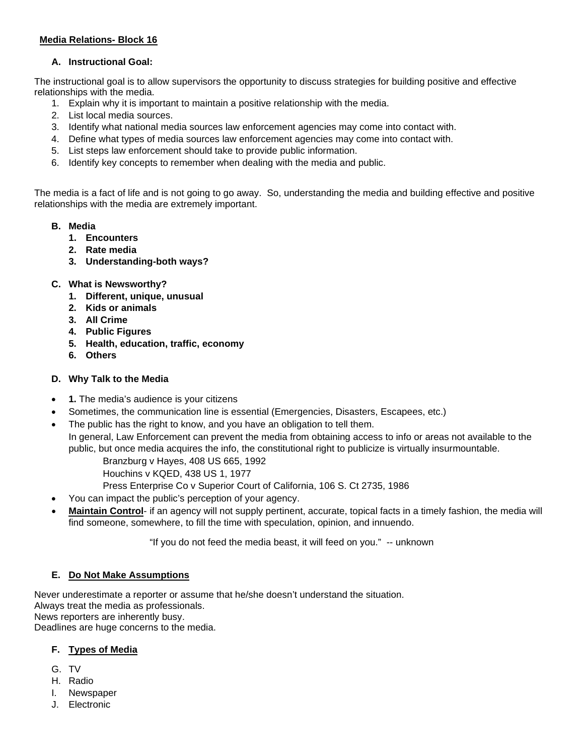**Media Relations- Block 16**

**A. Instructional Goal:**

The instructional goal is to allow supervisors the opportunity to discuss strategies for building positive and effective relationships with the media.

1. Explain why it is important to maintain a positive relationship with the media.
2. List local media sources.
3. Identify what national media sources law enforcement agencies may come into contact with.
4. Define what types of media sources law enforcement agencies may come into contact with.
5. List steps law enforcement should take to provide public information.
6. Identify key concepts to remember when dealing with the media and public.

The media is a fact of life and is not going to go away. So, understanding the media and building effective and positive relationships with the media are extremely important.

**B. Media**

1. **Encounters**
2. **Rate media**
3. **Understanding-both ways?**

**C. What is Newsworthy?**

1. **Different, unique, unusual**
2. **Kids or animals**
3. **All Crime**
4. **Public Figures**
5. **Health, education, traffic, economy**
6. **Others**

**D. Why Talk to the Media**

- **1.** The media's audience is your citizens
- Sometimes, the communication line is essential (Emergencies, Disasters, Escapees, etc.)
- The public has the right to know, and you have an obligation to tell them.
  In general, Law Enforcement can prevent the media from obtaining access to info or areas not available to the public, but once media acquires the info, the constitutional right to publicize is virtually insurmountable.
  - Branzburg v Hayes, 408 US 665, 1992
  - Houchins v KQED, 438 US 1, 1977
  - Press Enterprise Co v Superior Court of California, 106 S. Ct 2735, 1986
- You can impact the public's perception of your agency.
- **Maintain Control**- if an agency will not supply pertinent, accurate, topical facts in a timely fashion, the media will find someone, somewhere, to fill the time with speculation, opinion, and innuendo.

"If you do not feed the media beast, it will feed on you." -- unknown

**E. Do Not Make Assumptions**

Never underestimate a reporter or assume that he/she doesn't understand the situation.
Always treat the media as professionals.
News reporters are inherently busy.
Deadlines are huge concerns to the media.

**F. Types of Media**

G. TV
H. Radio
I. Newspaper
J. Electronic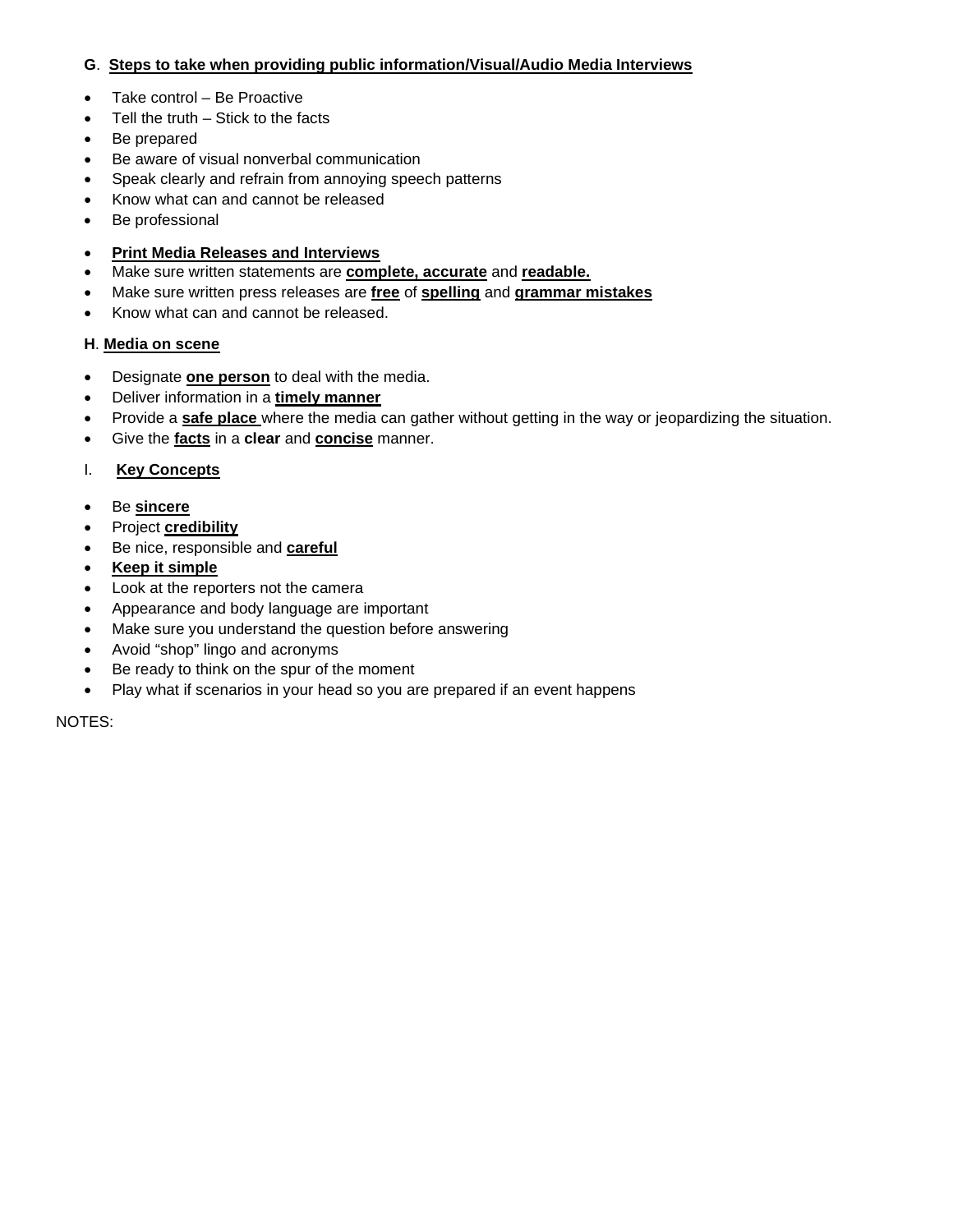**G**. **Steps to take when providing public information/Visual/Audio Media Interviews**

- Take control – Be Proactive
- Tell the truth – Stick to the facts
- Be prepared
- Be aware of visual nonverbal communication
- Speak clearly and refrain from annoying speech patterns
- Know what can and cannot be released
- Be professional

- **Print Media Releases and Interviews**
- Make sure written statements are **complete, accurate** and **readable.**
- Make sure written press releases are **free** of **spelling** and **grammar mistakes**
- Know what can and cannot be released.

**H**. **Media on scene**

- Designate **one person** to deal with the media.
- Deliver information in a **timely manner**
- Provide a **safe place** where the media can gather without getting in the way or jeopardizing the situation.
- Give the **facts** in a **clear** and **concise** manner.

I. **Key Concepts**

- Be **sincere**
- Project **credibility**
- Be nice, responsible and **careful**
- **Keep it simple**
- Look at the reporters not the camera
- Appearance and body language are important
- Make sure you understand the question before answering
- Avoid "shop" lingo and acronyms
- Be ready to think on the spur of the moment
- Play what if scenarios in your head so you are prepared if an event happens

NOTES: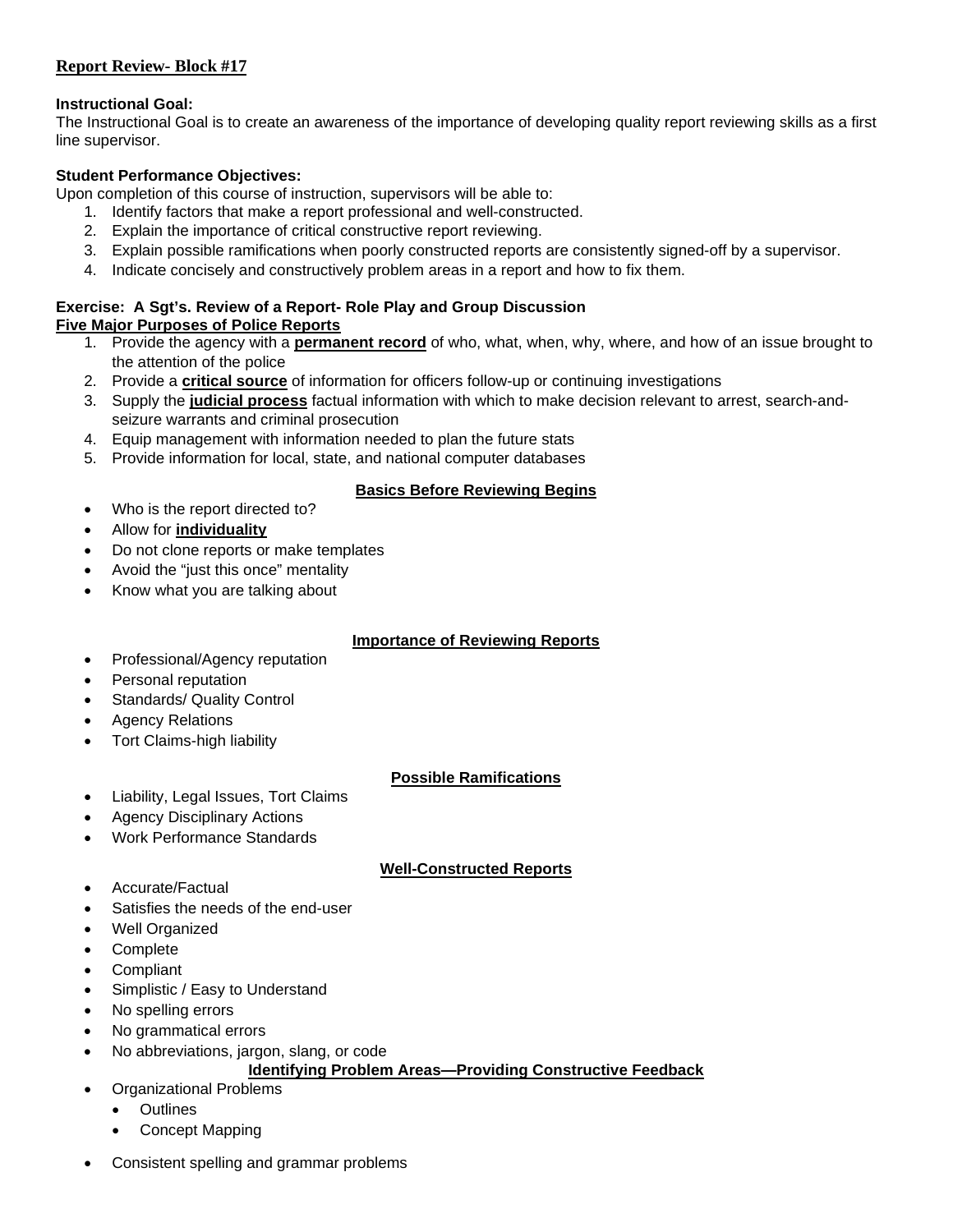## Report Review- Block #17

**Instructional Goal:**
The Instructional Goal is to create an awareness of the importance of developing quality report reviewing skills as a first line supervisor.

**Student Performance Objectives:**
Upon completion of this course of instruction, supervisors will be able to:

1. Identify factors that make a report professional and well-constructed.
2. Explain the importance of critical constructive report reviewing.
3. Explain possible ramifications when poorly constructed reports are consistently signed-off by a supervisor.
4. Indicate concisely and constructively problem areas in a report and how to fix them.

**Exercise: A Sgt's. Review of a Report- Role Play and Group Discussion**

**Five Major Purposes of Police Reports**

1. Provide the agency with a **permanent record** of who, what, when, why, where, and how of an issue brought to the attention of the police
2. Provide a **critical source** of information for officers follow-up or continuing investigations
3. Supply the **judicial process** factual information with which to make decision relevant to arrest, search-and-seizure warrants and criminal prosecution
4. Equip management with information needed to plan the future stats
5. Provide information for local, state, and national computer databases

**Basics Before Reviewing Begins**

- Who is the report directed to?
- Allow for **individuality**
- Do not clone reports or make templates
- Avoid the "just this once" mentality
- Know what you are talking about

**Importance of Reviewing Reports**

- Professional/Agency reputation
- Personal reputation
- Standards/ Quality Control
- Agency Relations
- Tort Claims-high liability

**Possible Ramifications**

- Liability, Legal Issues, Tort Claims
- Agency Disciplinary Actions
- Work Performance Standards

**Well-Constructed Reports**

- Accurate/Factual
- Satisfies the needs of the end-user
- Well Organized
- Complete
- Compliant
- Simplistic / Easy to Understand
- No spelling errors
- No grammatical errors
- No abbreviations, jargon, slang, or code

**Identifying Problem Areas—Providing Constructive Feedback**

- Organizational Problems
  - Outlines
  - Concept Mapping
- Consistent spelling and grammar problems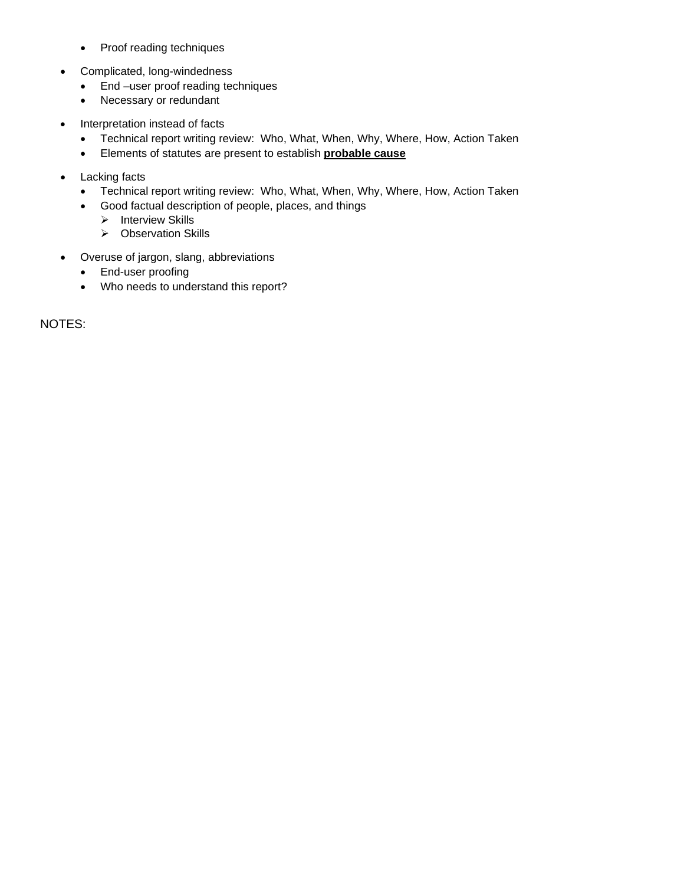- Proof reading techniques

- Complicated, long-windedness
  - End –user proof reading techniques
  - Necessary or redundant

- Interpretation instead of facts
  - Technical report writing review: Who, What, When, Why, Where, How, Action Taken
  - Elements of statutes are present to establish **probable cause**

- Lacking facts
  - Technical report writing review: Who, What, When, Why, Where, How, Action Taken
  - Good factual description of people, places, and things
    - Interview Skills
    - Observation Skills

- Overuse of jargon, slang, abbreviations
  - End-user proofing
  - Who needs to understand this report?

NOTES: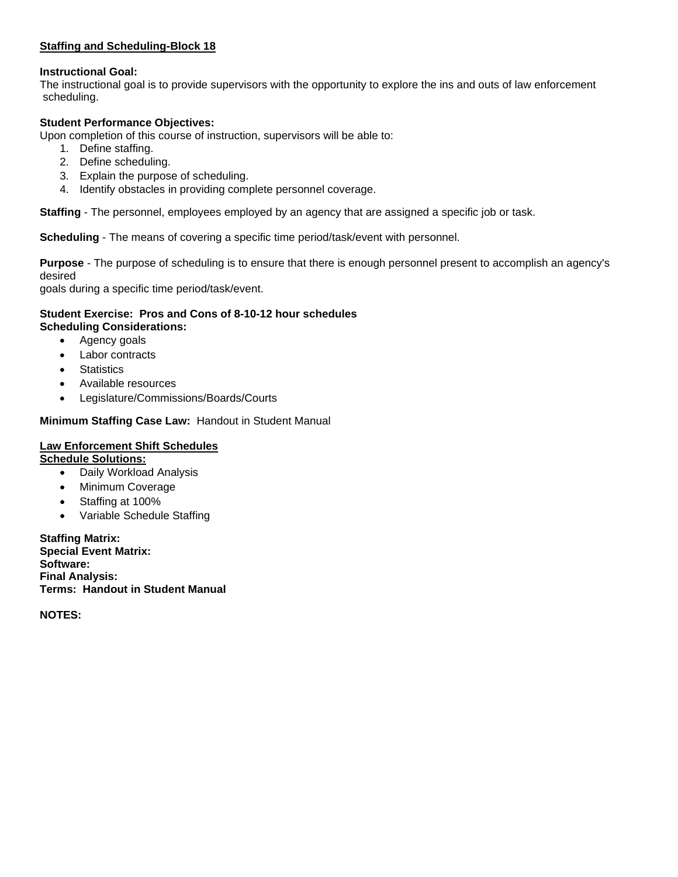**Staffing and Scheduling-Block 18**

**Instructional Goal:**
The instructional goal is to provide supervisors with the opportunity to explore the ins and outs of law enforcement scheduling.

**Student Performance Objectives:**
Upon completion of this course of instruction, supervisors will be able to:

1. Define staffing.
2. Define scheduling.
3. Explain the purpose of scheduling.
4. Identify obstacles in providing complete personnel coverage.

**Staffing** - The personnel, employees employed by an agency that are assigned a specific job or task.

**Scheduling** - The means of covering a specific time period/task/event with personnel.

**Purpose** - The purpose of scheduling is to ensure that there is enough personnel present to accomplish an agency's desired
goals during a specific time period/task/event.

**Student Exercise: Pros and Cons of 8-10-12 hour schedules**
**Scheduling Considerations:**

- Agency goals
- Labor contracts
- Statistics
- Available resources
- Legislature/Commissions/Boards/Courts

**Minimum Staffing Case Law:** Handout in Student Manual

**Law Enforcement Shift Schedules**
**Schedule Solutions:**

- Daily Workload Analysis
- Minimum Coverage
- Staffing at 100%
- Variable Schedule Staffing

**Staffing Matrix:**
**Special Event Matrix:**
**Software:**
**Final Analysis:**
**Terms: Handout in Student Manual**

**NOTES:**